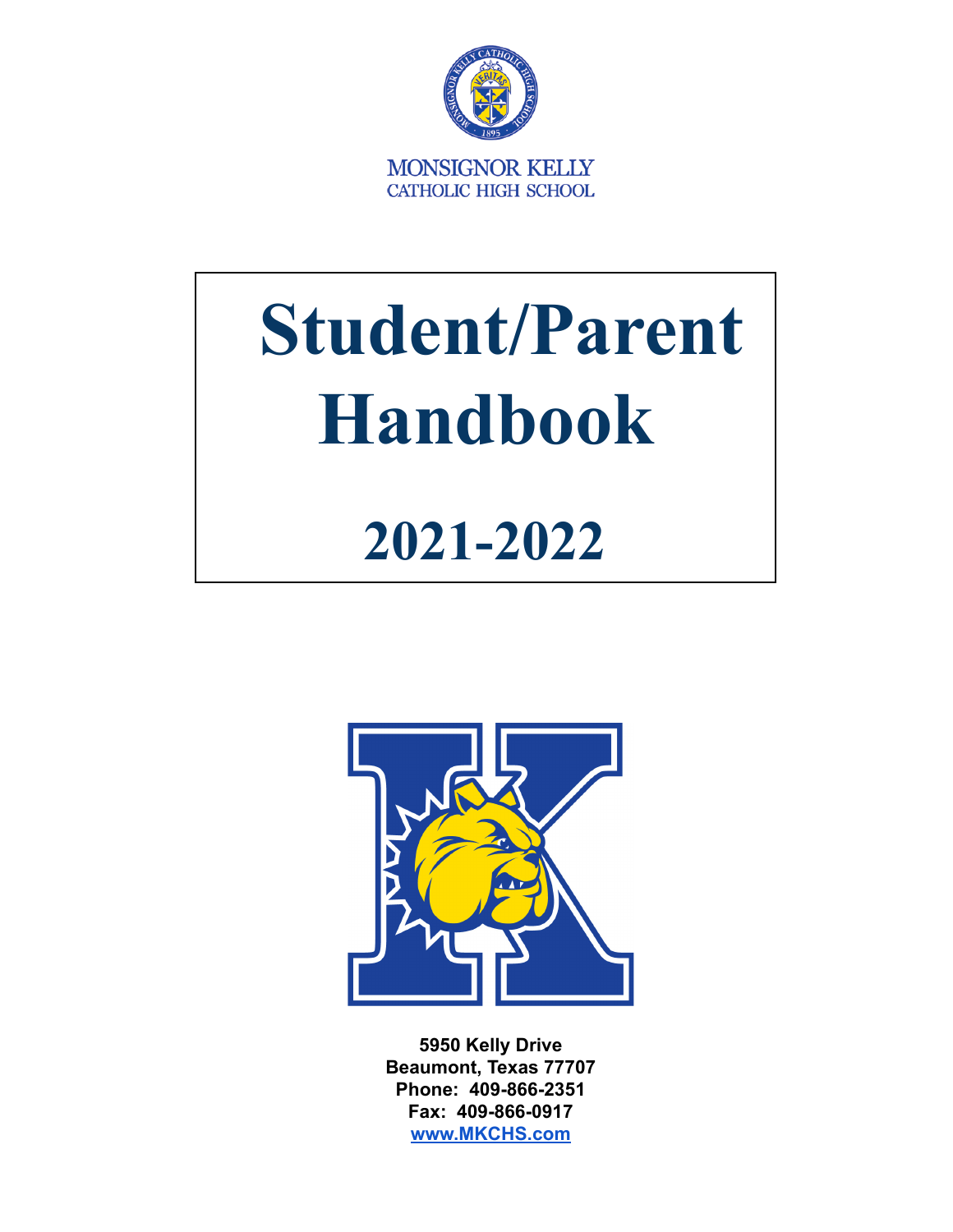MONSIGNOR KELLY
CATHOLIC HIGH SCHOOL

# Student/Parent Handbook

# 2021-2022

**5950 Kelly Drive**
**Beaumont, Texas 77707**
**Phone: 409-866-2351**
**Fax: 409-866-0917**
**www.MKCHS.com**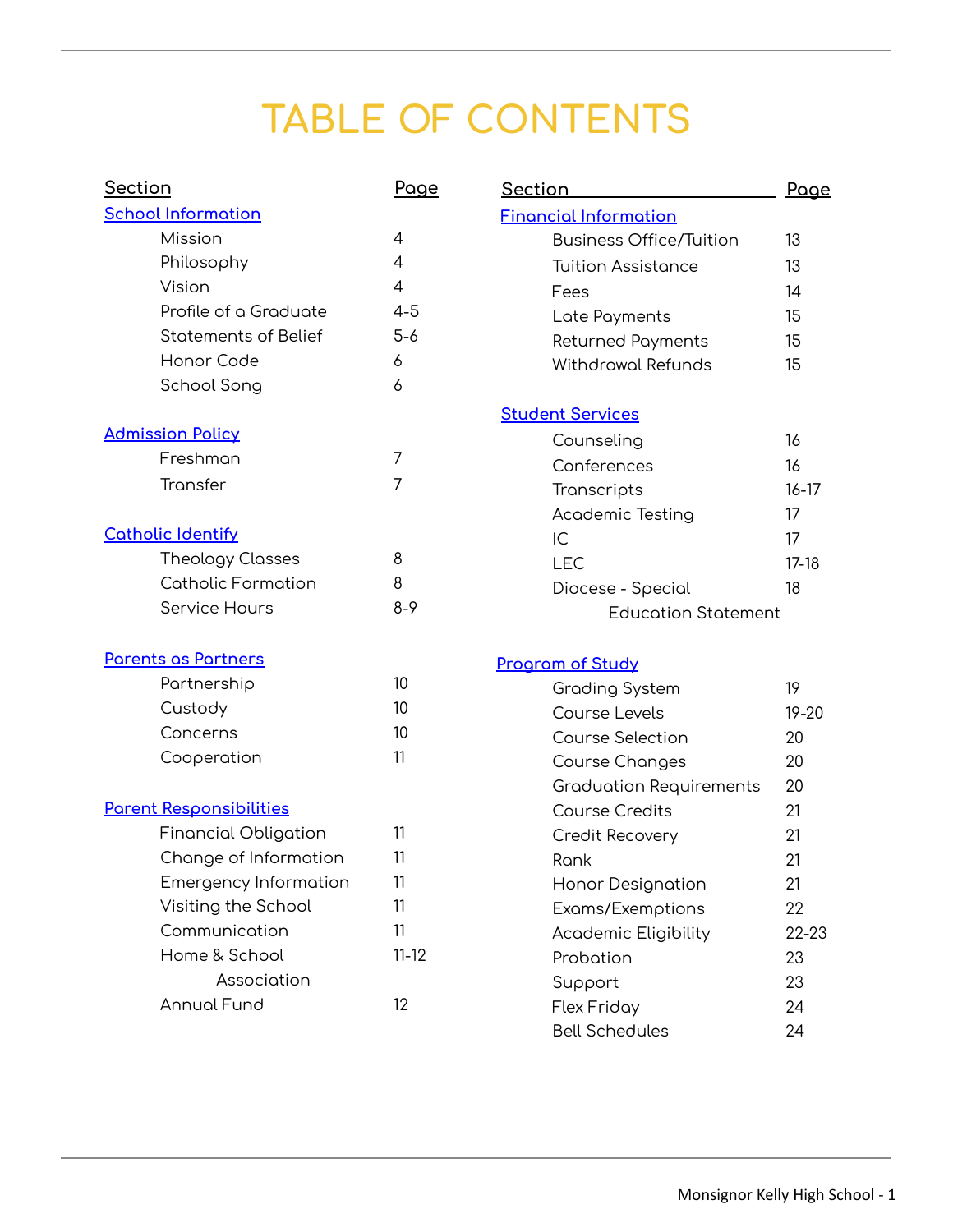# TABLE OF CONTENTS

| Section | Page |
|---|---|
| **School Information** | |
| Mission | 4 |
| Philosophy | 4 |
| Vision | 4 |
| Profile of a Graduate | 4-5 |
| Statements of Belief | 5-6 |
| Honor Code | 6 |
| School Song | 6 |
| **Admission Policy** | |
| Freshman | 7 |
| Transfer | 7 |
| **Catholic Identify** | |
| Theology Classes | 8 |
| Catholic Formation | 8 |
| Service Hours | 8-9 |
| **Parents as Partners** | |
| Partnership | 10 |
| Custody | 10 |
| Concerns | 10 |
| Cooperation | 11 |
| **Parent Responsibilities** | |
| Financial Obligation | 11 |
| Change of Information | 11 |
| Emergency Information | 11 |
| Visiting the School | 11 |
| Communication | 11 |
| Home & School Association | 11-12 |
| Annual Fund | 12 |

| Section | Page |
|---|---|
| **Financial Information** | |
| Business Office/Tuition | 13 |
| Tuition Assistance | 13 |
| Fees | 14 |
| Late Payments | 15 |
| Returned Payments | 15 |
| Withdrawal Refunds | 15 |
| **Student Services** | |
| Counseling | 16 |
| Conferences | 16 |
| Transcripts | 16-17 |
| Academic Testing | 17 |
| IC | 17 |
| LEC | 17-18 |
| Diocese - Special Education Statement | 18 |
| **Program of Study** | |
| Grading System | 19 |
| Course Levels | 19-20 |
| Course Selection | 20 |
| Course Changes | 20 |
| Graduation Requirements | 20 |
| Course Credits | 21 |
| Credit Recovery | 21 |
| Rank | 21 |
| Honor Designation | 21 |
| Exams/Exemptions | 22 |
| Academic Eligibility | 22-23 |
| Probation | 23 |
| Support | 23 |
| Flex Friday | 24 |
| Bell Schedules | 24 |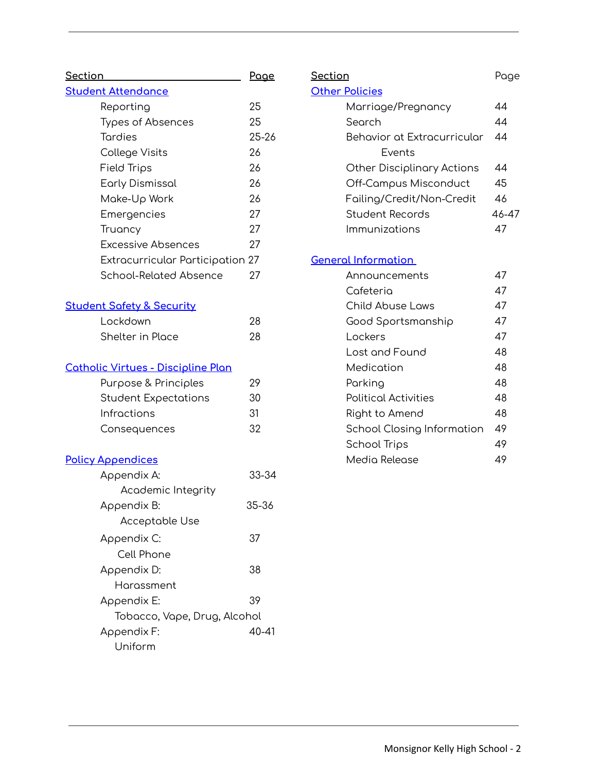| Section | Page |
|---|---|
| **Student Attendance** | |
| Reporting | 25 |
| Types of Absences | 25 |
| Tardies | 25-26 |
| College Visits | 26 |
| Field Trips | 26 |
| Early Dismissal | 26 |
| Make-Up Work | 26 |
| Emergencies | 27 |
| Truancy | 27 |
| Excessive Absences | 27 |
| Extracurricular Participation | 27 |
| School-Related Absence | 27 |
| **Student Safety & Security** | |
| Lockdown | 28 |
| Shelter in Place | 28 |
| **Catholic Virtues - Discipline Plan** | |
| Purpose & Principles | 29 |
| Student Expectations | 30 |
| Infractions | 31 |
| Consequences | 32 |
| **Policy Appendices** | |
| Appendix A: Academic Integrity | 33-34 |
| Appendix B: Acceptable Use | 35-36 |
| Appendix C: Cell Phone | 37 |
| Appendix D: Harassment | 38 |
| Appendix E: Tobacco, Vape, Drug, Alcohol | 39 |
| Appendix F: Uniform | 40-41 |

| Section | Page |
|---|---|
| **Other Policies** | |
| Marriage/Pregnancy | 44 |
| Search | 44 |
| Behavior at Extracurricular Events | 44 |
| Other Disciplinary Actions | 44 |
| Off-Campus Misconduct | 45 |
| Failing/Credit/Non-Credit | 46 |
| Student Records | 46-47 |
| Immunizations | 47 |
| **General Information** | |
| Announcements | 47 |
| Cafeteria | 47 |
| Child Abuse Laws | 47 |
| Good Sportsmanship | 47 |
| Lockers | 47 |
| Lost and Found | 48 |
| Medication | 48 |
| Parking | 48 |
| Political Activities | 48 |
| Right to Amend | 48 |
| School Closing Information | 49 |
| School Trips | 49 |
| Media Release | 49 |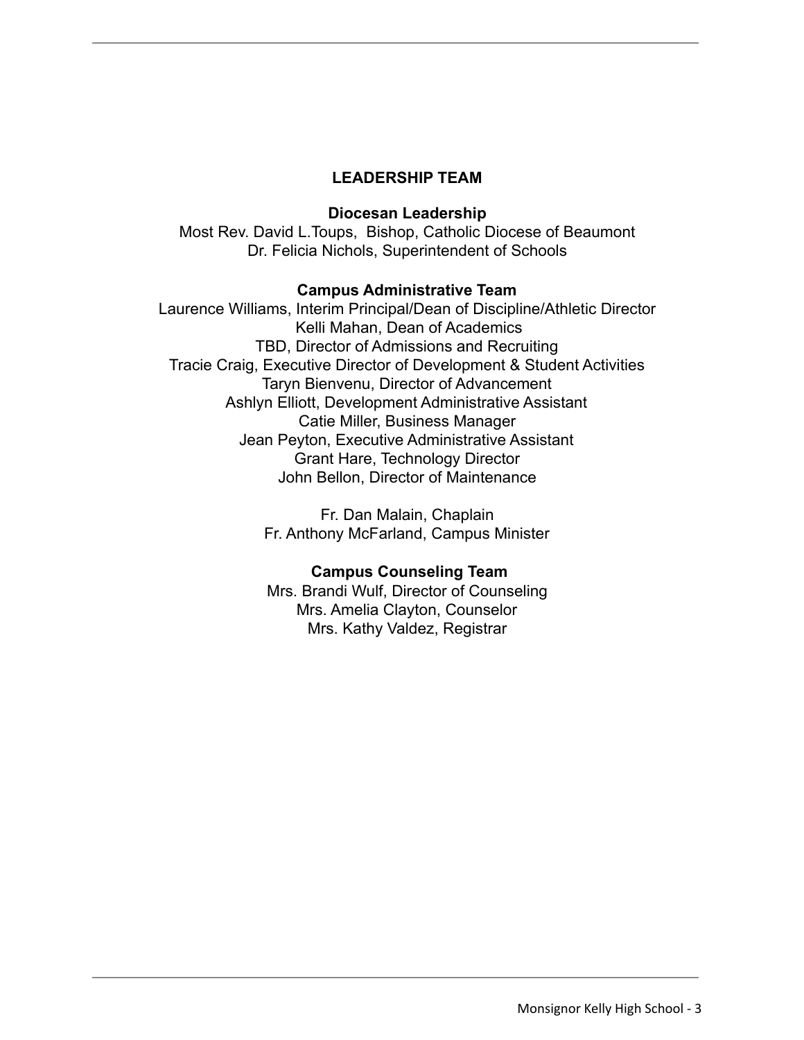## LEADERSHIP TEAM

### Diocesan Leadership

Most Rev. David L.Toups, Bishop, Catholic Diocese of Beaumont
Dr. Felicia Nichols, Superintendent of Schools

### Campus Administrative Team

Laurence Williams, Interim Principal/Dean of Discipline/Athletic Director
Kelli Mahan, Dean of Academics
TBD, Director of Admissions and Recruiting
Tracie Craig, Executive Director of Development & Student Activities
Taryn Bienvenu, Director of Advancement
Ashlyn Elliott, Development Administrative Assistant
Catie Miller, Business Manager
Jean Peyton, Executive Administrative Assistant
Grant Hare, Technology Director
John Bellon, Director of Maintenance

Fr. Dan Malain, Chaplain
Fr. Anthony McFarland, Campus Minister

### Campus Counseling Team

Mrs. Brandi Wulf, Director of Counseling
Mrs. Amelia Clayton, Counselor
Mrs. Kathy Valdez, Registrar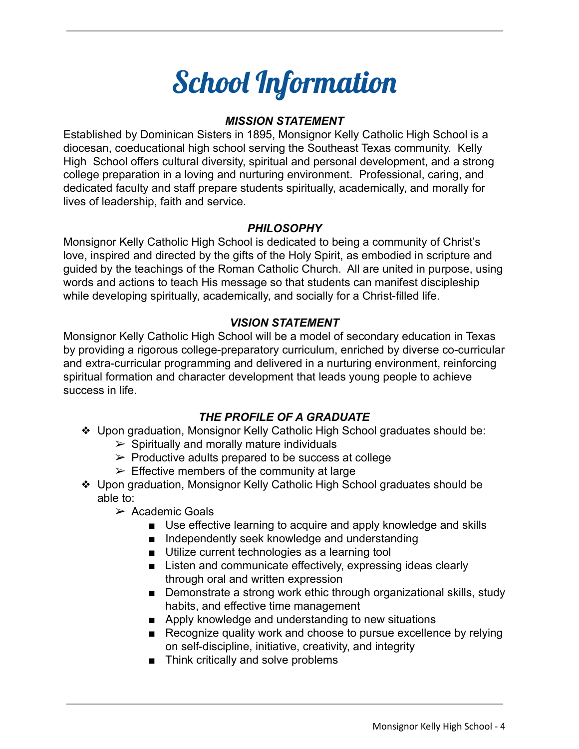# School Information

### *MISSION STATEMENT*

Established by Dominican Sisters in 1895, Monsignor Kelly Catholic High School is a diocesan, coeducational high school serving the Southeast Texas community. Kelly High School offers cultural diversity, spiritual and personal development, and a strong college preparation in a loving and nurturing environment. Professional, caring, and dedicated faculty and staff prepare students spiritually, academically, and morally for lives of leadership, faith and service.

### *PHILOSOPHY*

Monsignor Kelly Catholic High School is dedicated to being a community of Christ's love, inspired and directed by the gifts of the Holy Spirit, as embodied in scripture and guided by the teachings of the Roman Catholic Church. All are united in purpose, using words and actions to teach His message so that students can manifest discipleship while developing spiritually, academically, and socially for a Christ-filled life.

### *VISION STATEMENT*

Monsignor Kelly Catholic High School will be a model of secondary education in Texas by providing a rigorous college-preparatory curriculum, enriched by diverse co-curricular and extra-curricular programming and delivered in a nurturing environment, reinforcing spiritual formation and character development that leads young people to achieve success in life.

### *THE PROFILE OF A GRADUATE*

- Upon graduation, Monsignor Kelly Catholic High School graduates should be:
  - Spiritually and morally mature individuals
  - Productive adults prepared to be success at college
  - Effective members of the community at large
- Upon graduation, Monsignor Kelly Catholic High School graduates should be able to:
  - Academic Goals
    - Use effective learning to acquire and apply knowledge and skills
    - Independently seek knowledge and understanding
    - Utilize current technologies as a learning tool
    - Listen and communicate effectively, expressing ideas clearly through oral and written expression
    - Demonstrate a strong work ethic through organizational skills, study habits, and effective time management
    - Apply knowledge and understanding to new situations
    - Recognize quality work and choose to pursue excellence by relying on self-discipline, initiative, creativity, and integrity
    - Think critically and solve problems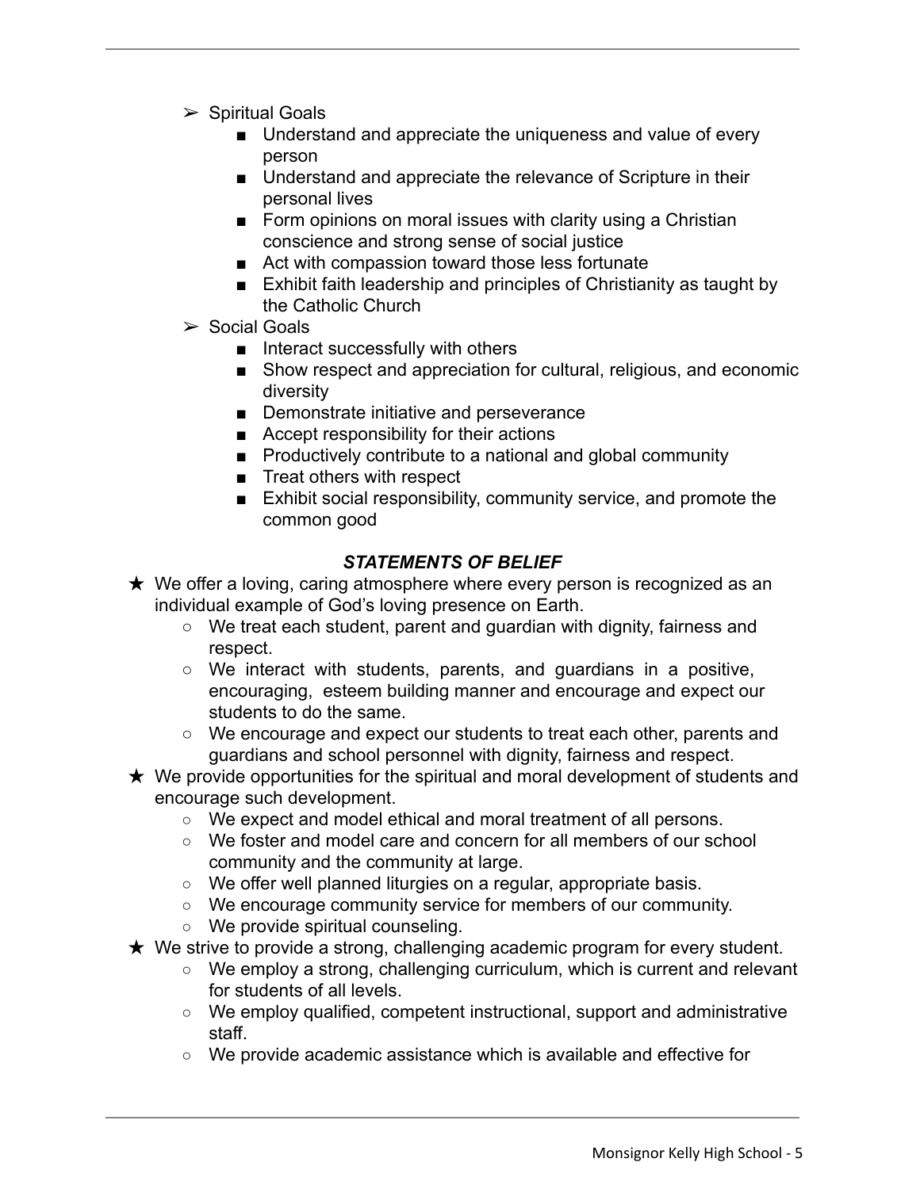- Spiritual Goals
  - Understand and appreciate the uniqueness and value of every person
  - Understand and appreciate the relevance of Scripture in their personal lives
  - Form opinions on moral issues with clarity using a Christian conscience and strong sense of social justice
  - Act with compassion toward those less fortunate
  - Exhibit faith leadership and principles of Christianity as taught by the Catholic Church
- Social Goals
  - Interact successfully with others
  - Show respect and appreciation for cultural, religious, and economic diversity
  - Demonstrate initiative and perseverance
  - Accept responsibility for their actions
  - Productively contribute to a national and global community
  - Treat others with respect
  - Exhibit social responsibility, community service, and promote the common good

### ***STATEMENTS OF BELIEF***

- We offer a loving, caring atmosphere where every person is recognized as an individual example of God's loving presence on Earth.
  - We treat each student, parent and guardian with dignity, fairness and respect.
  - We interact with students, parents, and guardians in a positive, encouraging, esteem building manner and encourage and expect our students to do the same.
  - We encourage and expect our students to treat each other, parents and guardians and school personnel with dignity, fairness and respect.
- We provide opportunities for the spiritual and moral development of students and encourage such development.
  - We expect and model ethical and moral treatment of all persons.
  - We foster and model care and concern for all members of our school community and the community at large.
  - We offer well planned liturgies on a regular, appropriate basis.
  - We encourage community service for members of our community.
  - We provide spiritual counseling.
- We strive to provide a strong, challenging academic program for every student.
  - We employ a strong, challenging curriculum, which is current and relevant for students of all levels.
  - We employ qualified, competent instructional, support and administrative staff.
  - We provide academic assistance which is available and effective for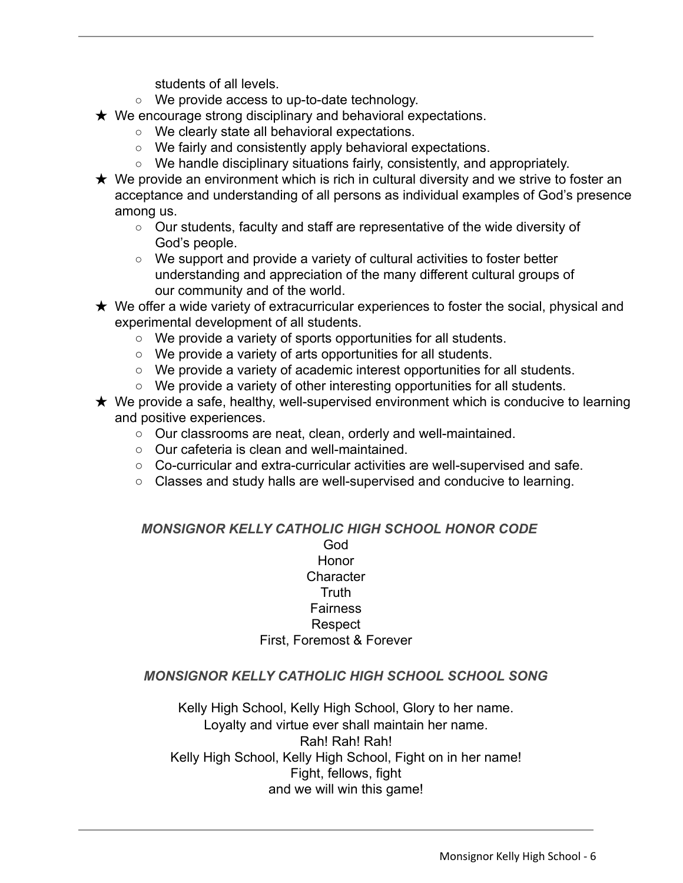students of all levels.
  - We provide access to up-to-date technology.
- We encourage strong disciplinary and behavioral expectations.
  - We clearly state all behavioral expectations.
  - We fairly and consistently apply behavioral expectations.
  - We handle disciplinary situations fairly, consistently, and appropriately.
- We provide an environment which is rich in cultural diversity and we strive to foster an acceptance and understanding of all persons as individual examples of God's presence among us.
  - Our students, faculty and staff are representative of the wide diversity of God's people.
  - We support and provide a variety of cultural activities to foster better understanding and appreciation of the many different cultural groups of our community and of the world.
- We offer a wide variety of extracurricular experiences to foster the social, physical and experimental development of all students.
  - We provide a variety of sports opportunities for all students.
  - We provide a variety of arts opportunities for all students.
  - We provide a variety of academic interest opportunities for all students.
  - We provide a variety of other interesting opportunities for all students.
- We provide a safe, healthy, well-supervised environment which is conducive to learning and positive experiences.
  - Our classrooms are neat, clean, orderly and well-maintained.
  - Our cafeteria is clean and well-maintained.
  - Co-curricular and extra-curricular activities are well-supervised and safe.
  - Classes and study halls are well-supervised and conducive to learning.

### *MONSIGNOR KELLY CATHOLIC HIGH SCHOOL HONOR CODE*

God  
Honor  
Character  
Truth  
Fairness  
Respect  
First, Foremost & Forever

### *MONSIGNOR KELLY CATHOLIC HIGH SCHOOL SCHOOL SONG*

Kelly High School, Kelly High School, Glory to her name.  
Loyalty and virtue ever shall maintain her name.  
Rah! Rah! Rah!  
Kelly High School, Kelly High School, Fight on in her name!  
Fight, fellows, fight  
and we will win this game!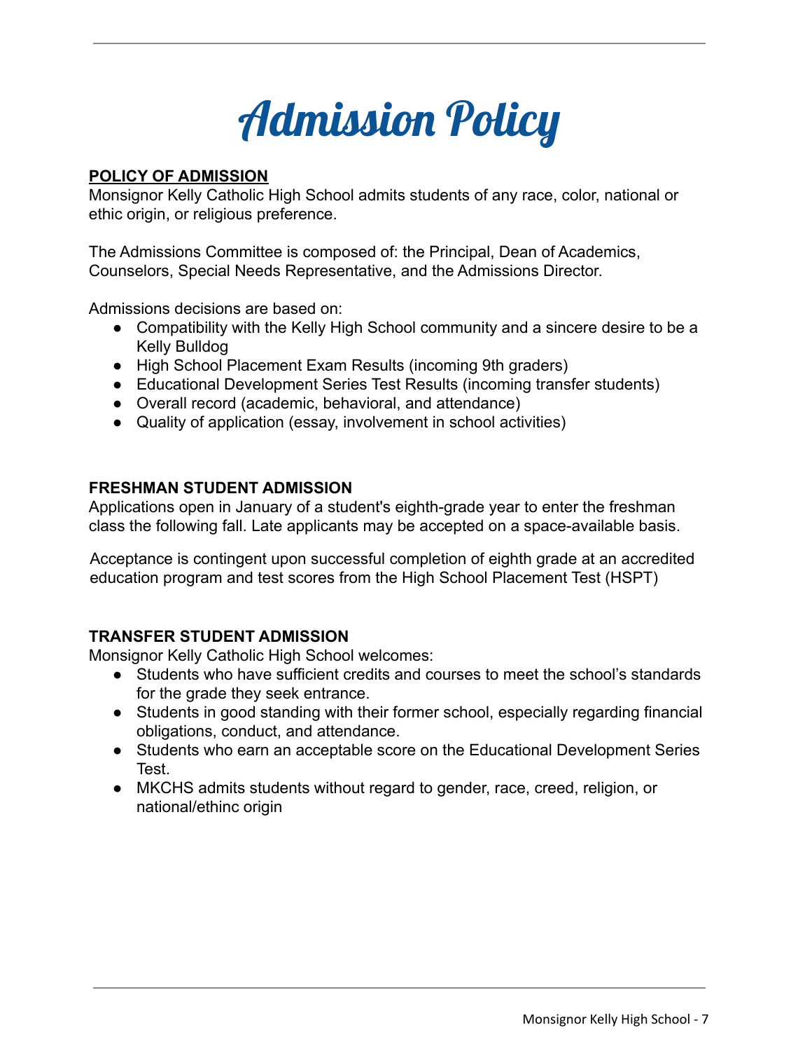# Admission Policy

**<u>POLICY OF ADMISSION</u>**

Monsignor Kelly Catholic High School admits students of any race, color, national or ethic origin, or religious preference.

The Admissions Committee is composed of: the Principal, Dean of Academics, Counselors, Special Needs Representative, and the Admissions Director.

Admissions decisions are based on:

- Compatibility with the Kelly High School community and a sincere desire to be a Kelly Bulldog
- High School Placement Exam Results (incoming 9th graders)
- Educational Development Series Test Results (incoming transfer students)
- Overall record (academic, behavioral, and attendance)
- Quality of application (essay, involvement in school activities)

**FRESHMAN STUDENT ADMISSION**

Applications open in January of a student's eighth-grade year to enter the freshman class the following fall. Late applicants may be accepted on a space-available basis.

Acceptance is contingent upon successful completion of eighth grade at an accredited education program and test scores from the High School Placement Test (HSPT)

**TRANSFER STUDENT ADMISSION**

Monsignor Kelly Catholic High School welcomes:

- Students who have sufficient credits and courses to meet the school's standards for the grade they seek entrance.
- Students in good standing with their former school, especially regarding financial obligations, conduct, and attendance.
- Students who earn an acceptable score on the Educational Development Series Test.
- MKCHS admits students without regard to gender, race, creed, religion, or national/ethinc origin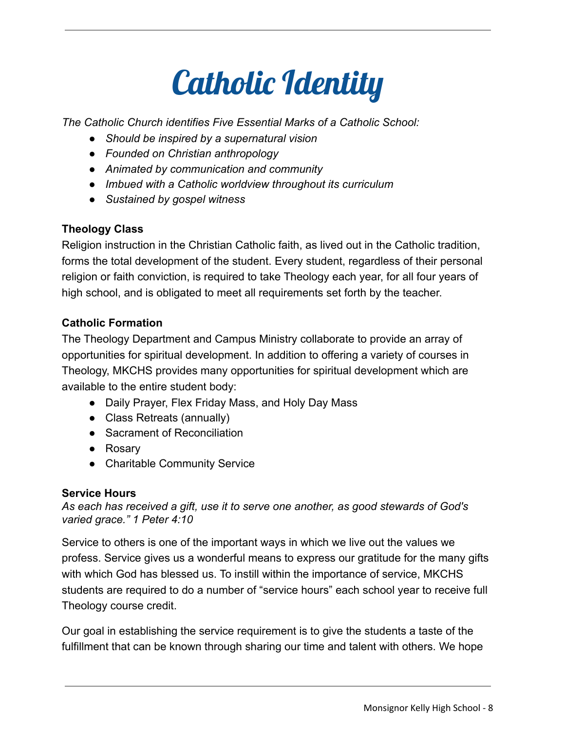# Catholic Identity

*The Catholic Church identifies Five Essential Marks of a Catholic School:*

- *Should be inspired by a supernatural vision*
- *Founded on Christian anthropology*
- *Animated by communication and community*
- *Imbued with a Catholic worldview throughout its curriculum*
- *Sustained by gospel witness*

**Theology Class**

Religion instruction in the Christian Catholic faith, as lived out in the Catholic tradition, forms the total development of the student. Every student, regardless of their personal religion or faith conviction, is required to take Theology each year, for all four years of high school, and is obligated to meet all requirements set forth by the teacher.

**Catholic Formation**

The Theology Department and Campus Ministry collaborate to provide an array of opportunities for spiritual development. In addition to offering a variety of courses in Theology, MKCHS provides many opportunities for spiritual development which are available to the entire student body:

- Daily Prayer, Flex Friday Mass, and Holy Day Mass
- Class Retreats (annually)
- Sacrament of Reconciliation
- Rosary
- Charitable Community Service

**Service Hours**

*As each has received a gift, use it to serve one another, as good stewards of God's varied grace." 1 Peter 4:10*

Service to others is one of the important ways in which we live out the values we profess. Service gives us a wonderful means to express our gratitude for the many gifts with which God has blessed us. To instill within the importance of service, MKCHS students are required to do a number of "service hours" each school year to receive full Theology course credit.

Our goal in establishing the service requirement is to give the students a taste of the fulfillment that can be known through sharing our time and talent with others. We hope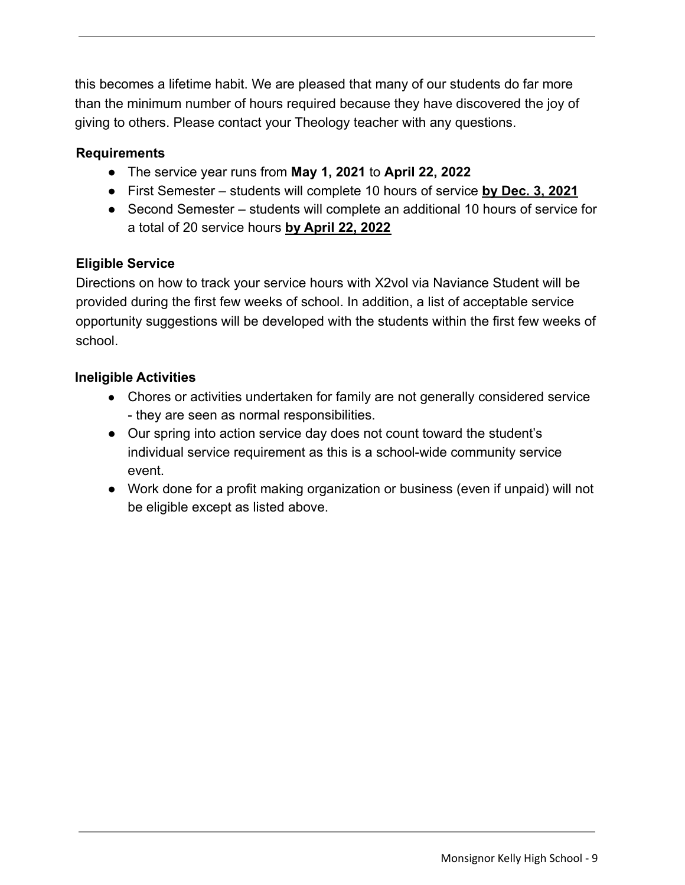this becomes a lifetime habit. We are pleased that many of our students do far more than the minimum number of hours required because they have discovered the joy of giving to others. Please contact your Theology teacher with any questions.

**Requirements**

- The service year runs from **May 1, 2021** to **April 22, 2022**
- First Semester – students will complete 10 hours of service **by Dec. 3, 2021**
- Second Semester – students will complete an additional 10 hours of service for a total of 20 service hours **by April 22, 2022**

**Eligible Service**

Directions on how to track your service hours with X2vol via Naviance Student will be provided during the first few weeks of school. In addition, a list of acceptable service opportunity suggestions will be developed with the students within the first few weeks of school.

**Ineligible Activities**

- Chores or activities undertaken for family are not generally considered service - they are seen as normal responsibilities.
- Our spring into action service day does not count toward the student's individual service requirement as this is a school-wide community service event.
- Work done for a profit making organization or business (even if unpaid) will not be eligible except as listed above.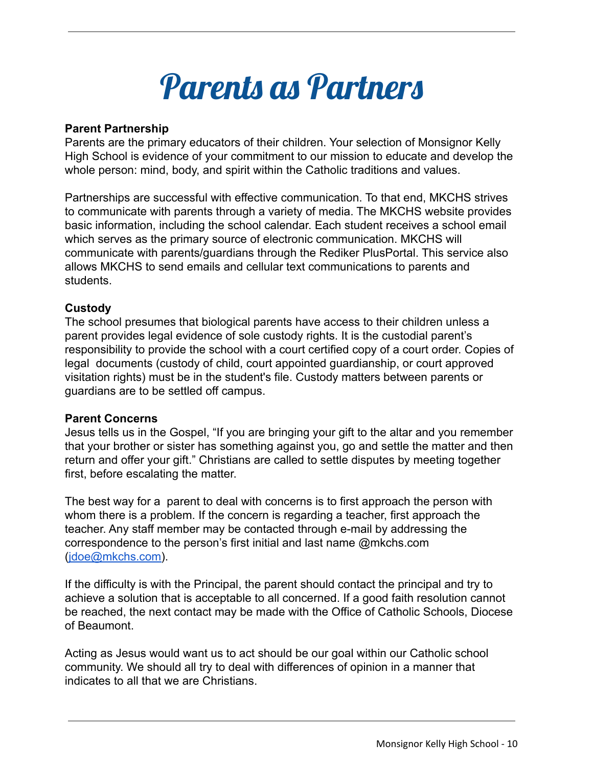# Parents as Partners

**Parent Partnership**

Parents are the primary educators of their children. Your selection of Monsignor Kelly High School is evidence of your commitment to our mission to educate and develop the whole person: mind, body, and spirit within the Catholic traditions and values.

Partnerships are successful with effective communication. To that end, MKCHS strives to communicate with parents through a variety of media. The MKCHS website provides basic information, including the school calendar. Each student receives a school email which serves as the primary source of electronic communication. MKCHS will communicate with parents/guardians through the Rediker PlusPortal. This service also allows MKCHS to send emails and cellular text communications to parents and students.

**Custody**

The school presumes that biological parents have access to their children unless a parent provides legal evidence of sole custody rights. It is the custodial parent's responsibility to provide the school with a court certified copy of a court order. Copies of legal documents (custody of child, court appointed guardianship, or court approved visitation rights) must be in the student's file. Custody matters between parents or guardians are to be settled off campus.

**Parent Concerns**

Jesus tells us in the Gospel, "If you are bringing your gift to the altar and you remember that your brother or sister has something against you, go and settle the matter and then return and offer your gift." Christians are called to settle disputes by meeting together first, before escalating the matter.

The best way for a parent to deal with concerns is to first approach the person with whom there is a problem. If the concern is regarding a teacher, first approach the teacher. Any staff member may be contacted through e-mail by addressing the correspondence to the person's first initial and last name @mkchs.com (jdoe@mkchs.com).

If the difficulty is with the Principal, the parent should contact the principal and try to achieve a solution that is acceptable to all concerned. If a good faith resolution cannot be reached, the next contact may be made with the Office of Catholic Schools, Diocese of Beaumont.

Acting as Jesus would want us to act should be our goal within our Catholic school community. We should all try to deal with differences of opinion in a manner that indicates to all that we are Christians.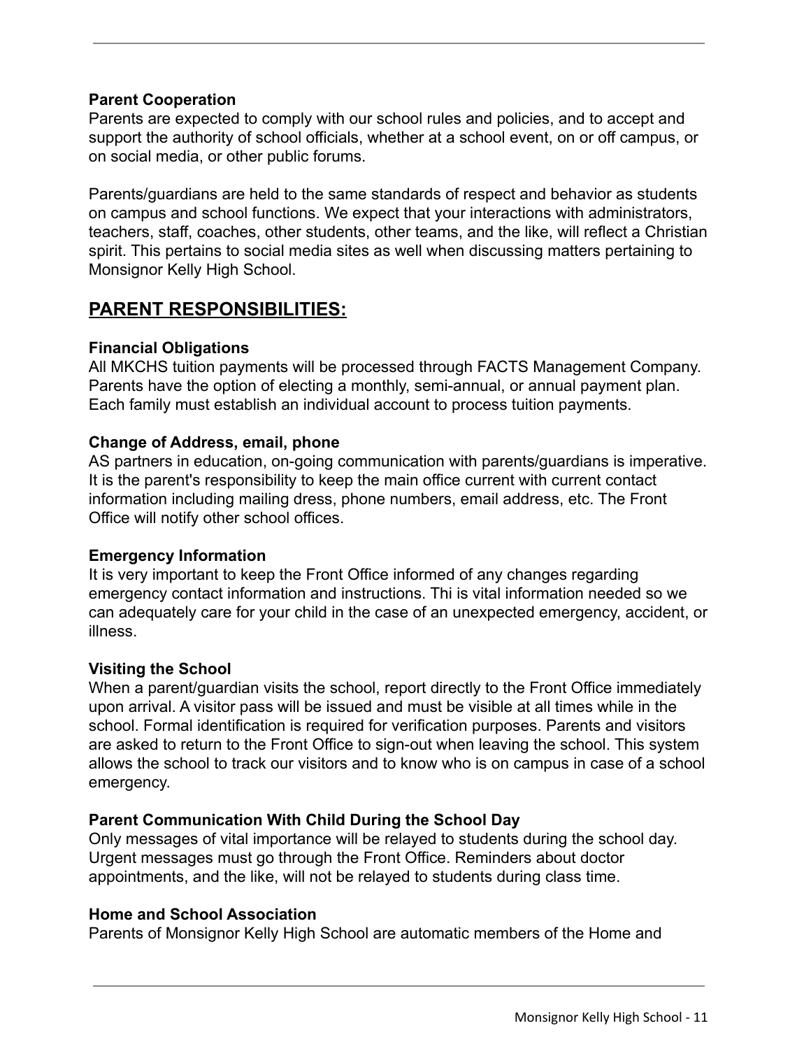**Parent Cooperation**
Parents are expected to comply with our school rules and policies, and to accept and support the authority of school officials, whether at a school event, on or off campus, or on social media, or other public forums.

Parents/guardians are held to the same standards of respect and behavior as students on campus and school functions. We expect that your interactions with administrators, teachers, staff, coaches, other students, other teams, and the like, will reflect a Christian spirit. This pertains to social media sites as well when discussing matters pertaining to Monsignor Kelly High School.

## PARENT RESPONSIBILITIES:

**Financial Obligations**
All MKCHS tuition payments will be processed through FACTS Management Company. Parents have the option of electing a monthly, semi-annual, or annual payment plan. Each family must establish an individual account to process tuition payments.

**Change of Address, email, phone**
AS partners in education, on-going communication with parents/guardians is imperative. It is the parent's responsibility to keep the main office current with current contact information including mailing dress, phone numbers, email address, etc. The Front Office will notify other school offices.

**Emergency Information**
It is very important to keep the Front Office informed of any changes regarding emergency contact information and instructions. Thi is vital information needed so we can adequately care for your child in the case of an unexpected emergency, accident, or illness.

**Visiting the School**
When a parent/guardian visits the school, report directly to the Front Office immediately upon arrival. A visitor pass will be issued and must be visible at all times while in the school. Formal identification is required for verification purposes. Parents and visitors are asked to return to the Front Office to sign-out when leaving the school. This system allows the school to track our visitors and to know who is on campus in case of a school emergency.

**Parent Communication With Child During the School Day**
Only messages of vital importance will be relayed to students during the school day. Urgent messages must go through the Front Office. Reminders about doctor appointments, and the like, will not be relayed to students during class time.

**Home and School Association**
Parents of Monsignor Kelly High School are automatic members of the Home and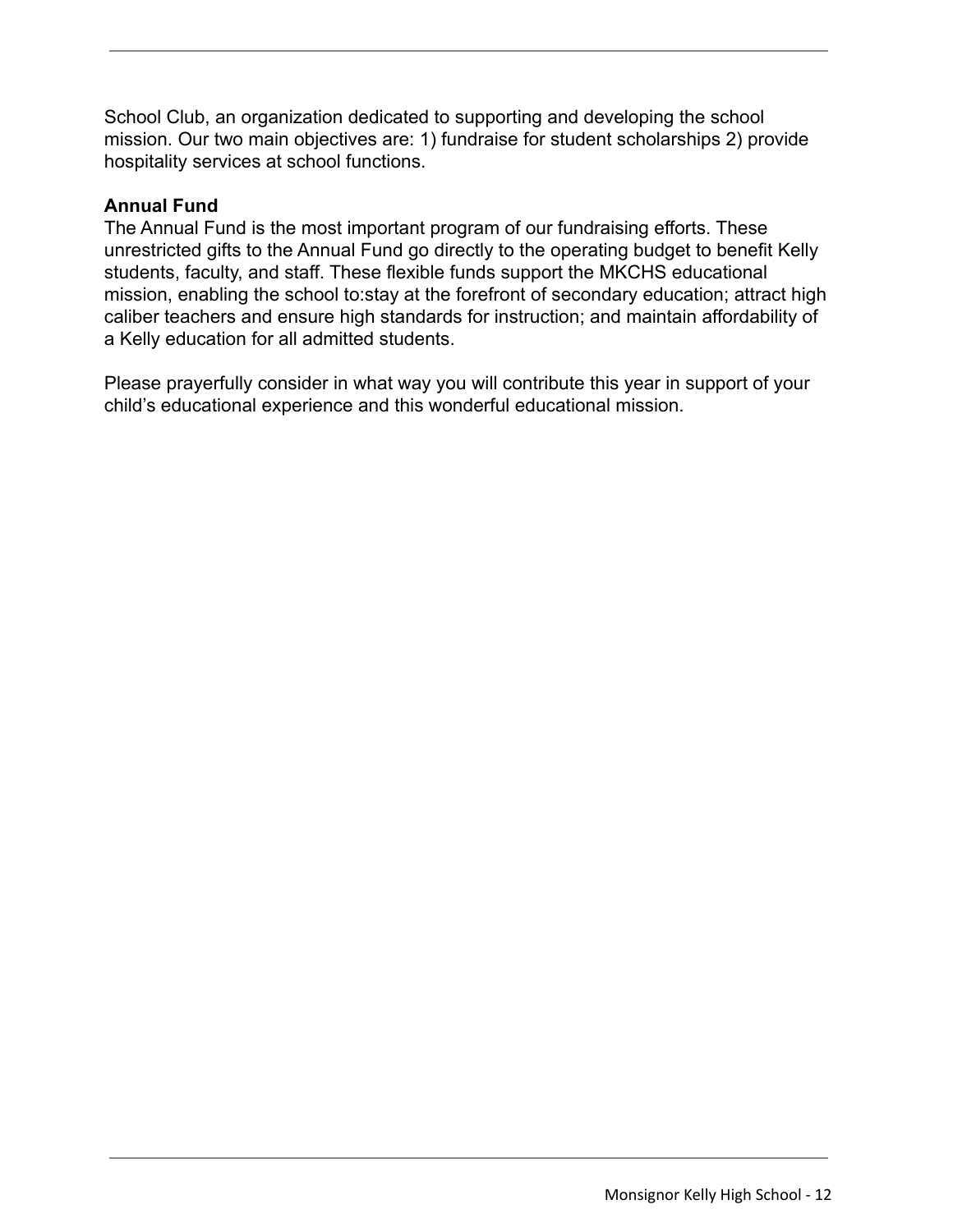School Club, an organization dedicated to supporting and developing the school mission. Our two main objectives are: 1) fundraise for student scholarships 2) provide hospitality services at school functions.

**Annual Fund**

The Annual Fund is the most important program of our fundraising efforts. These unrestricted gifts to the Annual Fund go directly to the operating budget to benefit Kelly students, faculty, and staff. These flexible funds support the MKCHS educational mission, enabling the school to:stay at the forefront of secondary education; attract high caliber teachers and ensure high standards for instruction; and maintain affordability of a Kelly education for all admitted students.

Please prayerfully consider in what way you will contribute this year in support of your child's educational experience and this wonderful educational mission.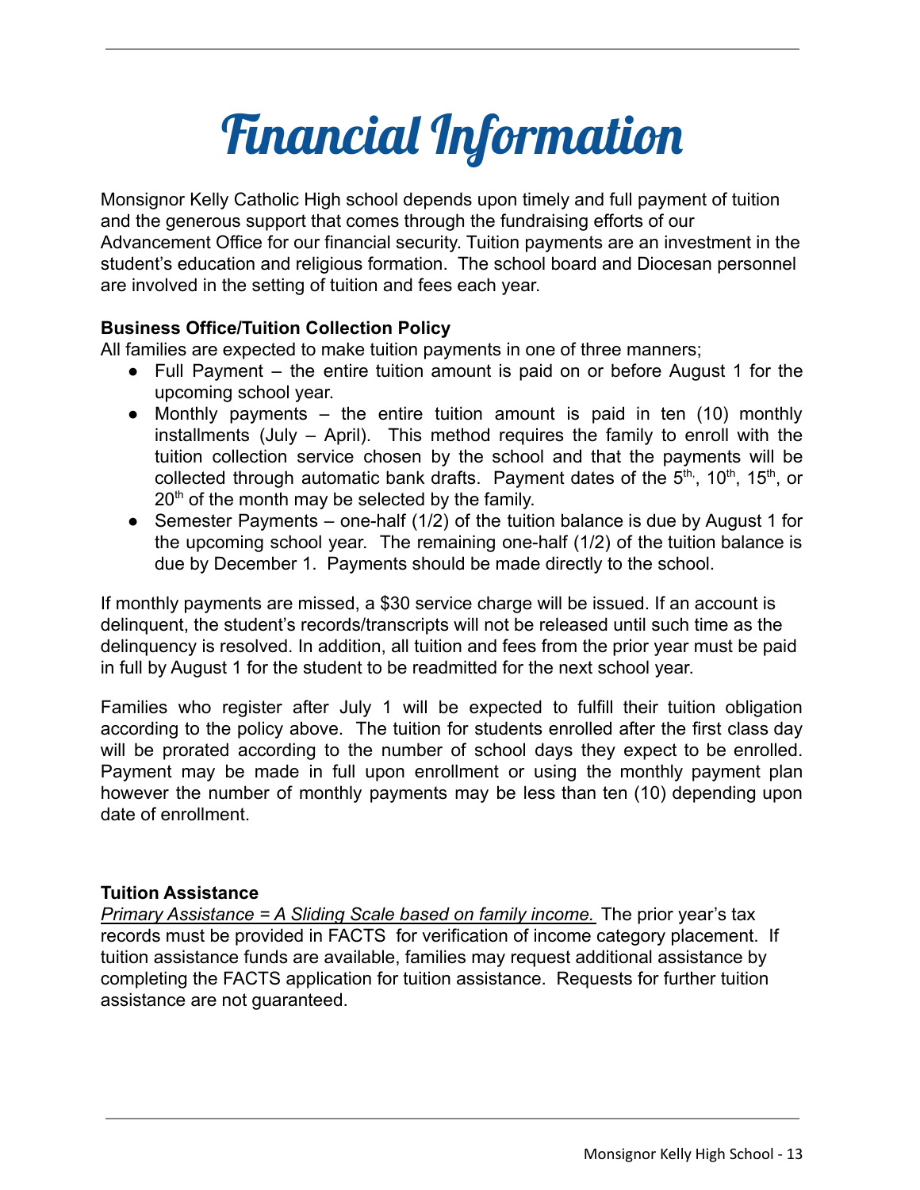# Financial Information

Monsignor Kelly Catholic High school depends upon timely and full payment of tuition and the generous support that comes through the fundraising efforts of our Advancement Office for our financial security. Tuition payments are an investment in the student's education and religious formation. The school board and Diocesan personnel are involved in the setting of tuition and fees each year.

**Business Office/Tuition Collection Policy**

All families are expected to make tuition payments in one of three manners;

- Full Payment – the entire tuition amount is paid on or before August 1 for the upcoming school year.
- Monthly payments – the entire tuition amount is paid in ten (10) monthly installments (July – April). This method requires the family to enroll with the tuition collection service chosen by the school and that the payments will be collected through automatic bank drafts. Payment dates of the 5th, 10th, 15th, or 20th of the month may be selected by the family.
- Semester Payments – one-half (1/2) of the tuition balance is due by August 1 for the upcoming school year. The remaining one-half (1/2) of the tuition balance is due by December 1. Payments should be made directly to the school.

If monthly payments are missed, a $30 service charge will be issued. If an account is delinquent, the student's records/transcripts will not be released until such time as the delinquency is resolved. In addition, all tuition and fees from the prior year must be paid in full by August 1 for the student to be readmitted for the next school year.

Families who register after July 1 will be expected to fulfill their tuition obligation according to the policy above. The tuition for students enrolled after the first class day will be prorated according to the number of school days they expect to be enrolled. Payment may be made in full upon enrollment or using the monthly payment plan however the number of monthly payments may be less than ten (10) depending upon date of enrollment.

**Tuition Assistance**

*Primary Assistance = A Sliding Scale based on family income.* The prior year's tax records must be provided in FACTS for verification of income category placement. If tuition assistance funds are available, families may request additional assistance by completing the FACTS application for tuition assistance. Requests for further tuition assistance are not guaranteed.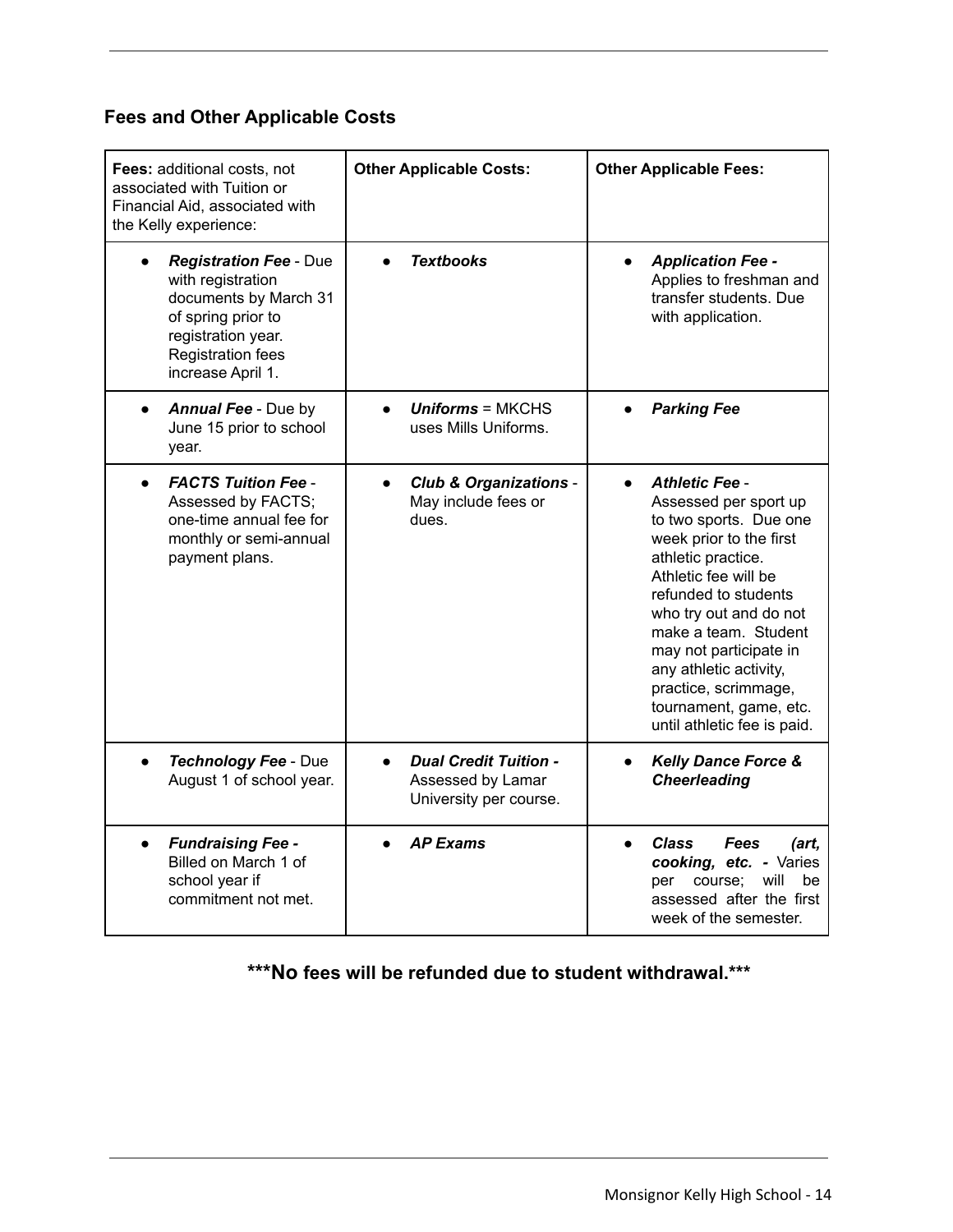## Fees and Other Applicable Costs

| **Fees:** additional costs, not associated with Tuition or Financial Aid, associated with the Kelly experience: | **Other Applicable Costs:** | **Other Applicable Fees:** |
|---|---|---|
| • ***Registration Fee*** - Due with registration documents by March 31 of spring prior to registration year. Registration fees increase April 1. | • ***Textbooks*** | • ***Application Fee -*** Applies to freshman and transfer students. Due with application. |
| • ***Annual Fee*** - Due by June 15 prior to school year. | • ***Uniforms*** = MKCHS uses Mills Uniforms. | • ***Parking Fee*** |
| • ***FACTS Tuition Fee*** - Assessed by FACTS; one-time annual fee for monthly or semi-annual payment plans. | • ***Club & Organizations*** - May include fees or dues. | • ***Athletic Fee*** - Assessed per sport up to two sports. Due one week prior to the first athletic practice. Athletic fee will be refunded to students who try out and do not make a team. Student may not participate in any athletic activity, practice, scrimmage, tournament, game, etc. until athletic fee is paid. |
| • ***Technology Fee*** - Due August 1 of school year. | • ***Dual Credit Tuition -*** Assessed by Lamar University per course. | • ***Kelly Dance Force & Cheerleading*** |
| • ***Fundraising Fee -*** Billed on March 1 of school year if commitment not met. | • ***AP Exams*** | • ***Class Fees (art, cooking, etc. -*** Varies per course; will be assessed after the first week of the semester. |

**\*\*\*No fees will be refunded due to student withdrawal.\*\*\***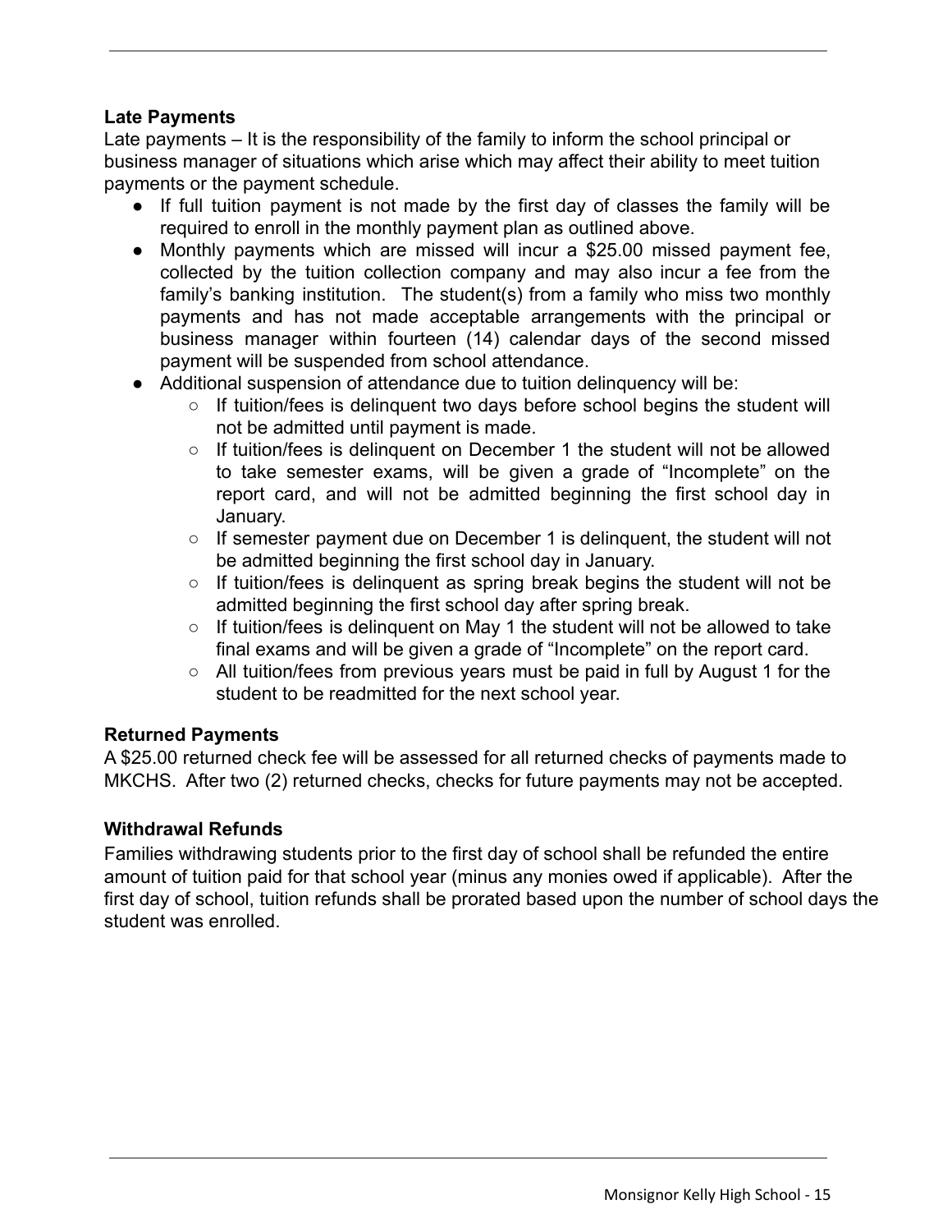### Late Payments

Late payments – It is the responsibility of the family to inform the school principal or business manager of situations which arise which may affect their ability to meet tuition payments or the payment schedule.

- If full tuition payment is not made by the first day of classes the family will be required to enroll in the monthly payment plan as outlined above.
- Monthly payments which are missed will incur a $25.00 missed payment fee, collected by the tuition collection company and may also incur a fee from the family's banking institution. The student(s) from a family who miss two monthly payments and has not made acceptable arrangements with the principal or business manager within fourteen (14) calendar days of the second missed payment will be suspended from school attendance.
- Additional suspension of attendance due to tuition delinquency will be:
  - If tuition/fees is delinquent two days before school begins the student will not be admitted until payment is made.
  - If tuition/fees is delinquent on December 1 the student will not be allowed to take semester exams, will be given a grade of "Incomplete" on the report card, and will not be admitted beginning the first school day in January.
  - If semester payment due on December 1 is delinquent, the student will not be admitted beginning the first school day in January.
  - If tuition/fees is delinquent as spring break begins the student will not be admitted beginning the first school day after spring break.
  - If tuition/fees is delinquent on May 1 the student will not be allowed to take final exams and will be given a grade of "Incomplete" on the report card.
  - All tuition/fees from previous years must be paid in full by August 1 for the student to be readmitted for the next school year.

### Returned Payments

A $25.00 returned check fee will be assessed for all returned checks of payments made to MKCHS. After two (2) returned checks, checks for future payments may not be accepted.

### Withdrawal Refunds

Families withdrawing students prior to the first day of school shall be refunded the entire amount of tuition paid for that school year (minus any monies owed if applicable). After the first day of school, tuition refunds shall be prorated based upon the number of school days the student was enrolled.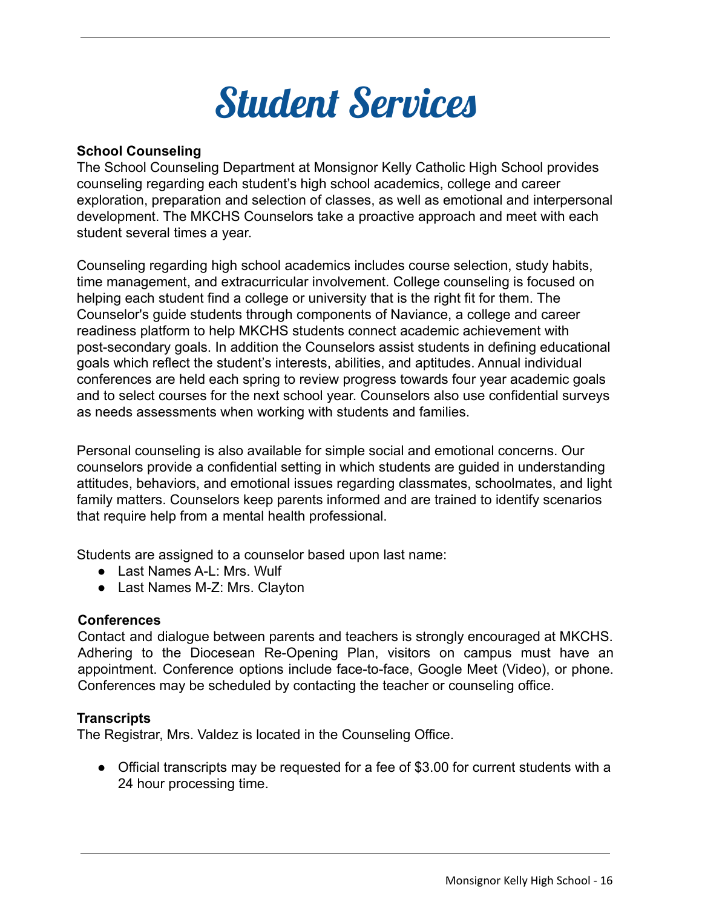# Student Services

**School Counseling**

The School Counseling Department at Monsignor Kelly Catholic High School provides counseling regarding each student's high school academics, college and career exploration, preparation and selection of classes, as well as emotional and interpersonal development. The MKCHS Counselors take a proactive approach and meet with each student several times a year.

Counseling regarding high school academics includes course selection, study habits, time management, and extracurricular involvement. College counseling is focused on helping each student find a college or university that is the right fit for them. The Counselor's guide students through components of Naviance, a college and career readiness platform to help MKCHS students connect academic achievement with post-secondary goals. In addition the Counselors assist students in defining educational goals which reflect the student's interests, abilities, and aptitudes. Annual individual conferences are held each spring to review progress towards four year academic goals and to select courses for the next school year. Counselors also use confidential surveys as needs assessments when working with students and families.

Personal counseling is also available for simple social and emotional concerns. Our counselors provide a confidential setting in which students are guided in understanding attitudes, behaviors, and emotional issues regarding classmates, schoolmates, and light family matters. Counselors keep parents informed and are trained to identify scenarios that require help from a mental health professional.

Students are assigned to a counselor based upon last name:

- Last Names A-L: Mrs. Wulf
- Last Names M-Z: Mrs. Clayton

**Conferences**

Contact and dialogue between parents and teachers is strongly encouraged at MKCHS. Adhering to the Diocesean Re-Opening Plan, visitors on campus must have an appointment. Conference options include face-to-face, Google Meet (Video), or phone. Conferences may be scheduled by contacting the teacher or counseling office.

**Transcripts**

The Registrar, Mrs. Valdez is located in the Counseling Office.

- Official transcripts may be requested for a fee of $3.00 for current students with a 24 hour processing time.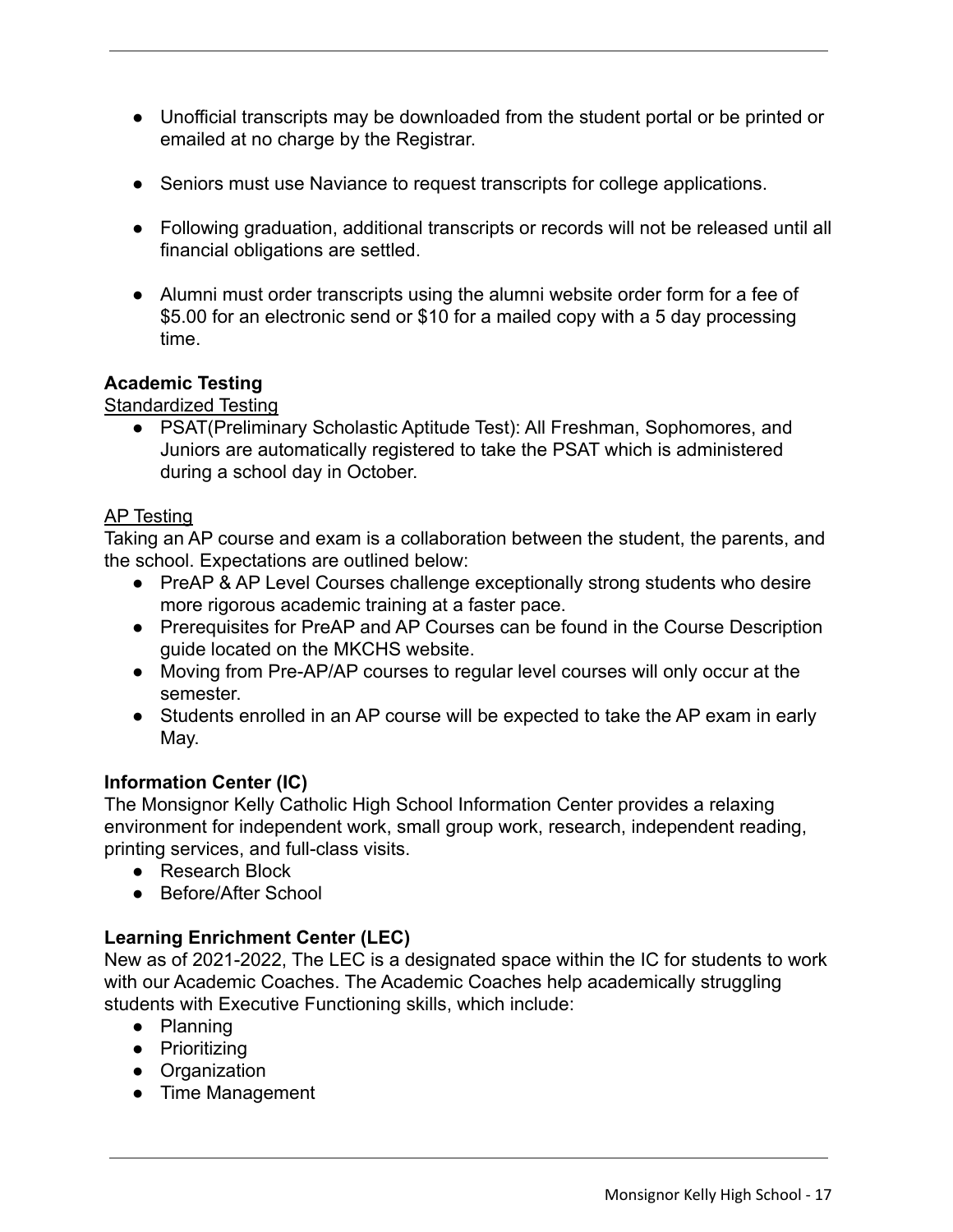- Unofficial transcripts may be downloaded from the student portal or be printed or emailed at no charge by the Registrar.
- Seniors must use Naviance to request transcripts for college applications.
- Following graduation, additional transcripts or records will not be released until all financial obligations are settled.
- Alumni must order transcripts using the alumni website order form for a fee of $5.00 for an electronic send or $10 for a mailed copy with a 5 day processing time.

**Academic Testing**

<u>Standardized Testing</u>

- PSAT(Preliminary Scholastic Aptitude Test): All Freshman, Sophomores, and Juniors are automatically registered to take the PSAT which is administered during a school day in October.

<u>AP Testing</u>

Taking an AP course and exam is a collaboration between the student, the parents, and the school. Expectations are outlined below:

- PreAP & AP Level Courses challenge exceptionally strong students who desire more rigorous academic training at a faster pace.
- Prerequisites for PreAP and AP Courses can be found in the Course Description guide located on the MKCHS website.
- Moving from Pre-AP/AP courses to regular level courses will only occur at the semester.
- Students enrolled in an AP course will be expected to take the AP exam in early May.

**Information Center (IC)**

The Monsignor Kelly Catholic High School Information Center provides a relaxing environment for independent work, small group work, research, independent reading, printing services, and full-class visits.

- Research Block
- Before/After School

**Learning Enrichment Center (LEC)**

New as of 2021-2022, The LEC is a designated space within the IC for students to work with our Academic Coaches. The Academic Coaches help academically struggling students with Executive Functioning skills, which include:

- Planning
- Prioritizing
- Organization
- Time Management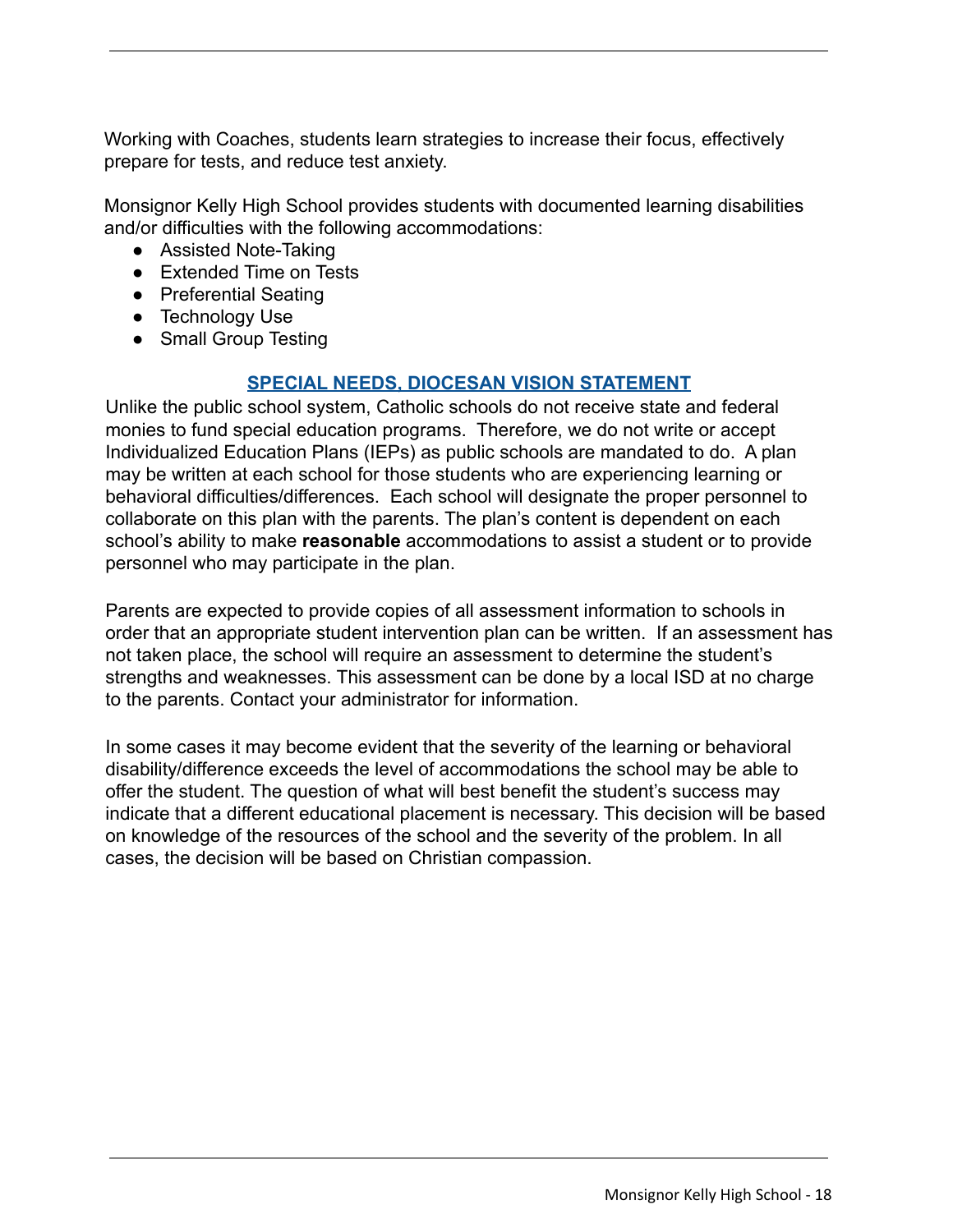Working with Coaches, students learn strategies to increase their focus, effectively prepare for tests, and reduce test anxiety.

Monsignor Kelly High School provides students with documented learning disabilities and/or difficulties with the following accommodations:

- Assisted Note-Taking
- Extended Time on Tests
- Preferential Seating
- Technology Use
- Small Group Testing

## SPECIAL NEEDS, DIOCESAN VISION STATEMENT

Unlike the public school system, Catholic schools do not receive state and federal monies to fund special education programs. Therefore, we do not write or accept Individualized Education Plans (IEPs) as public schools are mandated to do. A plan may be written at each school for those students who are experiencing learning or behavioral difficulties/differences. Each school will designate the proper personnel to collaborate on this plan with the parents. The plan's content is dependent on each school's ability to make **reasonable** accommodations to assist a student or to provide personnel who may participate in the plan.

Parents are expected to provide copies of all assessment information to schools in order that an appropriate student intervention plan can be written. If an assessment has not taken place, the school will require an assessment to determine the student's strengths and weaknesses. This assessment can be done by a local ISD at no charge to the parents. Contact your administrator for information.

In some cases it may become evident that the severity of the learning or behavioral disability/difference exceeds the level of accommodations the school may be able to offer the student. The question of what will best benefit the student's success may indicate that a different educational placement is necessary. This decision will be based on knowledge of the resources of the school and the severity of the problem. In all cases, the decision will be based on Christian compassion.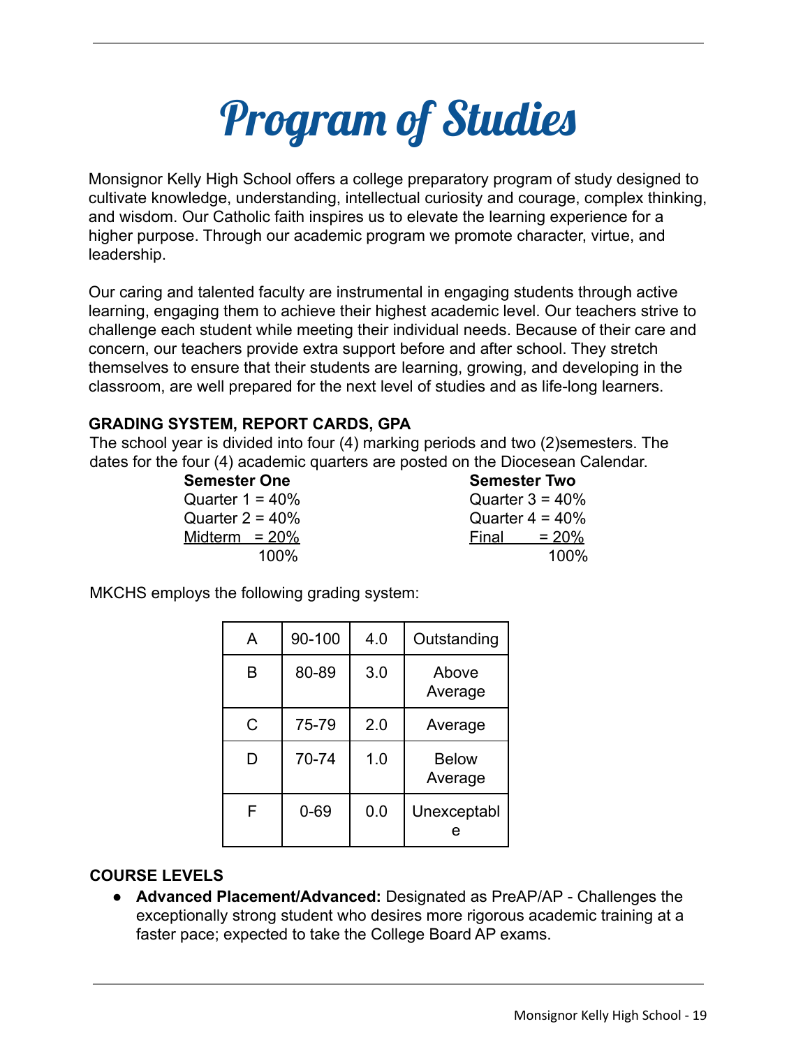# Program of Studies

Monsignor Kelly High School offers a college preparatory program of study designed to cultivate knowledge, understanding, intellectual curiosity and courage, complex thinking, and wisdom. Our Catholic faith inspires us to elevate the learning experience for a higher purpose. Through our academic program we promote character, virtue, and leadership.

Our caring and talented faculty are instrumental in engaging students through active learning, engaging them to achieve their highest academic level. Our teachers strive to challenge each student while meeting their individual needs. Because of their care and concern, our teachers provide extra support before and after school. They stretch themselves to ensure that their students are learning, growing, and developing in the classroom, are well prepared for the next level of studies and as life-long learners.

**GRADING SYSTEM, REPORT CARDS, GPA**

The school year is divided into four (4) marking periods and two (2)semesters. The dates for the four (4) academic quarters are posted on the Diocesan Calendar.

| **Semester One** | **Semester Two** |
|---|---|
| Quarter 1 = 40% | Quarter 3 = 40% |
| Quarter 2 = 40% | Quarter 4 = 40% |
| Midterm = 20% | Final = 20% |
| 100% | 100% |

MKCHS employs the following grading system:

| A | 90-100 | 4.0 | Outstanding |
|---|---|---|---|
| B | 80-89 | 3.0 | Above Average |
| C | 75-79 | 2.0 | Average |
| D | 70-74 | 1.0 | Below Average |
| F | 0-69 | 0.0 | Unexceptable |

**COURSE LEVELS**

- **Advanced Placement/Advanced:** Designated as PreAP/AP - Challenges the exceptionally strong student who desires more rigorous academic training at a faster pace; expected to take the College Board AP exams.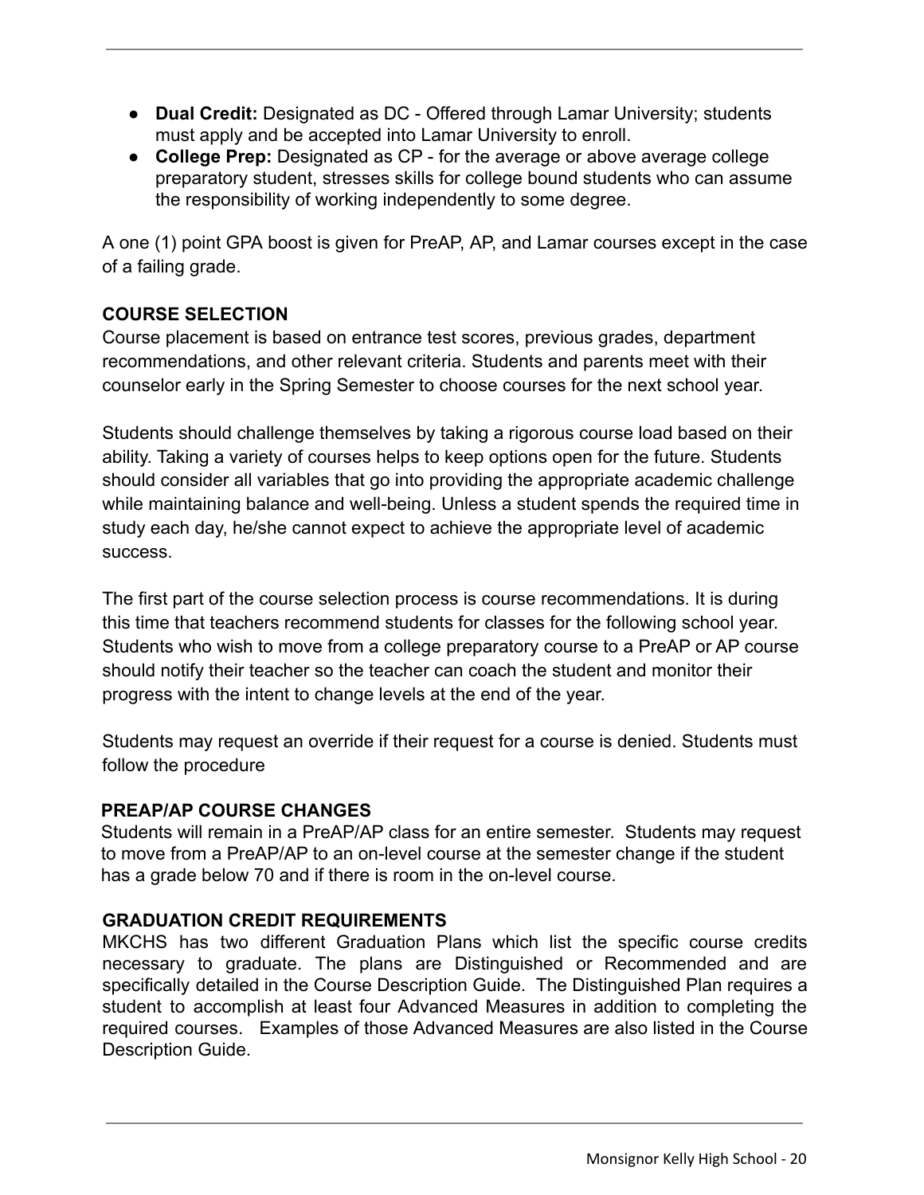- **Dual Credit:** Designated as DC - Offered through Lamar University; students must apply and be accepted into Lamar University to enroll.
- **College Prep:** Designated as CP - for the average or above average college preparatory student, stresses skills for college bound students who can assume the responsibility of working independently to some degree.

A one (1) point GPA boost is given for PreAP, AP, and Lamar courses except in the case of a failing grade.

**COURSE SELECTION**

Course placement is based on entrance test scores, previous grades, department recommendations, and other relevant criteria. Students and parents meet with their counselor early in the Spring Semester to choose courses for the next school year.

Students should challenge themselves by taking a rigorous course load based on their ability. Taking a variety of courses helps to keep options open for the future. Students should consider all variables that go into providing the appropriate academic challenge while maintaining balance and well-being. Unless a student spends the required time in study each day, he/she cannot expect to achieve the appropriate level of academic success.

The first part of the course selection process is course recommendations. It is during this time that teachers recommend students for classes for the following school year. Students who wish to move from a college preparatory course to a PreAP or AP course should notify their teacher so the teacher can coach the student and monitor their progress with the intent to change levels at the end of the year.

Students may request an override if their request for a course is denied. Students must follow the procedure

**PREAP/AP COURSE CHANGES**

Students will remain in a PreAP/AP class for an entire semester. Students may request to move from a PreAP/AP to an on-level course at the semester change if the student has a grade below 70 and if there is room in the on-level course.

**GRADUATION CREDIT REQUIREMENTS**

MKCHS has two different Graduation Plans which list the specific course credits necessary to graduate. The plans are Distinguished or Recommended and are specifically detailed in the Course Description Guide. The Distinguished Plan requires a student to accomplish at least four Advanced Measures in addition to completing the required courses. Examples of those Advanced Measures are also listed in the Course Description Guide.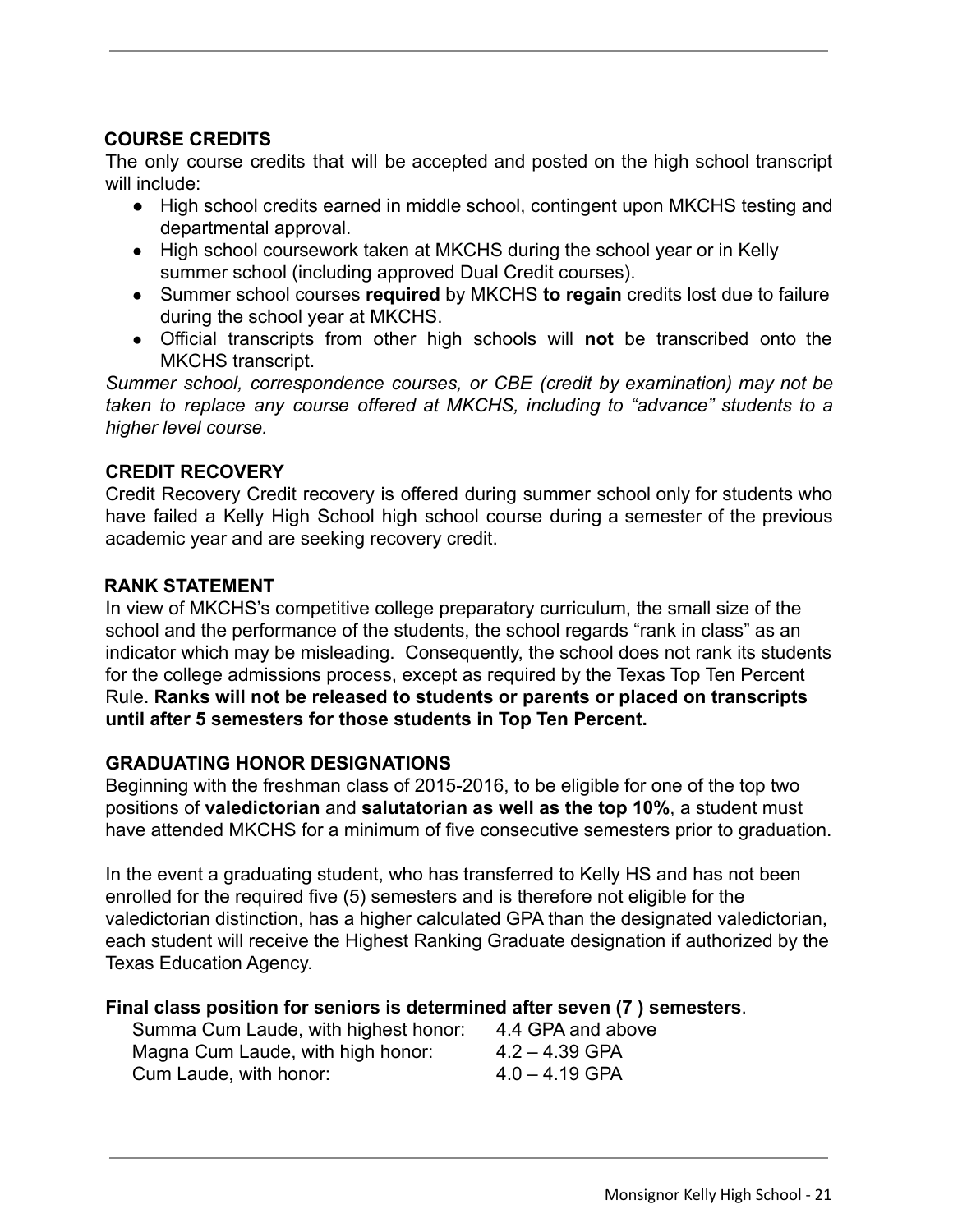## COURSE CREDITS

The only course credits that will be accepted and posted on the high school transcript will include:

- High school credits earned in middle school, contingent upon MKCHS testing and departmental approval.
- High school coursework taken at MKCHS during the school year or in Kelly summer school (including approved Dual Credit courses).
- Summer school courses **required** by MKCHS **to regain** credits lost due to failure during the school year at MKCHS.
- Official transcripts from other high schools will **not** be transcribed onto the MKCHS transcript.

*Summer school, correspondence courses, or CBE (credit by examination) may not be taken to replace any course offered at MKCHS, including to "advance" students to a higher level course.*

## CREDIT RECOVERY

Credit Recovery Credit recovery is offered during summer school only for students who have failed a Kelly High School high school course during a semester of the previous academic year and are seeking recovery credit.

## RANK STATEMENT

In view of MKCHS's competitive college preparatory curriculum, the small size of the school and the performance of the students, the school regards "rank in class" as an indicator which may be misleading. Consequently, the school does not rank its students for the college admissions process, except as required by the Texas Top Ten Percent Rule. **Ranks will not be released to students or parents or placed on transcripts until after 5 semesters for those students in Top Ten Percent.**

## GRADUATING HONOR DESIGNATIONS

Beginning with the freshman class of 2015-2016, to be eligible for one of the top two positions of **valedictorian** and **salutatorian as well as the top 10%**, a student must have attended MKCHS for a minimum of five consecutive semesters prior to graduation.

In the event a graduating student, who has transferred to Kelly HS and has not been enrolled for the required five (5) semesters and is therefore not eligible for the valedictorian distinction, has a higher calculated GPA than the designated valedictorian, each student will receive the Highest Ranking Graduate designation if authorized by the Texas Education Agency.

**Final class position for seniors is determined after seven (7 ) semesters**.

| | |
|---|---|
| Summa Cum Laude, with highest honor: | 4.4 GPA and above |
| Magna Cum Laude, with high honor: | 4.2 – 4.39 GPA |
| Cum Laude, with honor: | 4.0 – 4.19 GPA |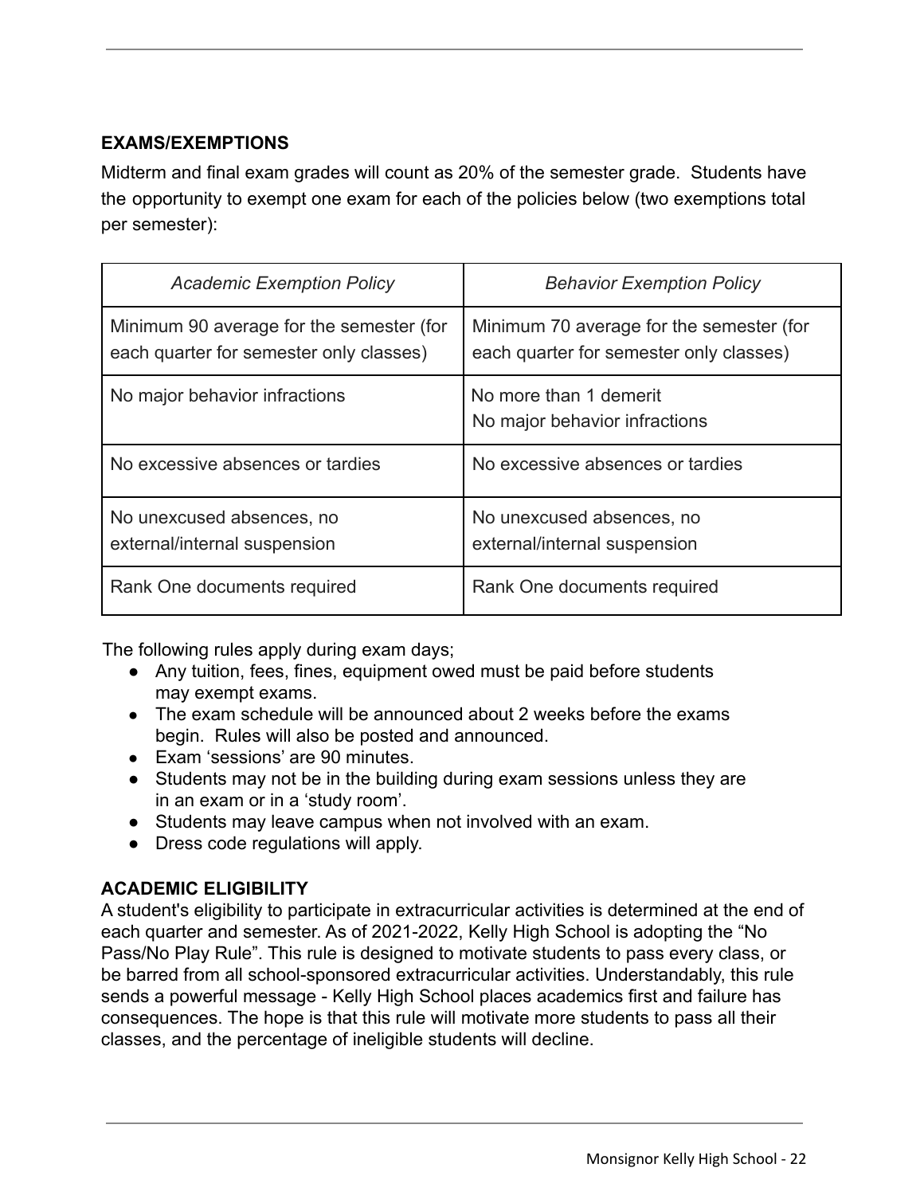### EXAMS/EXEMPTIONS

Midterm and final exam grades will count as 20% of the semester grade. Students have the opportunity to exempt one exam for each of the policies below (two exemptions total per semester):

| *Academic Exemption Policy* | *Behavior Exemption Policy* |
|---|---|
| Minimum 90 average for the semester (for each quarter for semester only classes) | Minimum 70 average for the semester (for each quarter for semester only classes) |
| No major behavior infractions | No more than 1 demerit<br>No major behavior infractions |
| No excessive absences or tardies | No excessive absences or tardies |
| No unexcused absences, no external/internal suspension | No unexcused absences, no external/internal suspension |
| Rank One documents required | Rank One documents required |

The following rules apply during exam days;

- Any tuition, fees, fines, equipment owed must be paid before students may exempt exams.
- The exam schedule will be announced about 2 weeks before the exams begin. Rules will also be posted and announced.
- Exam 'sessions' are 90 minutes.
- Students may not be in the building during exam sessions unless they are in an exam or in a 'study room'.
- Students may leave campus when not involved with an exam.
- Dress code regulations will apply.

### ACADEMIC ELIGIBILITY

A student's eligibility to participate in extracurricular activities is determined at the end of each quarter and semester. As of 2021-2022, Kelly High School is adopting the "No Pass/No Play Rule". This rule is designed to motivate students to pass every class, or be barred from all school-sponsored extracurricular activities. Understandably, this rule sends a powerful message - Kelly High School places academics first and failure has consequences. The hope is that this rule will motivate more students to pass all their classes, and the percentage of ineligible students will decline.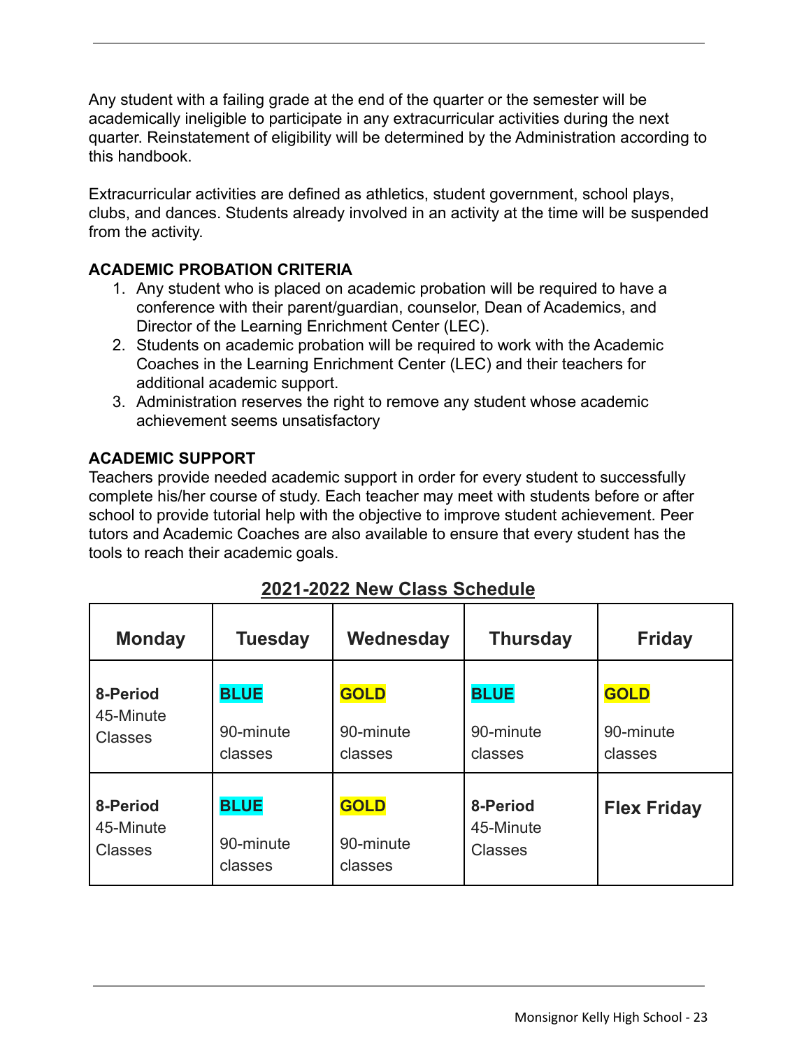Any student with a failing grade at the end of the quarter or the semester will be academically ineligible to participate in any extracurricular activities during the next quarter. Reinstatement of eligibility will be determined by the Administration according to this handbook.

Extracurricular activities are defined as athletics, student government, school plays, clubs, and dances. Students already involved in an activity at the time will be suspended from the activity.

**ACADEMIC PROBATION CRITERIA**

1. Any student who is placed on academic probation will be required to have a conference with their parent/guardian, counselor, Dean of Academics, and Director of the Learning Enrichment Center (LEC).
2. Students on academic probation will be required to work with the Academic Coaches in the Learning Enrichment Center (LEC) and their teachers for additional academic support.
3. Administration reserves the right to remove any student whose academic achievement seems unsatisfactory

**ACADEMIC SUPPORT**

Teachers provide needed academic support in order for every student to successfully complete his/her course of study. Each teacher may meet with students before or after school to provide tutorial help with the objective to improve student achievement. Peer tutors and Academic Coaches are also available to ensure that every student has the tools to reach their academic goals.

## 2021-2022 New Class Schedule

| Monday | Tuesday | Wednesday | Thursday | Friday |
|---|---|---|---|---|
| **8-Period** 45-Minute Classes | **BLUE** 90-minute classes | **GOLD** 90-minute classes | **BLUE** 90-minute classes | **GOLD** 90-minute classes |
| **8-Period** 45-Minute Classes | **BLUE** 90-minute classes | **GOLD** 90-minute classes | **8-Period** 45-Minute Classes | **Flex Friday** |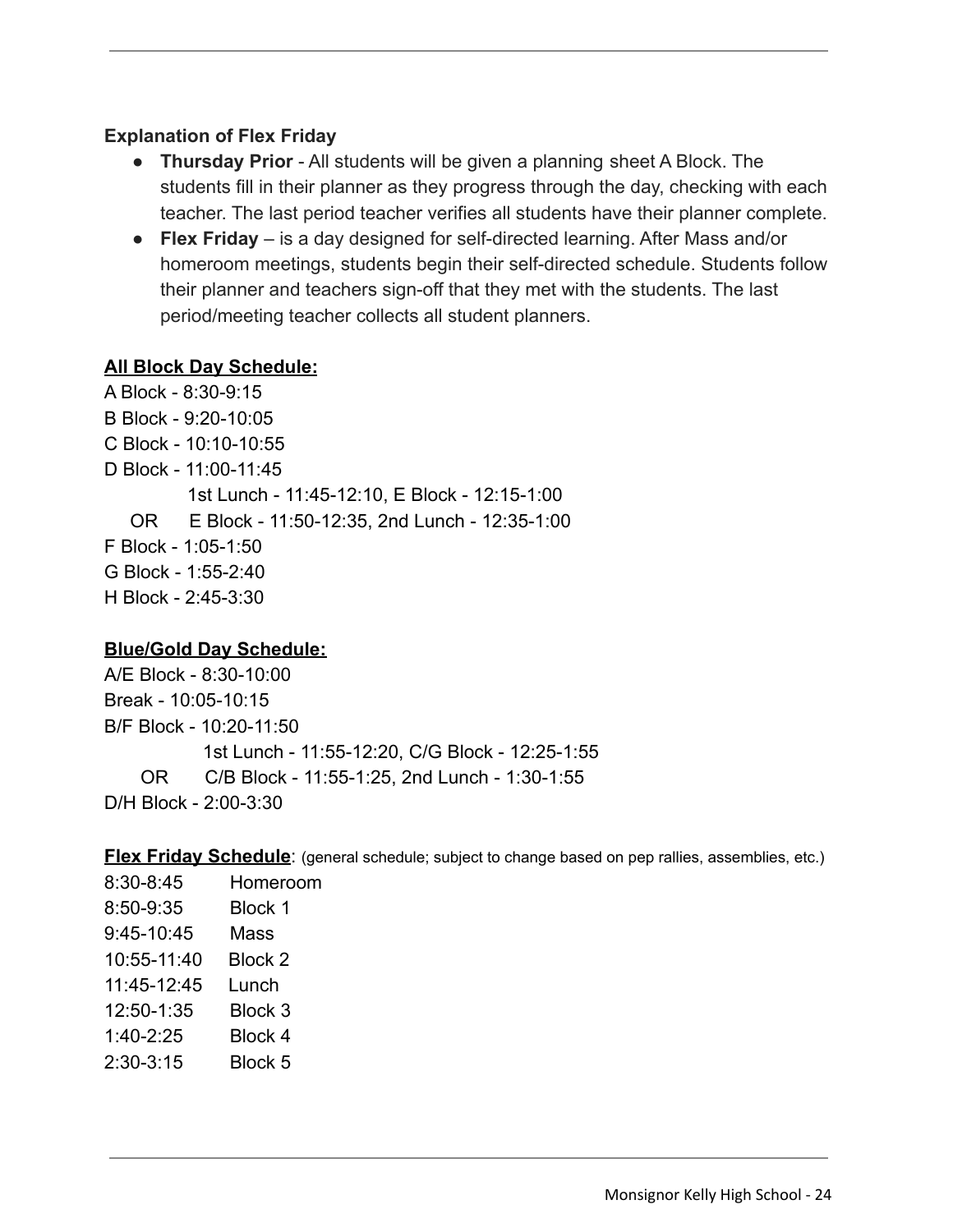**Explanation of Flex Friday**

- **Thursday Prior** - All students will be given a planning sheet A Block. The students fill in their planner as they progress through the day, checking with each teacher. The last period teacher verifies all students have their planner complete.
- **Flex Friday** – is a day designed for self-directed learning. After Mass and/or homeroom meetings, students begin their self-directed schedule. Students follow their planner and teachers sign-off that they met with the students. The last period/meeting teacher collects all student planners.

**All Block Day Schedule:**

A Block - 8:30-9:15
B Block - 9:20-10:05
C Block - 10:10-10:55
D Block - 11:00-11:45
    1st Lunch - 11:45-12:10, E Block - 12:15-1:00
OR    E Block - 11:50-12:35, 2nd Lunch - 12:35-1:00
F Block - 1:05-1:50
G Block - 1:55-2:40
H Block - 2:45-3:30

**Blue/Gold Day Schedule:**

A/E Block - 8:30-10:00
Break - 10:05-10:15
B/F Block - 10:20-11:50
    1st Lunch - 11:55-12:20, C/G Block - 12:25-1:55
OR    C/B Block - 11:55-1:25, 2nd Lunch - 1:30-1:55
D/H Block - 2:00-3:30

**Flex Friday Schedule**: (general schedule; subject to change based on pep rallies, assemblies, etc.)

| | |
|---|---|
| 8:30-8:45 | Homeroom |
| 8:50-9:35 | Block 1 |
| 9:45-10:45 | Mass |
| 10:55-11:40 | Block 2 |
| 11:45-12:45 | Lunch |
| 12:50-1:35 | Block 3 |
| 1:40-2:25 | Block 4 |
| 2:30-3:15 | Block 5 |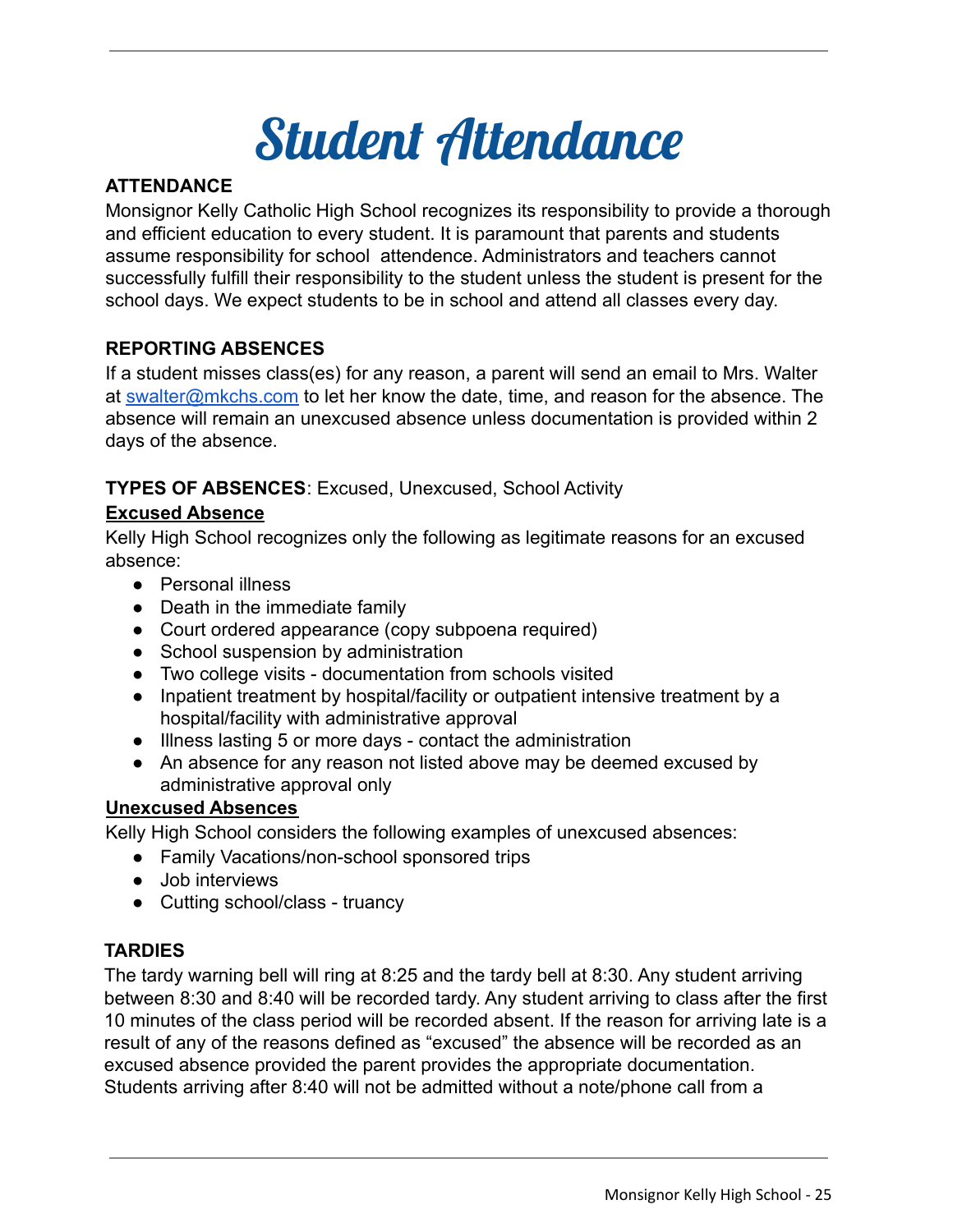# Student Attendance

## ATTENDANCE

Monsignor Kelly Catholic High School recognizes its responsibility to provide a thorough and efficient education to every student. It is paramount that parents and students assume responsibility for school attendence. Administrators and teachers cannot successfully fulfill their responsibility to the student unless the student is present for the school days. We expect students to be in school and attend all classes every day.

## REPORTING ABSENCES

If a student misses class(es) for any reason, a parent will send an email to Mrs. Walter at swalter@mkchs.com to let her know the date, time, and reason for the absence. The absence will remain an unexcused absence unless documentation is provided within 2 days of the absence.

**TYPES OF ABSENCES**: Excused, Unexcused, School Activity

**Excused Absence**

Kelly High School recognizes only the following as legitimate reasons for an excused absence:

- Personal illness
- Death in the immediate family
- Court ordered appearance (copy subpoena required)
- School suspension by administration
- Two college visits - documentation from schools visited
- Inpatient treatment by hospital/facility or outpatient intensive treatment by a hospital/facility with administrative approval
- Illness lasting 5 or more days - contact the administration
- An absence for any reason not listed above may be deemed excused by administrative approval only

**Unexcused Absences**

Kelly High School considers the following examples of unexcused absences:

- Family Vacations/non-school sponsored trips
- Job interviews
- Cutting school/class - truancy

## TARDIES

The tardy warning bell will ring at 8:25 and the tardy bell at 8:30. Any student arriving between 8:30 and 8:40 will be recorded tardy. Any student arriving to class after the first 10 minutes of the class period will be recorded absent. If the reason for arriving late is a result of any of the reasons defined as "excused" the absence will be recorded as an excused absence provided the parent provides the appropriate documentation. Students arriving after 8:40 will not be admitted without a note/phone call from a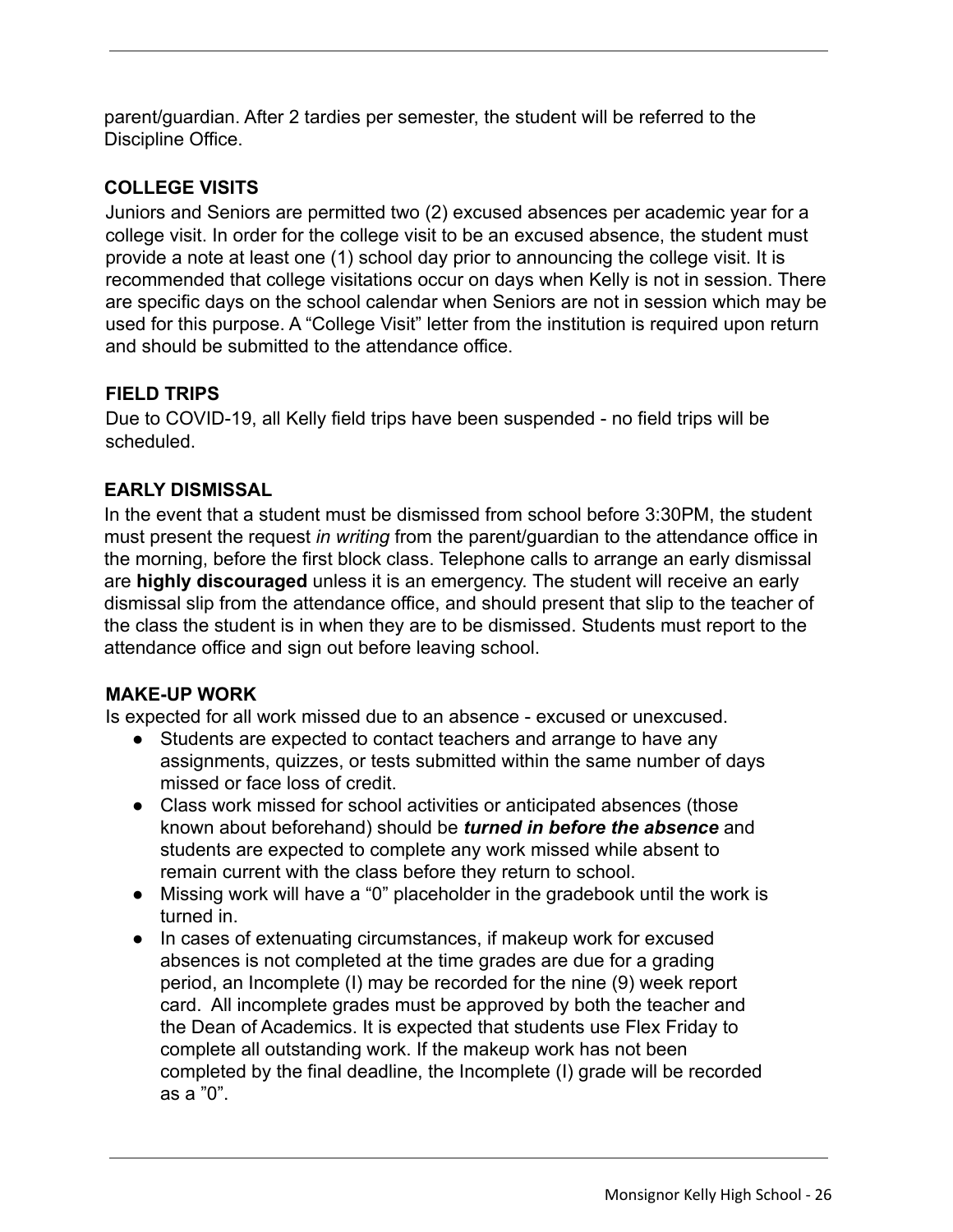parent/guardian. After 2 tardies per semester, the student will be referred to the Discipline Office.

### COLLEGE VISITS

Juniors and Seniors are permitted two (2) excused absences per academic year for a college visit. In order for the college visit to be an excused absence, the student must provide a note at least one (1) school day prior to announcing the college visit. It is recommended that college visitations occur on days when Kelly is not in session. There are specific days on the school calendar when Seniors are not in session which may be used for this purpose. A "College Visit" letter from the institution is required upon return and should be submitted to the attendance office.

### FIELD TRIPS

Due to COVID-19, all Kelly field trips have been suspended - no field trips will be scheduled.

### EARLY DISMISSAL

In the event that a student must be dismissed from school before 3:30PM, the student must present the request *in writing* from the parent/guardian to the attendance office in the morning, before the first block class. Telephone calls to arrange an early dismissal are **highly discouraged** unless it is an emergency. The student will receive an early dismissal slip from the attendance office, and should present that slip to the teacher of the class the student is in when they are to be dismissed. Students must report to the attendance office and sign out before leaving school.

### MAKE-UP WORK

Is expected for all work missed due to an absence - excused or unexcused.

- Students are expected to contact teachers and arrange to have any assignments, quizzes, or tests submitted within the same number of days missed or face loss of credit.
- Class work missed for school activities or anticipated absences (those known about beforehand) should be ***turned in before the absence*** and students are expected to complete any work missed while absent to remain current with the class before they return to school.
- Missing work will have a "0" placeholder in the gradebook until the work is turned in.
- In cases of extenuating circumstances, if makeup work for excused absences is not completed at the time grades are due for a grading period, an Incomplete (I) may be recorded for the nine (9) week report card. All incomplete grades must be approved by both the teacher and the Dean of Academics. It is expected that students use Flex Friday to complete all outstanding work. If the makeup work has not been completed by the final deadline, the Incomplete (I) grade will be recorded as a "0".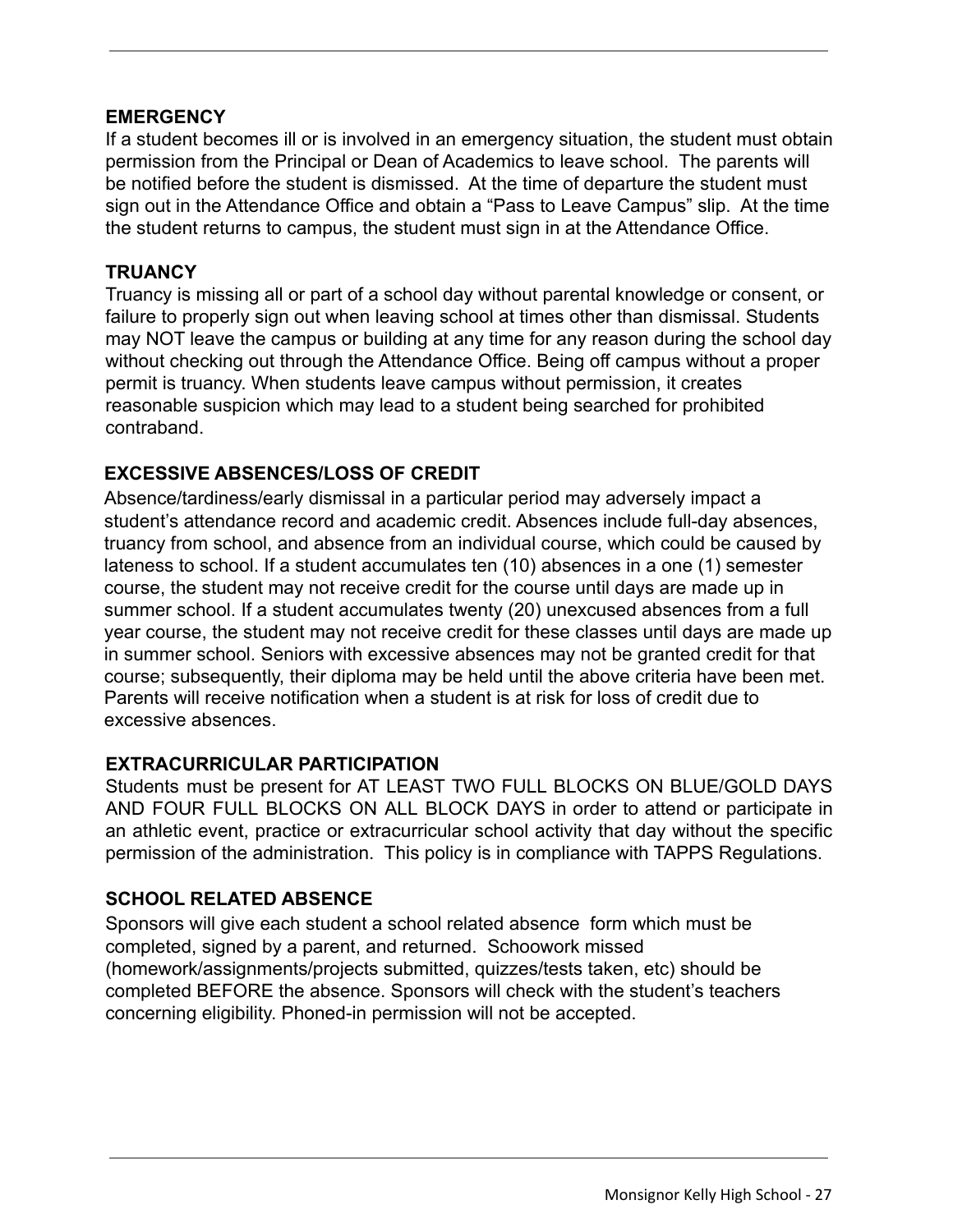### EMERGENCY

If a student becomes ill or is involved in an emergency situation, the student must obtain permission from the Principal or Dean of Academics to leave school. The parents will be notified before the student is dismissed. At the time of departure the student must sign out in the Attendance Office and obtain a "Pass to Leave Campus" slip. At the time the student returns to campus, the student must sign in at the Attendance Office.

### TRUANCY

Truancy is missing all or part of a school day without parental knowledge or consent, or failure to properly sign out when leaving school at times other than dismissal. Students may NOT leave the campus or building at any time for any reason during the school day without checking out through the Attendance Office. Being off campus without a proper permit is truancy. When students leave campus without permission, it creates reasonable suspicion which may lead to a student being searched for prohibited contraband.

### EXCESSIVE ABSENCES/LOSS OF CREDIT

Absence/tardiness/early dismissal in a particular period may adversely impact a student's attendance record and academic credit. Absences include full-day absences, truancy from school, and absence from an individual course, which could be caused by lateness to school. If a student accumulates ten (10) absences in a one (1) semester course, the student may not receive credit for the course until days are made up in summer school. If a student accumulates twenty (20) unexcused absences from a full year course, the student may not receive credit for these classes until days are made up in summer school. Seniors with excessive absences may not be granted credit for that course; subsequently, their diploma may be held until the above criteria have been met. Parents will receive notification when a student is at risk for loss of credit due to excessive absences.

### EXTRACURRICULAR PARTICIPATION

Students must be present for AT LEAST TWO FULL BLOCKS ON BLUE/GOLD DAYS AND FOUR FULL BLOCKS ON ALL BLOCK DAYS in order to attend or participate in an athletic event, practice or extracurricular school activity that day without the specific permission of the administration. This policy is in compliance with TAPPS Regulations.

### SCHOOL RELATED ABSENCE

Sponsors will give each student a school related absence form which must be completed, signed by a parent, and returned. Schoowork missed (homework/assignments/projects submitted, quizzes/tests taken, etc) should be completed BEFORE the absence. Sponsors will check with the student's teachers concerning eligibility. Phoned-in permission will not be accepted.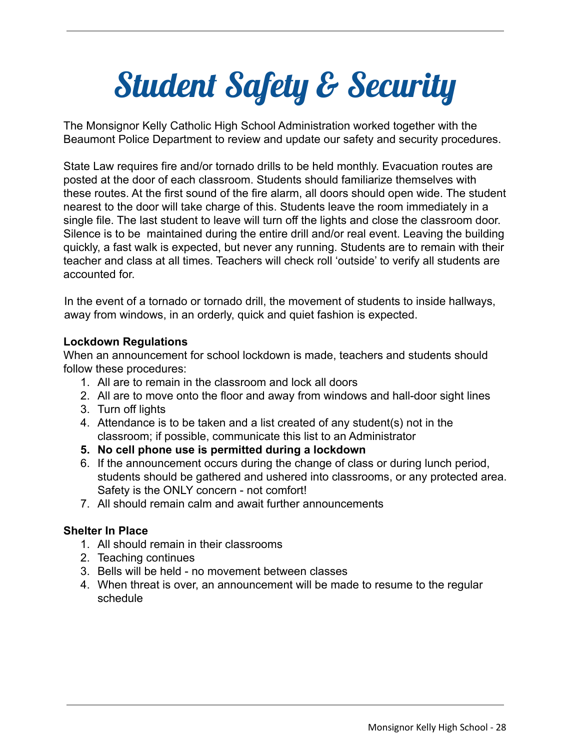# Student Safety & Security

The Monsignor Kelly Catholic High School Administration worked together with the Beaumont Police Department to review and update our safety and security procedures.

State Law requires fire and/or tornado drills to be held monthly. Evacuation routes are posted at the door of each classroom. Students should familiarize themselves with these routes. At the first sound of the fire alarm, all doors should open wide. The student nearest to the door will take charge of this. Students leave the room immediately in a single file. The last student to leave will turn off the lights and close the classroom door. Silence is to be maintained during the entire drill and/or real event. Leaving the building quickly, a fast walk is expected, but never any running. Students are to remain with their teacher and class at all times. Teachers will check roll 'outside' to verify all students are accounted for.

In the event of a tornado or tornado drill, the movement of students to inside hallways, away from windows, in an orderly, quick and quiet fashion is expected.

**Lockdown Regulations**

When an announcement for school lockdown is made, teachers and students should follow these procedures:

1. All are to remain in the classroom and lock all doors
2. All are to move onto the floor and away from windows and hall-door sight lines
3. Turn off lights
4. Attendance is to be taken and a list created of any student(s) not in the classroom; if possible, communicate this list to an Administrator
5. **No cell phone use is permitted during a lockdown**
6. If the announcement occurs during the change of class or during lunch period, students should be gathered and ushered into classrooms, or any protected area. Safety is the ONLY concern - not comfort!
7. All should remain calm and await further announcements

**Shelter In Place**

1. All should remain in their classrooms
2. Teaching continues
3. Bells will be held - no movement between classes
4. When threat is over, an announcement will be made to resume to the regular schedule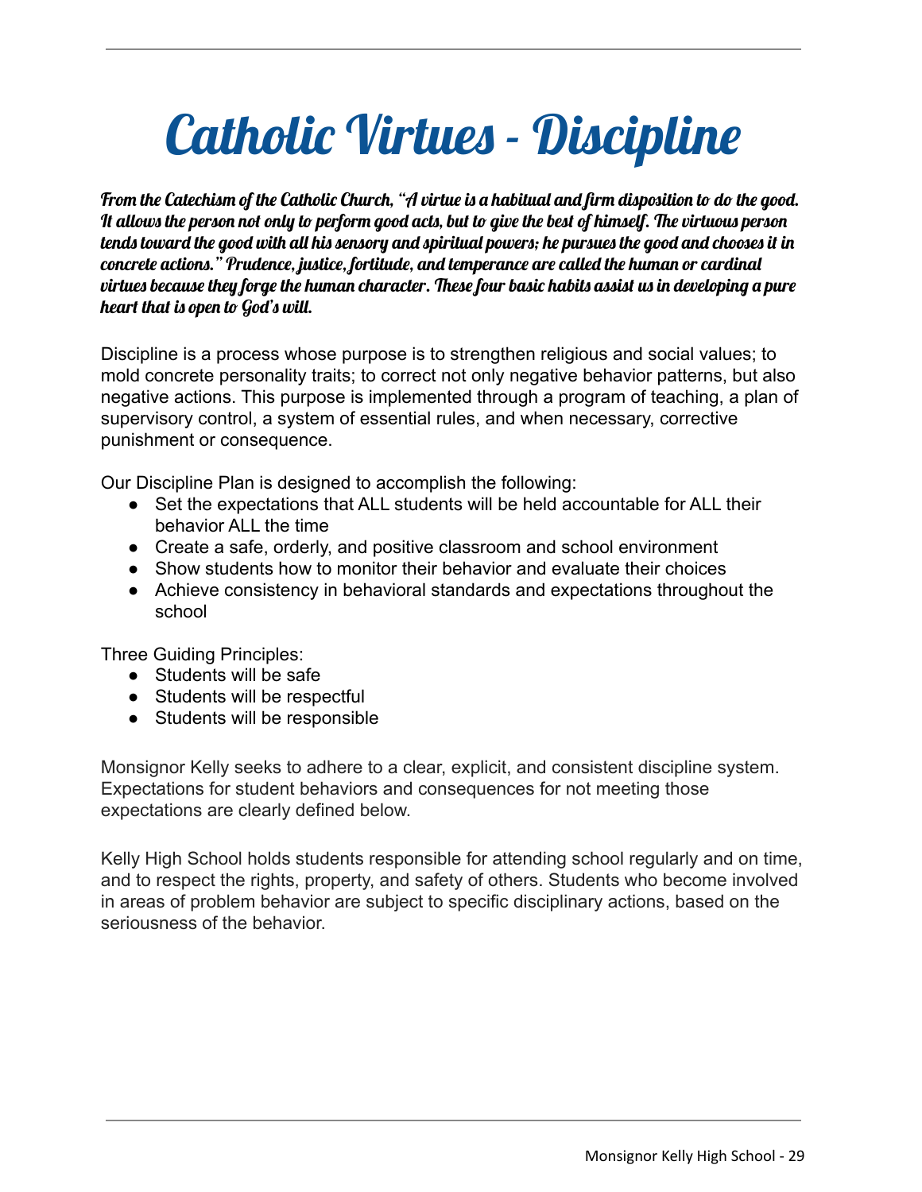# Catholic Virtues - Discipline

*From the Catechism of the Catholic Church, "A virtue is a habitual and firm disposition to do the good. It allows the person not only to perform good acts, but to give the best of himself. The virtuous person tends toward the good with all his sensory and spiritual powers; he pursues the good and chooses it in concrete actions." Prudence, justice, fortitude, and temperance are called the human or cardinal virtues because they forge the human character. These four basic habits assist us in developing a pure heart that is open to God's will.*

Discipline is a process whose purpose is to strengthen religious and social values; to mold concrete personality traits; to correct not only negative behavior patterns, but also negative actions. This purpose is implemented through a program of teaching, a plan of supervisory control, a system of essential rules, and when necessary, corrective punishment or consequence.

Our Discipline Plan is designed to accomplish the following:

- Set the expectations that ALL students will be held accountable for ALL their behavior ALL the time
- Create a safe, orderly, and positive classroom and school environment
- Show students how to monitor their behavior and evaluate their choices
- Achieve consistency in behavioral standards and expectations throughout the school

Three Guiding Principles:

- Students will be safe
- Students will be respectful
- Students will be responsible

Monsignor Kelly seeks to adhere to a clear, explicit, and consistent discipline system. Expectations for student behaviors and consequences for not meeting those expectations are clearly defined below.

Kelly High School holds students responsible for attending school regularly and on time, and to respect the rights, property, and safety of others. Students who become involved in areas of problem behavior are subject to specific disciplinary actions, based on the seriousness of the behavior.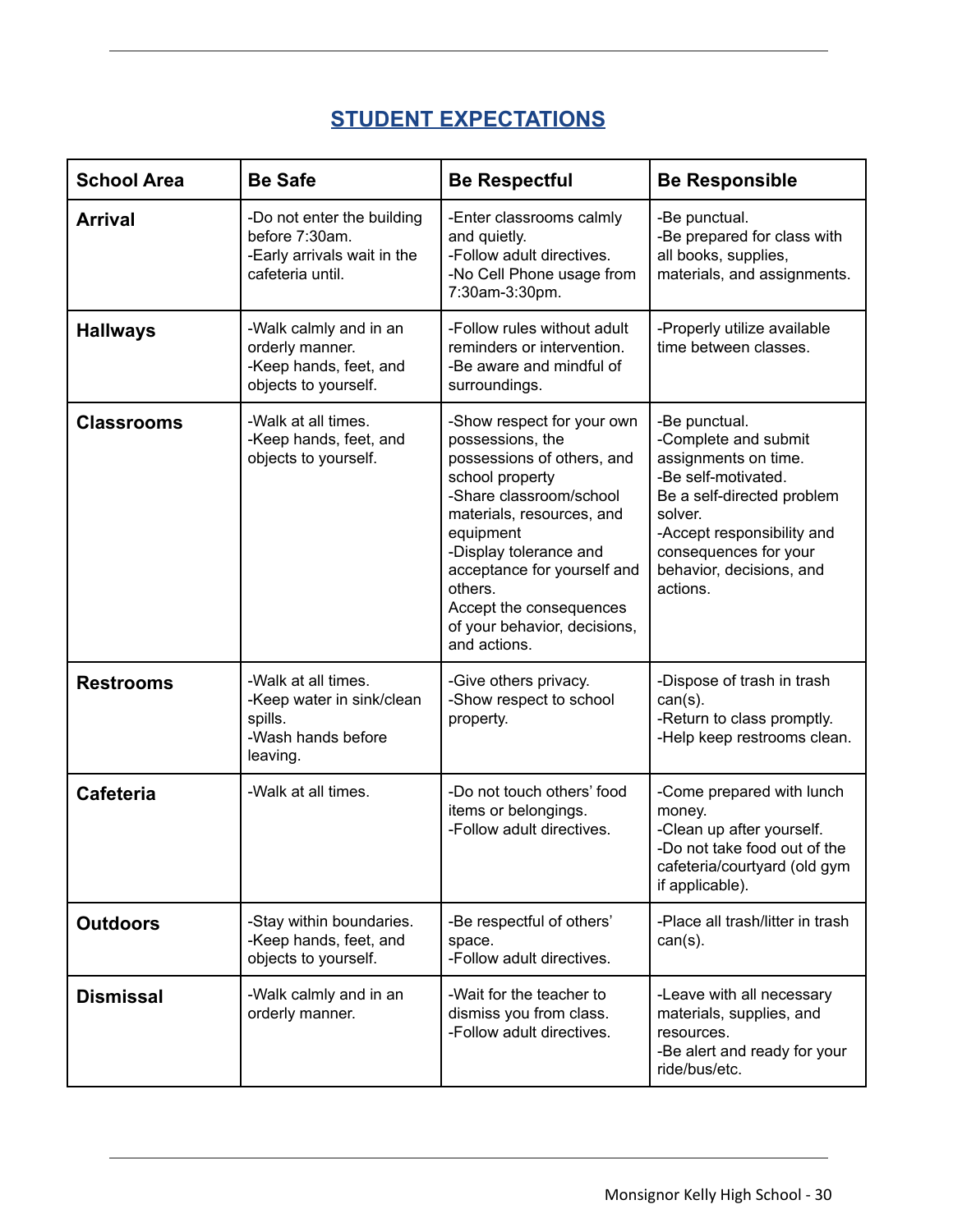## STUDENT EXPECTATIONS

| School Area | Be Safe | Be Respectful | Be Responsible |
|---|---|---|---|
| **Arrival** | -Do not enter the building before 7:30am.<br>-Early arrivals wait in the cafeteria until. | -Enter classrooms calmly and quietly.<br>-Follow adult directives.<br>-No Cell Phone usage from 7:30am-3:30pm. | -Be punctual.<br>-Be prepared for class with all books, supplies, materials, and assignments. |
| **Hallways** | -Walk calmly and in an orderly manner.<br>-Keep hands, feet, and objects to yourself. | -Follow rules without adult reminders or intervention.<br>-Be aware and mindful of surroundings. | -Properly utilize available time between classes. |
| **Classrooms** | -Walk at all times.<br>-Keep hands, feet, and objects to yourself. | -Show respect for your own possessions, the possessions of others, and school property<br>-Share classroom/school materials, resources, and equipment<br>-Display tolerance and acceptance for yourself and others.<br>Accept the consequences of your behavior, decisions, and actions. | -Be punctual.<br>-Complete and submit assignments on time.<br>-Be self-motivated.<br>Be a self-directed problem solver.<br>-Accept responsibility and consequences for your behavior, decisions, and actions. |
| **Restrooms** | -Walk at all times.<br>-Keep water in sink/clean spills.<br>-Wash hands before leaving. | -Give others privacy.<br>-Show respect to school property. | -Dispose of trash in trash can(s).<br>-Return to class promptly.<br>-Help keep restrooms clean. |
| **Cafeteria** | -Walk at all times. | -Do not touch others' food items or belongings.<br>-Follow adult directives. | -Come prepared with lunch money.<br>-Clean up after yourself.<br>-Do not take food out of the cafeteria/courtyard (old gym if applicable). |
| **Outdoors** | -Stay within boundaries.<br>-Keep hands, feet, and objects to yourself. | -Be respectful of others' space.<br>-Follow adult directives. | -Place all trash/litter in trash can(s). |
| **Dismissal** | -Walk calmly and in an orderly manner. | -Wait for the teacher to dismiss you from class.<br>-Follow adult directives. | -Leave with all necessary materials, supplies, and resources.<br>-Be alert and ready for your ride/bus/etc. |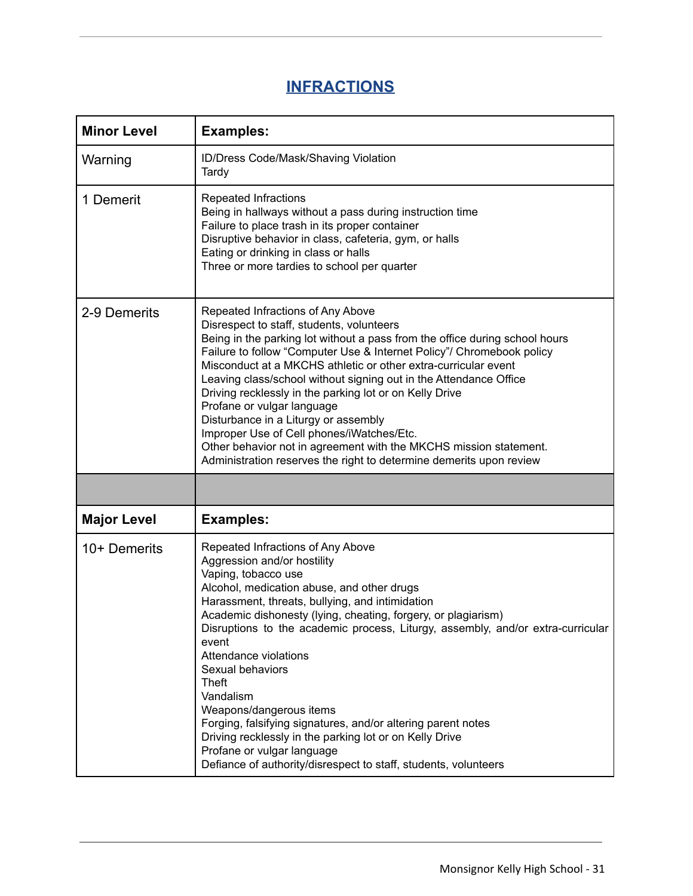# INFRACTIONS

| **Minor Level** | **Examples:** |
|---|---|
| Warning | ID/Dress Code/Mask/Shaving Violation<br>Tardy |
| 1 Demerit | Repeated Infractions<br>Being in hallways without a pass during instruction time<br>Failure to place trash in its proper container<br>Disruptive behavior in class, cafeteria, gym, or halls<br>Eating or drinking in class or halls<br>Three or more tardies to school per quarter |
| 2-9 Demerits | Repeated Infractions of Any Above<br>Disrespect to staff, students, volunteers<br>Being in the parking lot without a pass from the office during school hours<br>Failure to follow "Computer Use & Internet Policy"/ Chromebook policy<br>Misconduct at a MKCHS athletic or other extra-curricular event<br>Leaving class/school without signing out in the Attendance Office<br>Driving recklessly in the parking lot or on Kelly Drive<br>Profane or vulgar language<br>Disturbance in a Liturgy or assembly<br>Improper Use of Cell phones/iWatches/Etc.<br>Other behavior not in agreement with the MKCHS mission statement.<br>Administration reserves the right to determine demerits upon review |
| | |
| **Major Level** | **Examples:** |
| 10+ Demerits | Repeated Infractions of Any Above<br>Aggression and/or hostility<br>Vaping, tobacco use<br>Alcohol, medication abuse, and other drugs<br>Harassment, threats, bullying, and intimidation<br>Academic dishonesty (lying, cheating, forgery, or plagiarism)<br>Disruptions to the academic process, Liturgy, assembly, and/or extra-curricular event<br>Attendance violations<br>Sexual behaviors<br>Theft<br>Vandalism<br>Weapons/dangerous items<br>Forging, falsifying signatures, and/or altering parent notes<br>Driving recklessly in the parking lot or on Kelly Drive<br>Profane or vulgar language<br>Defiance of authority/disrespect to staff, students, volunteers |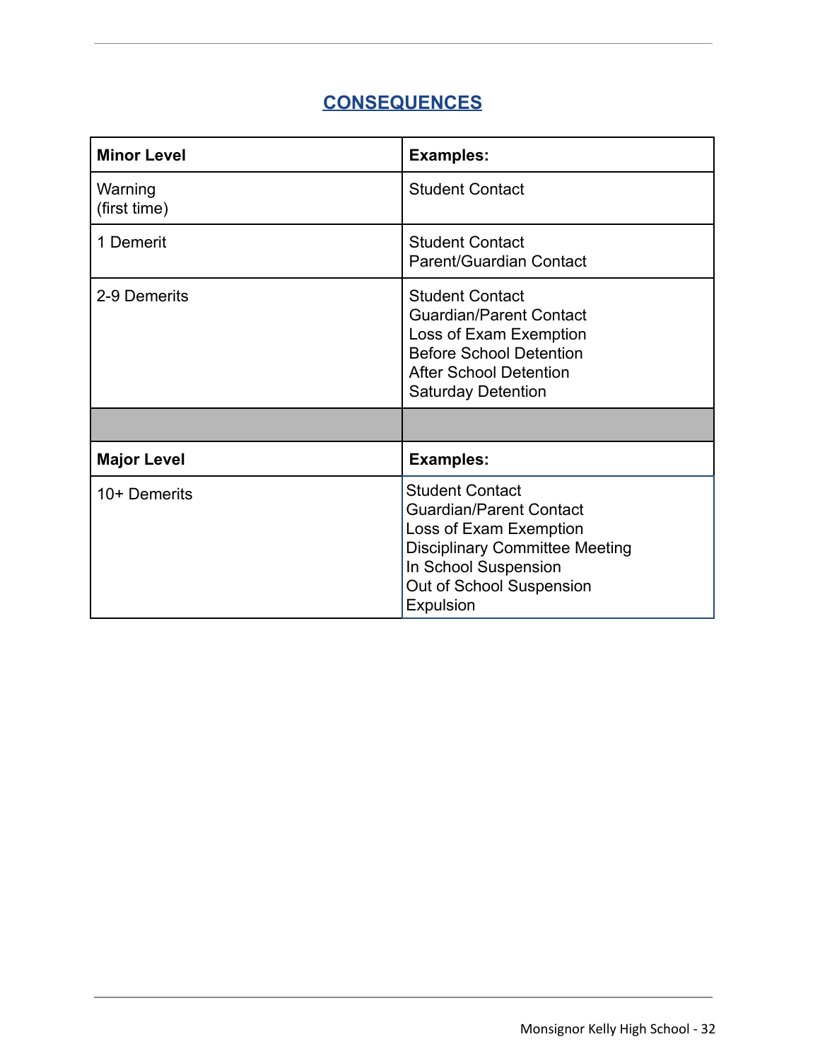## CONSEQUENCES

| Minor Level | Examples: |
|---|---|
| Warning<br>(first time) | Student Contact |
| 1 Demerit | Student Contact<br>Parent/Guardian Contact |
| 2-9 Demerits | Student Contact<br>Guardian/Parent Contact<br>Loss of Exam Exemption<br>Before School Detention<br>After School Detention<br>Saturday Detention |
| | |
| **Major Level** | **Examples:** |
| 10+ Demerits | Student Contact<br>Guardian/Parent Contact<br>Loss of Exam Exemption<br>Disciplinary Committee Meeting<br>In School Suspension<br>Out of School Suspension<br>Expulsion |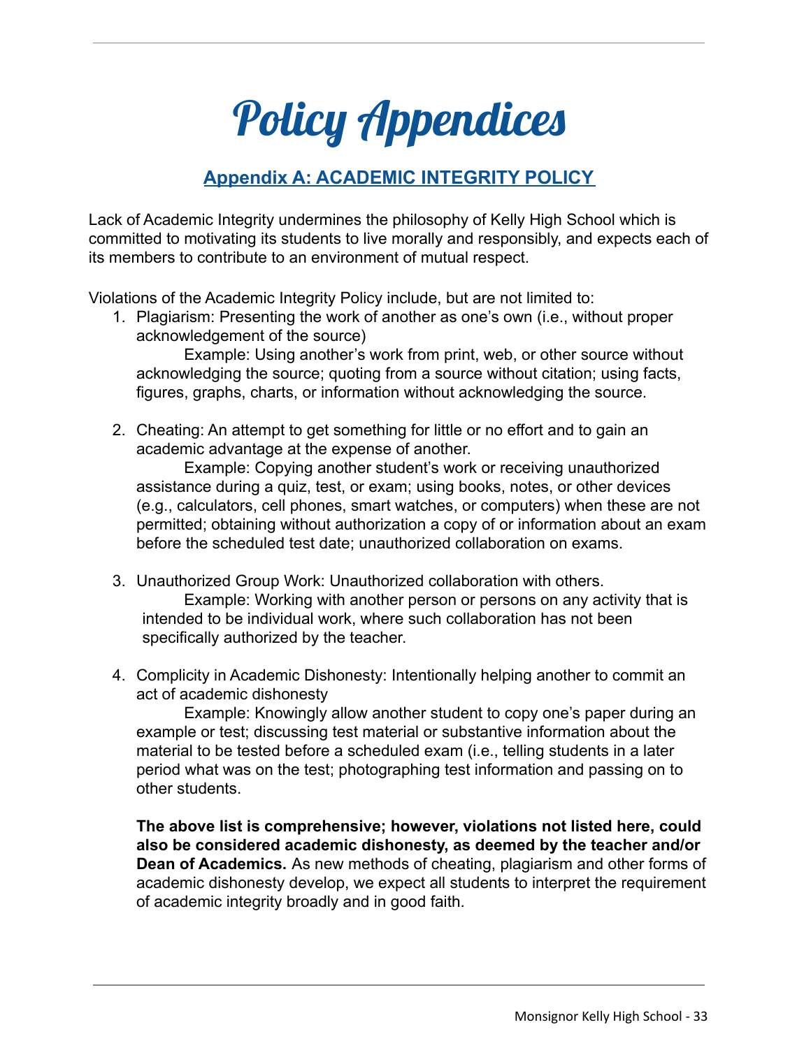# Policy Appendices

## Appendix A: ACADEMIC INTEGRITY POLICY

Lack of Academic Integrity undermines the philosophy of Kelly High School which is committed to motivating its students to live morally and responsibly, and expects each of its members to contribute to an environment of mutual respect.

Violations of the Academic Integrity Policy include, but are not limited to:

1. Plagiarism: Presenting the work of another as one's own (i.e., without proper acknowledgement of the source)

   Example: Using another's work from print, web, or other source without acknowledging the source; quoting from a source without citation; using facts, figures, graphs, charts, or information without acknowledging the source.

2. Cheating: An attempt to get something for little or no effort and to gain an academic advantage at the expense of another.

   Example: Copying another student's work or receiving unauthorized assistance during a quiz, test, or exam; using books, notes, or other devices (e.g., calculators, cell phones, smart watches, or computers) when these are not permitted; obtaining without authorization a copy of or information about an exam before the scheduled test date; unauthorized collaboration on exams.

3. Unauthorized Group Work: Unauthorized collaboration with others.

   Example: Working with another person or persons on any activity that is intended to be individual work, where such collaboration has not been specifically authorized by the teacher.

4. Complicity in Academic Dishonesty: Intentionally helping another to commit an act of academic dishonesty

   Example: Knowingly allow another student to copy one's paper during an example or test; discussing test material or substantive information about the material to be tested before a scheduled exam (i.e., telling students in a later period what was on the test; photographing test information and passing on to other students.

   **The above list is comprehensive; however, violations not listed here, could also be considered academic dishonesty, as deemed by the teacher and/or Dean of Academics.** As new methods of cheating, plagiarism and other forms of academic dishonesty develop, we expect all students to interpret the requirement of academic integrity broadly and in good faith.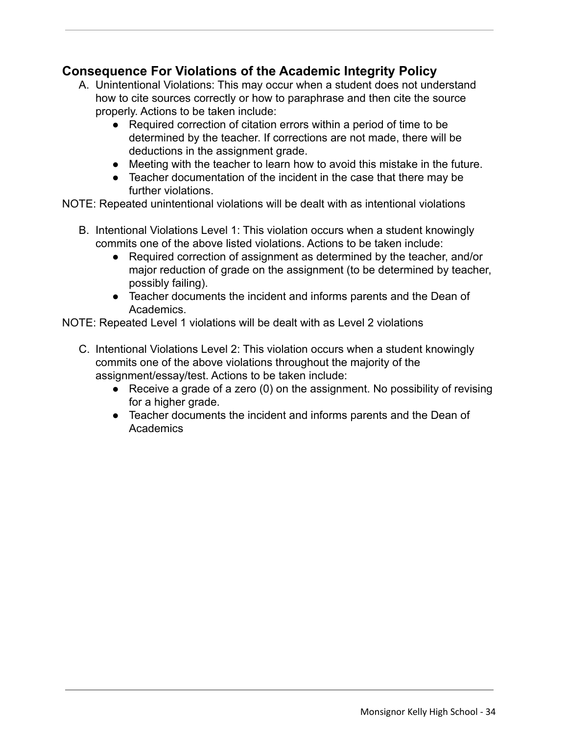## Consequence For Violations of the Academic Integrity Policy

A. Unintentional Violations: This may occur when a student does not understand how to cite sources correctly or how to paraphrase and then cite the source properly. Actions to be taken include:
   - Required correction of citation errors within a period of time to be determined by the teacher. If corrections are not made, there will be deductions in the assignment grade.
   - Meeting with the teacher to learn how to avoid this mistake in the future.
   - Teacher documentation of the incident in the case that there may be further violations.

NOTE: Repeated unintentional violations will be dealt with as intentional violations

B. Intentional Violations Level 1: This violation occurs when a student knowingly commits one of the above listed violations. Actions to be taken include:
   - Required correction of assignment as determined by the teacher, and/or major reduction of grade on the assignment (to be determined by teacher, possibly failing).
   - Teacher documents the incident and informs parents and the Dean of Academics.

NOTE: Repeated Level 1 violations will be dealt with as Level 2 violations

C. Intentional Violations Level 2: This violation occurs when a student knowingly commits one of the above violations throughout the majority of the assignment/essay/test. Actions to be taken include:
   - Receive a grade of a zero (0) on the assignment. No possibility of revising for a higher grade.
   - Teacher documents the incident and informs parents and the Dean of Academics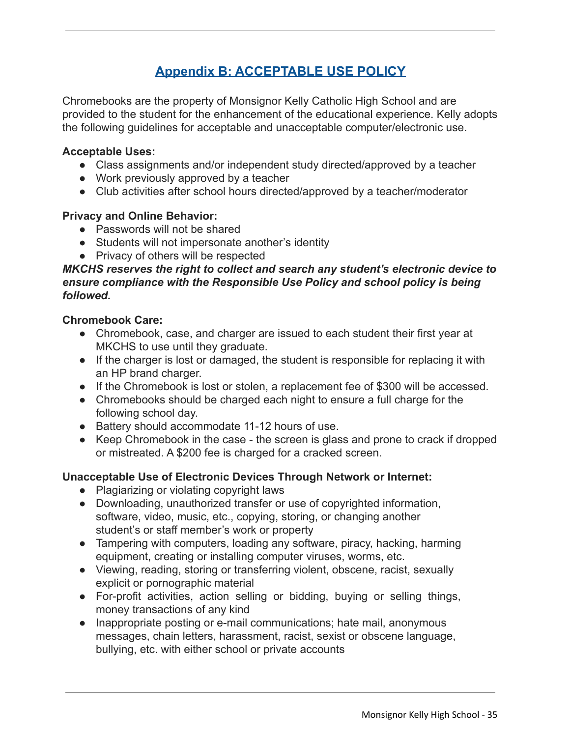## Appendix B: ACCEPTABLE USE POLICY

Chromebooks are the property of Monsignor Kelly Catholic High School and are provided to the student for the enhancement of the educational experience. Kelly adopts the following guidelines for acceptable and unacceptable computer/electronic use.

**Acceptable Uses:**

- Class assignments and/or independent study directed/approved by a teacher
- Work previously approved by a teacher
- Club activities after school hours directed/approved by a teacher/moderator

**Privacy and Online Behavior:**

- Passwords will not be shared
- Students will not impersonate another's identity
- Privacy of others will be respected

***MKCHS reserves the right to collect and search any student's electronic device to ensure compliance with the Responsible Use Policy and school policy is being followed.***

**Chromebook Care:**

- Chromebook, case, and charger are issued to each student their first year at MKCHS to use until they graduate.
- If the charger is lost or damaged, the student is responsible for replacing it with an HP brand charger.
- If the Chromebook is lost or stolen, a replacement fee of $300 will be accessed.
- Chromebooks should be charged each night to ensure a full charge for the following school day.
- Battery should accommodate 11-12 hours of use.
- Keep Chromebook in the case - the screen is glass and prone to crack if dropped or mistreated. A $200 fee is charged for a cracked screen.

**Unacceptable Use of Electronic Devices Through Network or Internet:**

- Plagiarizing or violating copyright laws
- Downloading, unauthorized transfer or use of copyrighted information, software, video, music, etc., copying, storing, or changing another student's or staff member's work or property
- Tampering with computers, loading any software, piracy, hacking, harming equipment, creating or installing computer viruses, worms, etc.
- Viewing, reading, storing or transferring violent, obscene, racist, sexually explicit or pornographic material
- For-profit activities, action selling or bidding, buying or selling things, money transactions of any kind
- Inappropriate posting or e-mail communications; hate mail, anonymous messages, chain letters, harassment, racist, sexist or obscene language, bullying, etc. with either school or private accounts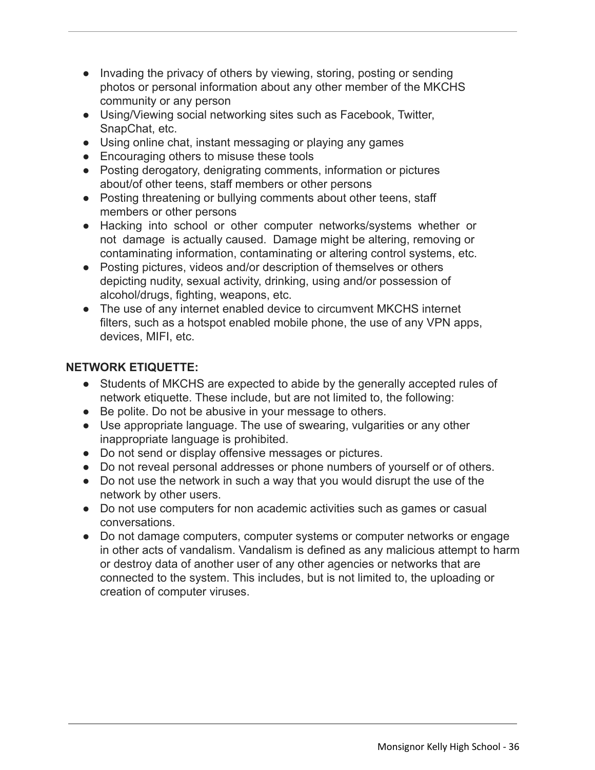- Invading the privacy of others by viewing, storing, posting or sending photos or personal information about any other member of the MKCHS community or any person
- Using/Viewing social networking sites such as Facebook, Twitter, SnapChat, etc.
- Using online chat, instant messaging or playing any games
- Encouraging others to misuse these tools
- Posting derogatory, denigrating comments, information or pictures about/of other teens, staff members or other persons
- Posting threatening or bullying comments about other teens, staff members or other persons
- Hacking into school or other computer networks/systems whether or not damage is actually caused. Damage might be altering, removing or contaminating information, contaminating or altering control systems, etc.
- Posting pictures, videos and/or description of themselves or others depicting nudity, sexual activity, drinking, using and/or possession of alcohol/drugs, fighting, weapons, etc.
- The use of any internet enabled device to circumvent MKCHS internet filters, such as a hotspot enabled mobile phone, the use of any VPN apps, devices, MIFI, etc.

**NETWORK ETIQUETTE:**

- Students of MKCHS are expected to abide by the generally accepted rules of network etiquette. These include, but are not limited to, the following:
- Be polite. Do not be abusive in your message to others.
- Use appropriate language. The use of swearing, vulgarities or any other inappropriate language is prohibited.
- Do not send or display offensive messages or pictures.
- Do not reveal personal addresses or phone numbers of yourself or of others.
- Do not use the network in such a way that you would disrupt the use of the network by other users.
- Do not use computers for non academic activities such as games or casual conversations.
- Do not damage computers, computer systems or computer networks or engage in other acts of vandalism. Vandalism is defined as any malicious attempt to harm or destroy data of another user of any other agencies or networks that are connected to the system. This includes, but is not limited to, the uploading or creation of computer viruses.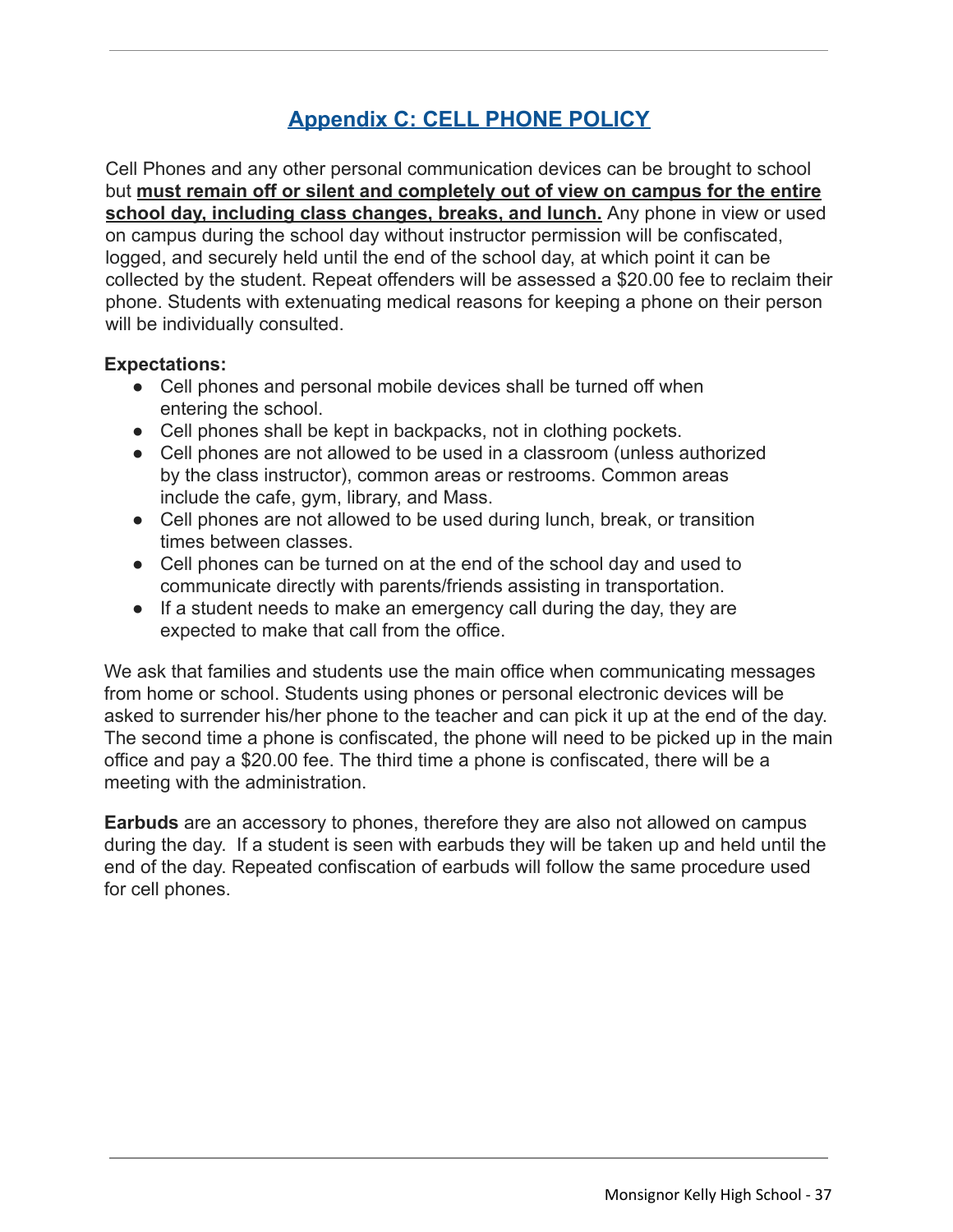# Appendix C: CELL PHONE POLICY

Cell Phones and any other personal communication devices can be brought to school but **must remain off or silent and completely out of view on campus for the entire school day, including class changes, breaks, and lunch.** Any phone in view or used on campus during the school day without instructor permission will be confiscated, logged, and securely held until the end of the school day, at which point it can be collected by the student. Repeat offenders will be assessed a $20.00 fee to reclaim their phone. Students with extenuating medical reasons for keeping a phone on their person will be individually consulted.

**Expectations:**

- Cell phones and personal mobile devices shall be turned off when entering the school.
- Cell phones shall be kept in backpacks, not in clothing pockets.
- Cell phones are not allowed to be used in a classroom (unless authorized by the class instructor), common areas or restrooms. Common areas include the cafe, gym, library, and Mass.
- Cell phones are not allowed to be used during lunch, break, or transition times between classes.
- Cell phones can be turned on at the end of the school day and used to communicate directly with parents/friends assisting in transportation.
- If a student needs to make an emergency call during the day, they are expected to make that call from the office.

We ask that families and students use the main office when communicating messages from home or school. Students using phones or personal electronic devices will be asked to surrender his/her phone to the teacher and can pick it up at the end of the day. The second time a phone is confiscated, the phone will need to be picked up in the main office and pay a $20.00 fee. The third time a phone is confiscated, there will be a meeting with the administration.

**Earbuds** are an accessory to phones, therefore they are also not allowed on campus during the day. If a student is seen with earbuds they will be taken up and held until the end of the day. Repeated confiscation of earbuds will follow the same procedure used for cell phones.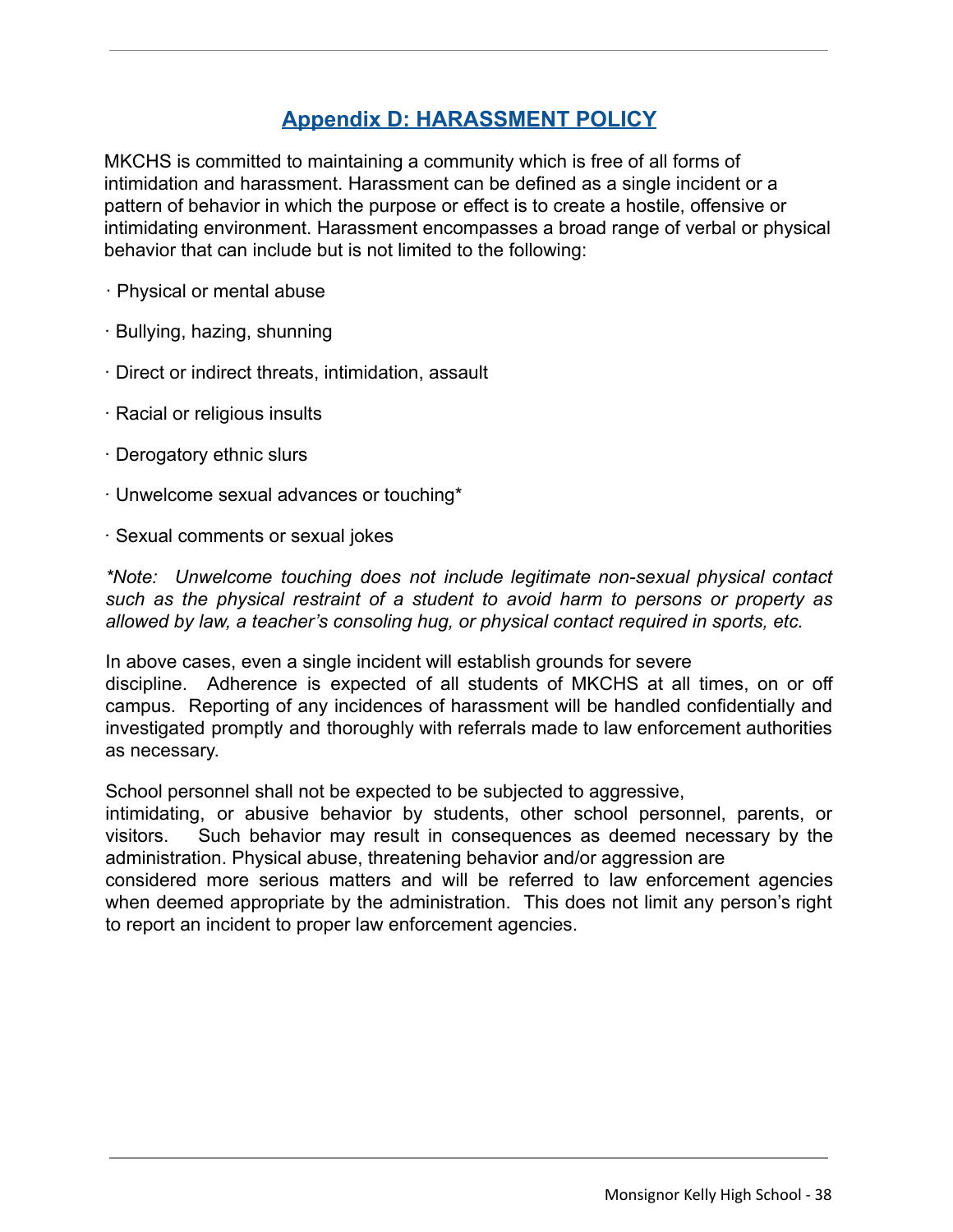# Appendix D: HARASSMENT POLICY

MKCHS is committed to maintaining a community which is free of all forms of intimidation and harassment. Harassment can be defined as a single incident or a pattern of behavior in which the purpose or effect is to create a hostile, offensive or intimidating environment. Harassment encompasses a broad range of verbal or physical behavior that can include but is not limited to the following:

· Physical or mental abuse

· Bullying, hazing, shunning

· Direct or indirect threats, intimidation, assault

· Racial or religious insults

· Derogatory ethnic slurs

· Unwelcome sexual advances or touching*

· Sexual comments or sexual jokes

*\*Note: Unwelcome touching does not include legitimate non-sexual physical contact such as the physical restraint of a student to avoid harm to persons or property as allowed by law, a teacher's consoling hug, or physical contact required in sports, etc.*

In above cases, even a single incident will establish grounds for severe discipline. Adherence is expected of all students of MKCHS at all times, on or off campus. Reporting of any incidences of harassment will be handled confidentially and investigated promptly and thoroughly with referrals made to law enforcement authorities as necessary.

School personnel shall not be expected to be subjected to aggressive, intimidating, or abusive behavior by students, other school personnel, parents, or visitors. Such behavior may result in consequences as deemed necessary by the administration. Physical abuse, threatening behavior and/or aggression are considered more serious matters and will be referred to law enforcement agencies when deemed appropriate by the administration. This does not limit any person's right to report an incident to proper law enforcement agencies.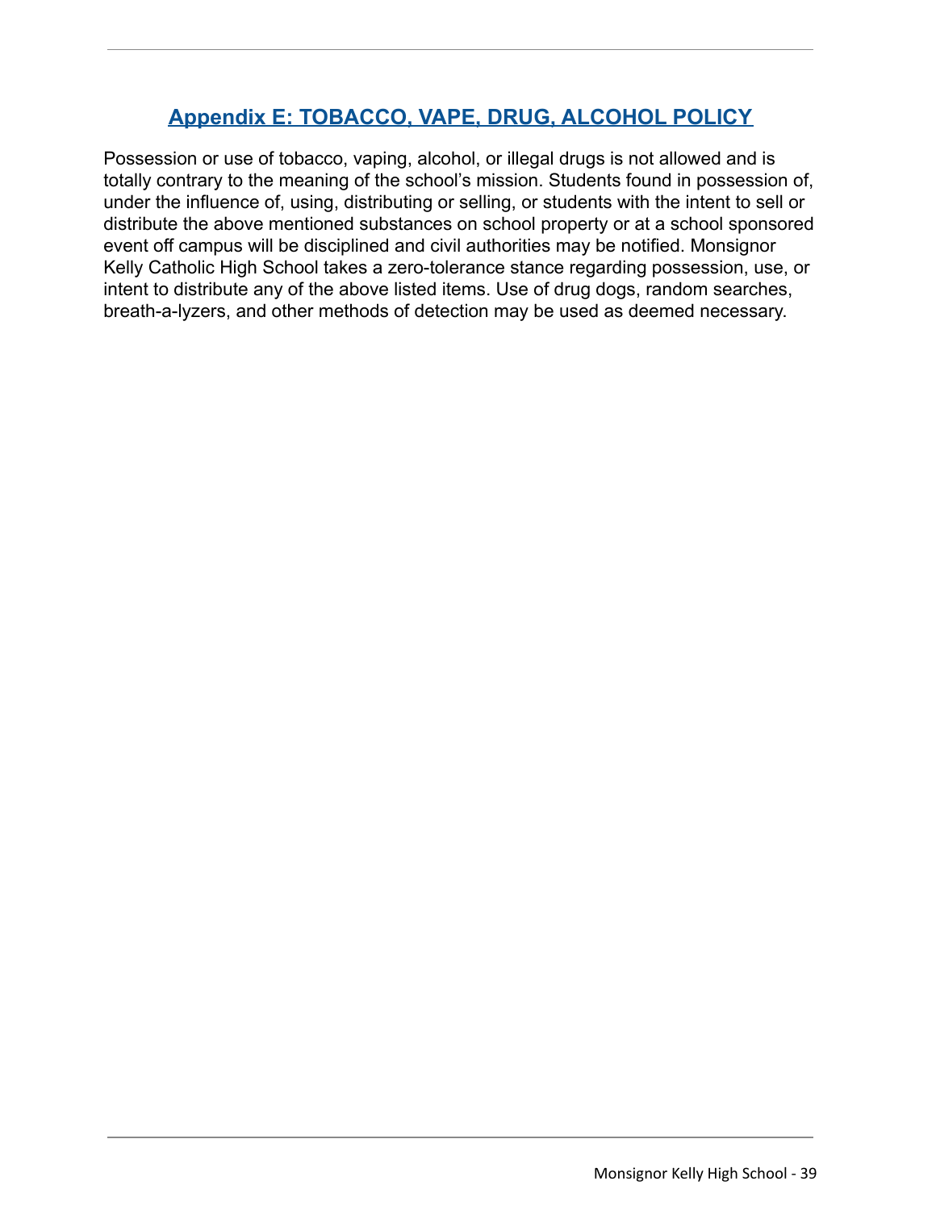## Appendix E: TOBACCO, VAPE, DRUG, ALCOHOL POLICY

Possession or use of tobacco, vaping, alcohol, or illegal drugs is not allowed and is totally contrary to the meaning of the school's mission. Students found in possession of, under the influence of, using, distributing or selling, or students with the intent to sell or distribute the above mentioned substances on school property or at a school sponsored event off campus will be disciplined and civil authorities may be notified. Monsignor Kelly Catholic High School takes a zero-tolerance stance regarding possession, use, or intent to distribute any of the above listed items. Use of drug dogs, random searches, breath-a-lyzers, and other methods of detection may be used as deemed necessary.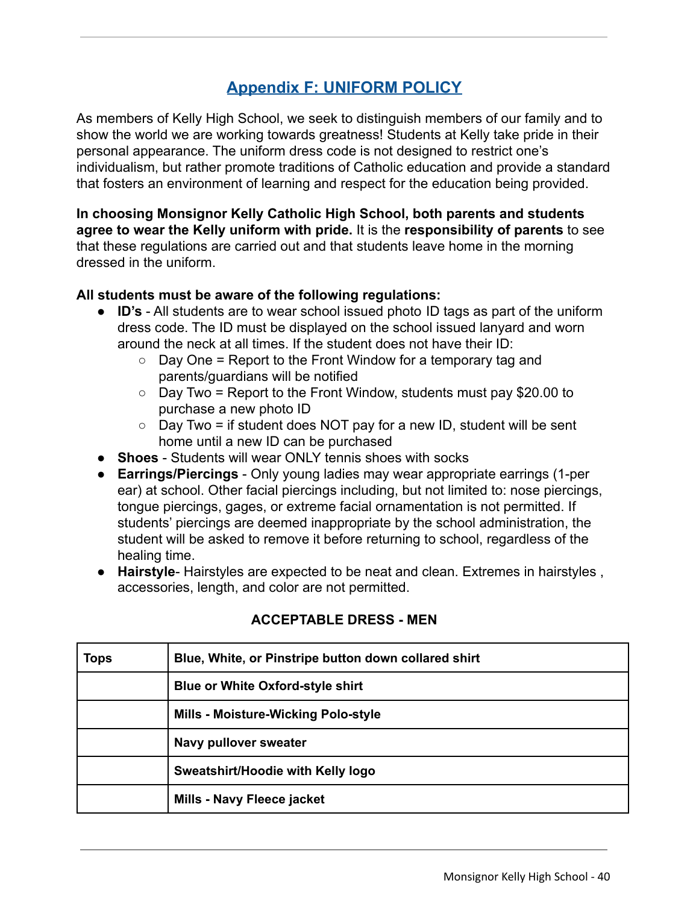## Appendix F: UNIFORM POLICY

As members of Kelly High School, we seek to distinguish members of our family and to show the world we are working towards greatness! Students at Kelly take pride in their personal appearance. The uniform dress code is not designed to restrict one's individualism, but rather promote traditions of Catholic education and provide a standard that fosters an environment of learning and respect for the education being provided.

**In choosing Monsignor Kelly Catholic High School, both parents and students agree to wear the Kelly uniform with pride.** It is the **responsibility of parents** to see that these regulations are carried out and that students leave home in the morning dressed in the uniform.

**All students must be aware of the following regulations:**

- **ID's** - All students are to wear school issued photo ID tags as part of the uniform dress code. The ID must be displayed on the school issued lanyard and worn around the neck at all times. If the student does not have their ID:
  - Day One = Report to the Front Window for a temporary tag and parents/guardians will be notified
  - Day Two = Report to the Front Window, students must pay $20.00 to purchase a new photo ID
  - Day Two = if student does NOT pay for a new ID, student will be sent home until a new ID can be purchased
- **Shoes** - Students will wear ONLY tennis shoes with socks
- **Earrings/Piercings** - Only young ladies may wear appropriate earrings (1-per ear) at school. Other facial piercings including, but not limited to: nose piercings, tongue piercings, gages, or extreme facial ornamentation is not permitted. If students' piercings are deemed inappropriate by the school administration, the student will be asked to remove it before returning to school, regardless of the healing time.
- **Hairstyle**- Hairstyles are expected to be neat and clean. Extremes in hairstyles , accessories, length, and color are not permitted.

**ACCEPTABLE DRESS - MEN**

| Tops | Blue, White, or Pinstripe button down collared shirt |
|---|---|
| | Blue or White Oxford-style shirt |
| | Mills - Moisture-Wicking Polo-style |
| | Navy pullover sweater |
| | Sweatshirt/Hoodie with Kelly logo |
| | Mills - Navy Fleece jacket |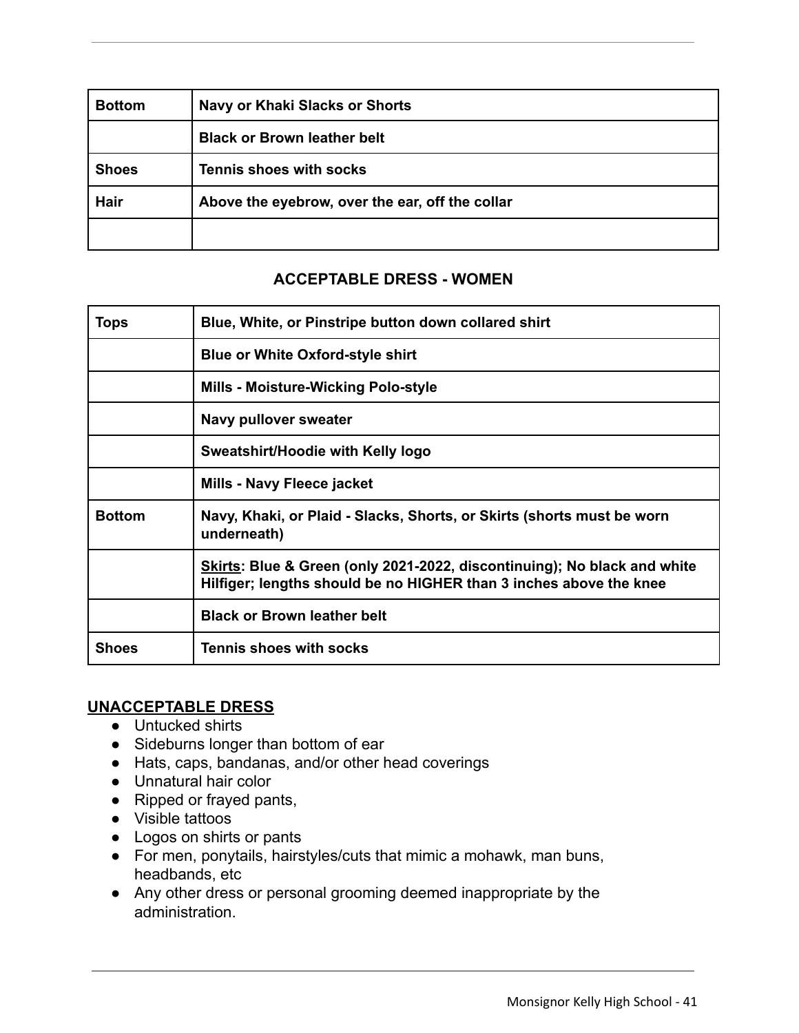| | |
|---|---|
| **Bottom** | **Navy or Khaki Slacks or Shorts** |
| | **Black or Brown leather belt** |
| **Shoes** | **Tennis shoes with socks** |
| **Hair** | **Above the eyebrow, over the ear, off the collar** |
| | |

### ACCEPTABLE DRESS - WOMEN

| | |
|---|---|
| **Tops** | **Blue, White, or Pinstripe button down collared shirt** |
| | **Blue or White Oxford-style shirt** |
| | **Mills - Moisture-Wicking Polo-style** |
| | **Navy pullover sweater** |
| | **Sweatshirt/Hoodie with Kelly logo** |
| | **Mills - Navy Fleece jacket** |
| **Bottom** | **Navy, Khaki, or Plaid - Slacks, Shorts, or Skirts (shorts must be worn underneath)** |
| | **<u>Skirts</u>: Blue & Green (only 2021-2022, discontinuing); No black and white Hilfiger; lengths should be no HIGHER than 3 inches above the knee** |
| | **Black or Brown leather belt** |
| **Shoes** | **Tennis shoes with socks** |

**<u>UNACCEPTABLE DRESS</u>**

- Untucked shirts
- Sideburns longer than bottom of ear
- Hats, caps, bandanas, and/or other head coverings
- Unnatural hair color
- Ripped or frayed pants,
- Visible tattoos
- Logos on shirts or pants
- For men, ponytails, hairstyles/cuts that mimic a mohawk, man buns, headbands, etc
- Any other dress or personal grooming deemed inappropriate by the administration.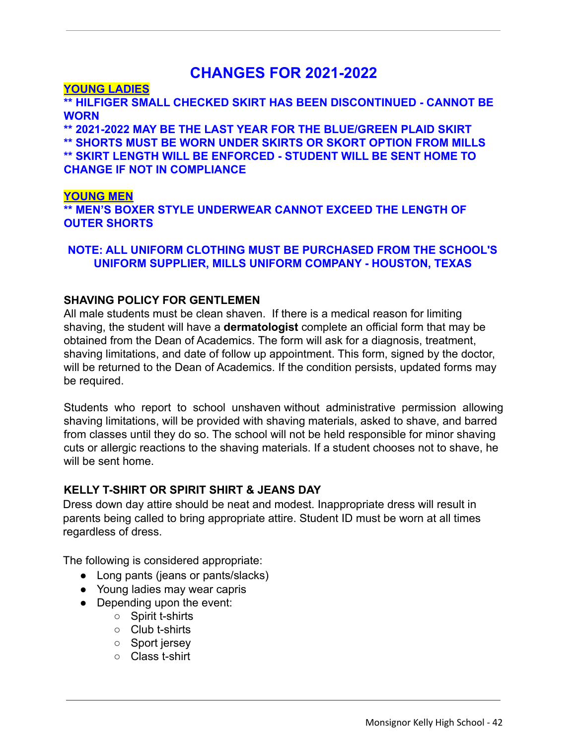# CHANGES FOR 2021-2022

**YOUNG LADIES**

**** HILFIGER SMALL CHECKED SKIRT HAS BEEN DISCONTINUED - CANNOT BE WORN**

**** 2021-2022 MAY BE THE LAST YEAR FOR THE BLUE/GREEN PLAID SKIRT**

**** SHORTS MUST BE WORN UNDER SKIRTS OR SKORT OPTION FROM MILLS**

**** SKIRT LENGTH WILL BE ENFORCED - STUDENT WILL BE SENT HOME TO CHANGE IF NOT IN COMPLIANCE**

**YOUNG MEN**

**** MEN'S BOXER STYLE UNDERWEAR CANNOT EXCEED THE LENGTH OF OUTER SHORTS**

**NOTE: ALL UNIFORM CLOTHING MUST BE PURCHASED FROM THE SCHOOL'S UNIFORM SUPPLIER, MILLS UNIFORM COMPANY - HOUSTON, TEXAS**

### SHAVING POLICY FOR GENTLEMEN

All male students must be clean shaven. If there is a medical reason for limiting shaving, the student will have a **dermatologist** complete an official form that may be obtained from the Dean of Academics. The form will ask for a diagnosis, treatment, shaving limitations, and date of follow up appointment. This form, signed by the doctor, will be returned to the Dean of Academics. If the condition persists, updated forms may be required.

Students who report to school unshaven without administrative permission allowing shaving limitations, will be provided with shaving materials, asked to shave, and barred from classes until they do so. The school will not be held responsible for minor shaving cuts or allergic reactions to the shaving materials. If a student chooses not to shave, he will be sent home.

### KELLY T-SHIRT OR SPIRIT SHIRT & JEANS DAY

Dress down day attire should be neat and modest. Inappropriate dress will result in parents being called to bring appropriate attire. Student ID must be worn at all times regardless of dress.

The following is considered appropriate:

- Long pants (jeans or pants/slacks)
- Young ladies may wear capris
- Depending upon the event:
  - Spirit t-shirts
  - Club t-shirts
  - Sport jersey
  - Class t-shirt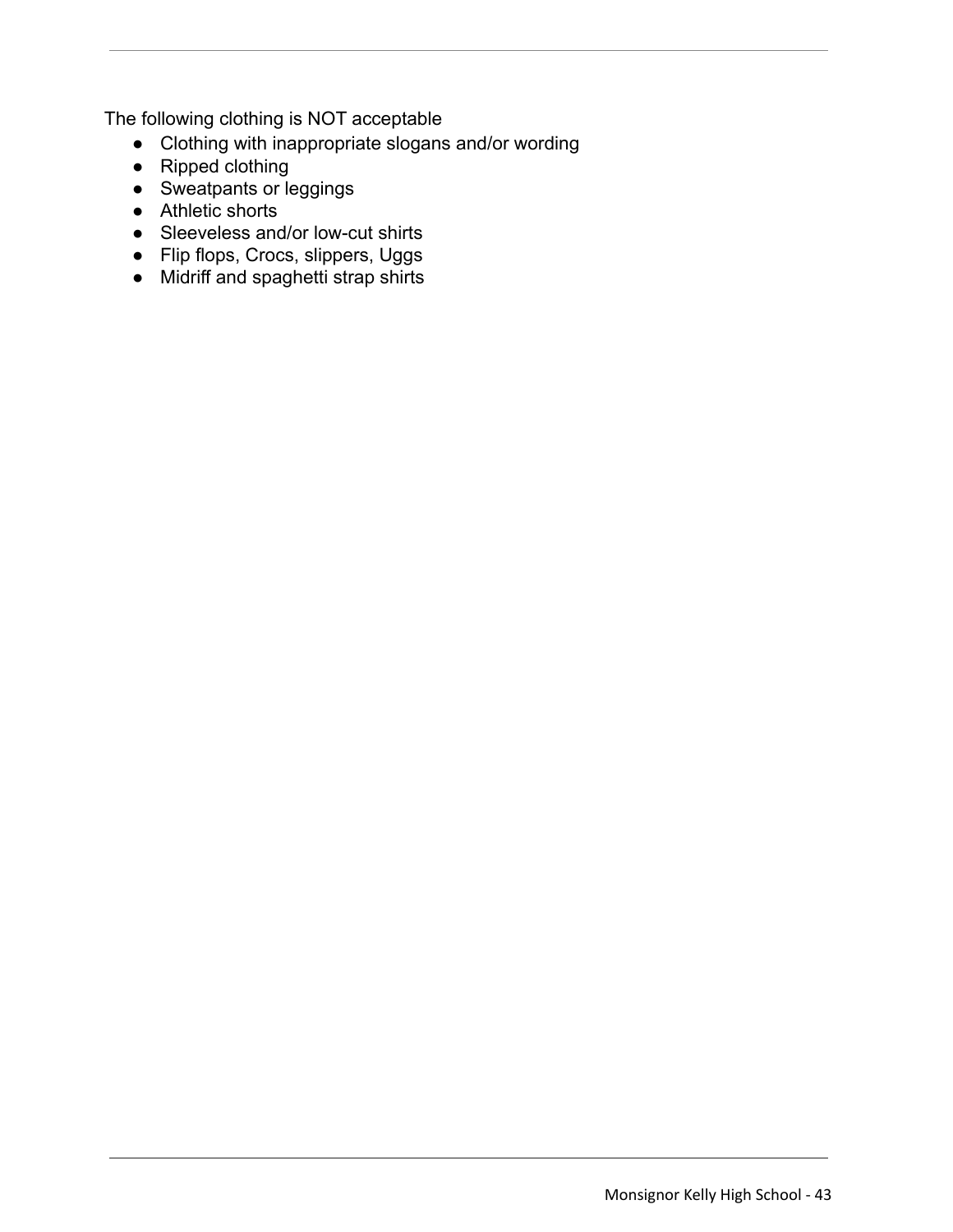The following clothing is NOT acceptable

- Clothing with inappropriate slogans and/or wording
- Ripped clothing
- Sweatpants or leggings
- Athletic shorts
- Sleeveless and/or low-cut shirts
- Flip flops, Crocs, slippers, Uggs
- Midriff and spaghetti strap shirts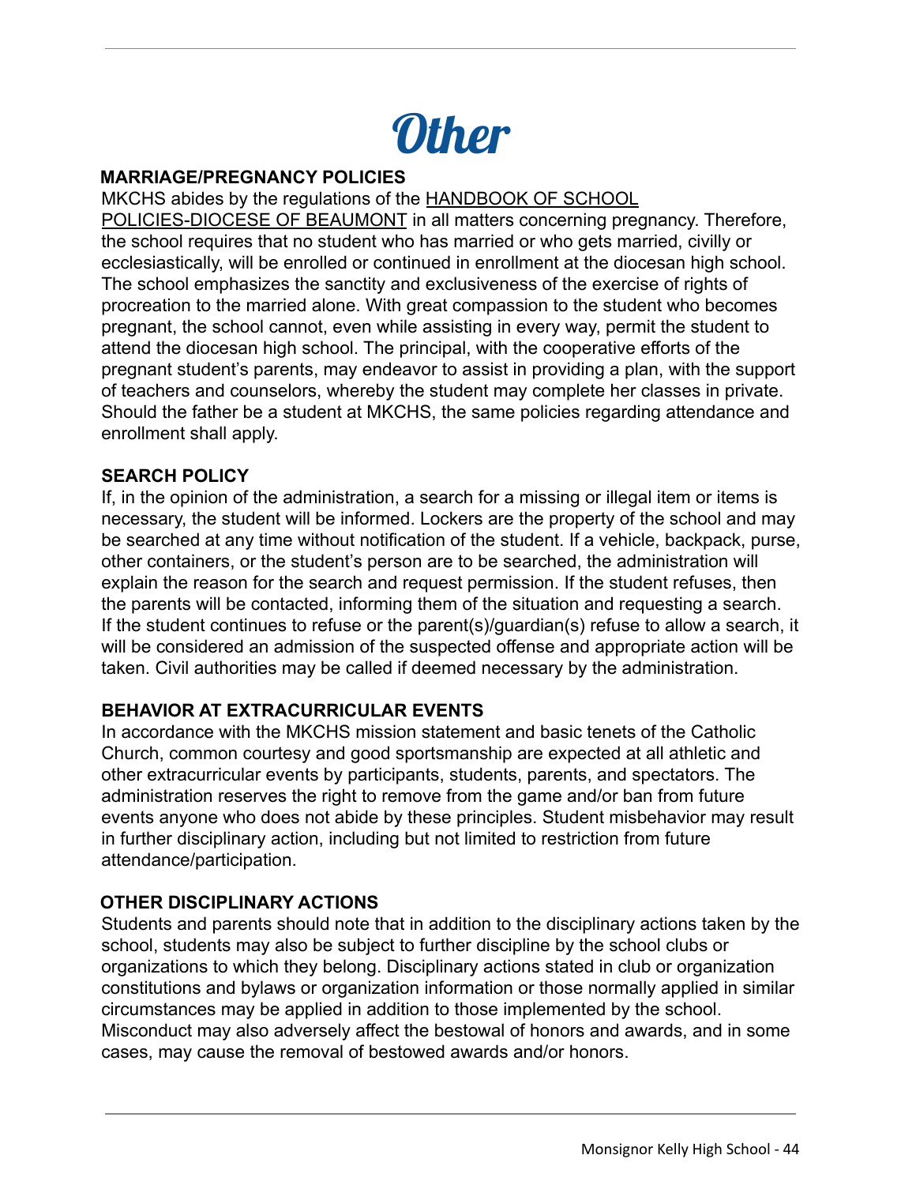# Other

## MARRIAGE/PREGNANCY POLICIES

MKCHS abides by the regulations of the HANDBOOK OF SCHOOL POLICIES-DIOCESE OF BEAUMONT in all matters concerning pregnancy. Therefore, the school requires that no student who has married or who gets married, civilly or ecclesiastically, will be enrolled or continued in enrollment at the diocesan high school. The school emphasizes the sanctity and exclusiveness of the exercise of rights of procreation to the married alone. With great compassion to the student who becomes pregnant, the school cannot, even while assisting in every way, permit the student to attend the diocesan high school. The principal, with the cooperative efforts of the pregnant student's parents, may endeavor to assist in providing a plan, with the support of teachers and counselors, whereby the student may complete her classes in private. Should the father be a student at MKCHS, the same policies regarding attendance and enrollment shall apply.

## SEARCH POLICY

If, in the opinion of the administration, a search for a missing or illegal item or items is necessary, the student will be informed. Lockers are the property of the school and may be searched at any time without notification of the student. If a vehicle, backpack, purse, other containers, or the student's person are to be searched, the administration will explain the reason for the search and request permission. If the student refuses, then the parents will be contacted, informing them of the situation and requesting a search. If the student continues to refuse or the parent(s)/guardian(s) refuse to allow a search, it will be considered an admission of the suspected offense and appropriate action will be taken. Civil authorities may be called if deemed necessary by the administration.

## BEHAVIOR AT EXTRACURRICULAR EVENTS

In accordance with the MKCHS mission statement and basic tenets of the Catholic Church, common courtesy and good sportsmanship are expected at all athletic and other extracurricular events by participants, students, parents, and spectators. The administration reserves the right to remove from the game and/or ban from future events anyone who does not abide by these principles. Student misbehavior may result in further disciplinary action, including but not limited to restriction from future attendance/participation.

## OTHER DISCIPLINARY ACTIONS

Students and parents should note that in addition to the disciplinary actions taken by the school, students may also be subject to further discipline by the school clubs or organizations to which they belong. Disciplinary actions stated in club or organization constitutions and bylaws or organization information or those normally applied in similar circumstances may be applied in addition to those implemented by the school. Misconduct may also adversely affect the bestowal of honors and awards, and in some cases, may cause the removal of bestowed awards and/or honors.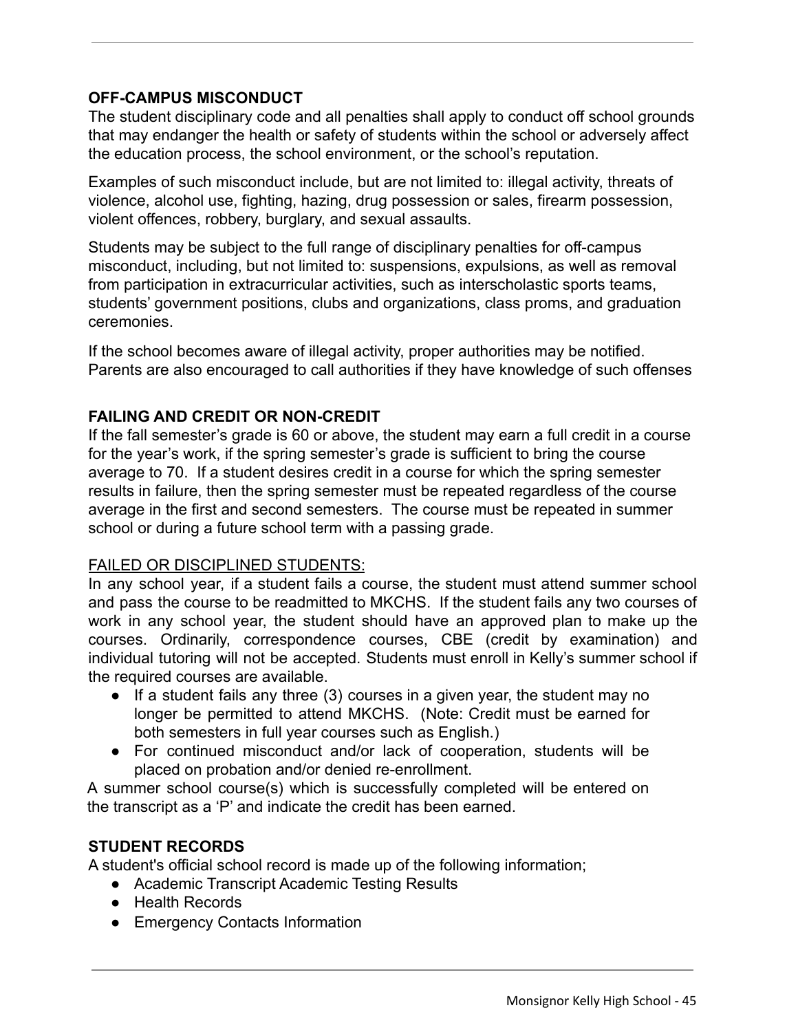### OFF-CAMPUS MISCONDUCT

The student disciplinary code and all penalties shall apply to conduct off school grounds that may endanger the health or safety of students within the school or adversely affect the education process, the school environment, or the school's reputation.

Examples of such misconduct include, but are not limited to: illegal activity, threats of violence, alcohol use, fighting, hazing, drug possession or sales, firearm possession, violent offences, robbery, burglary, and sexual assaults.

Students may be subject to the full range of disciplinary penalties for off-campus misconduct, including, but not limited to: suspensions, expulsions, as well as removal from participation in extracurricular activities, such as interscholastic sports teams, students' government positions, clubs and organizations, class proms, and graduation ceremonies.

If the school becomes aware of illegal activity, proper authorities may be notified. Parents are also encouraged to call authorities if they have knowledge of such offenses

### FAILING AND CREDIT OR NON-CREDIT

If the fall semester's grade is 60 or above, the student may earn a full credit in a course for the year's work, if the spring semester's grade is sufficient to bring the course average to 70. If a student desires credit in a course for which the spring semester results in failure, then the spring semester must be repeated regardless of the course average in the first and second semesters. The course must be repeated in summer school or during a future school term with a passing grade.

<u>FAILED OR DISCIPLINED STUDENTS:</u>

In any school year, if a student fails a course, the student must attend summer school and pass the course to be readmitted to MKCHS. If the student fails any two courses of work in any school year, the student should have an approved plan to make up the courses. Ordinarily, correspondence courses, CBE (credit by examination) and individual tutoring will not be accepted. Students must enroll in Kelly's summer school if the required courses are available.

- If a student fails any three (3) courses in a given year, the student may no longer be permitted to attend MKCHS. (Note: Credit must be earned for both semesters in full year courses such as English.)
- For continued misconduct and/or lack of cooperation, students will be placed on probation and/or denied re-enrollment.

A summer school course(s) which is successfully completed will be entered on the transcript as a 'P' and indicate the credit has been earned.

### STUDENT RECORDS

A student's official school record is made up of the following information;

- Academic Transcript Academic Testing Results
- Health Records
- Emergency Contacts Information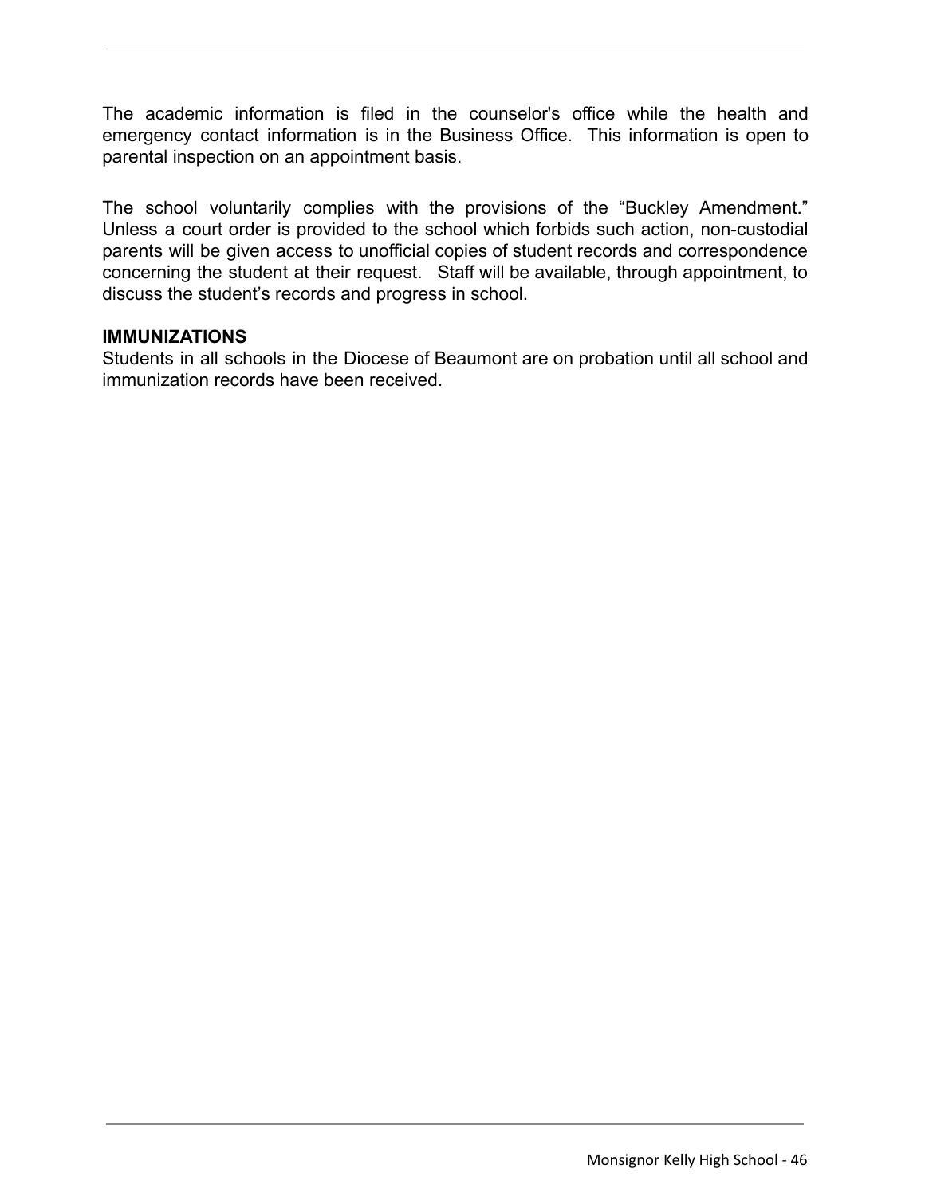The academic information is filed in the counselor's office while the health and emergency contact information is in the Business Office. This information is open to parental inspection on an appointment basis.

The school voluntarily complies with the provisions of the "Buckley Amendment." Unless a court order is provided to the school which forbids such action, non-custodial parents will be given access to unofficial copies of student records and correspondence concerning the student at their request. Staff will be available, through appointment, to discuss the student's records and progress in school.

**IMMUNIZATIONS**

Students in all schools in the Diocese of Beaumont are on probation until all school and immunization records have been received.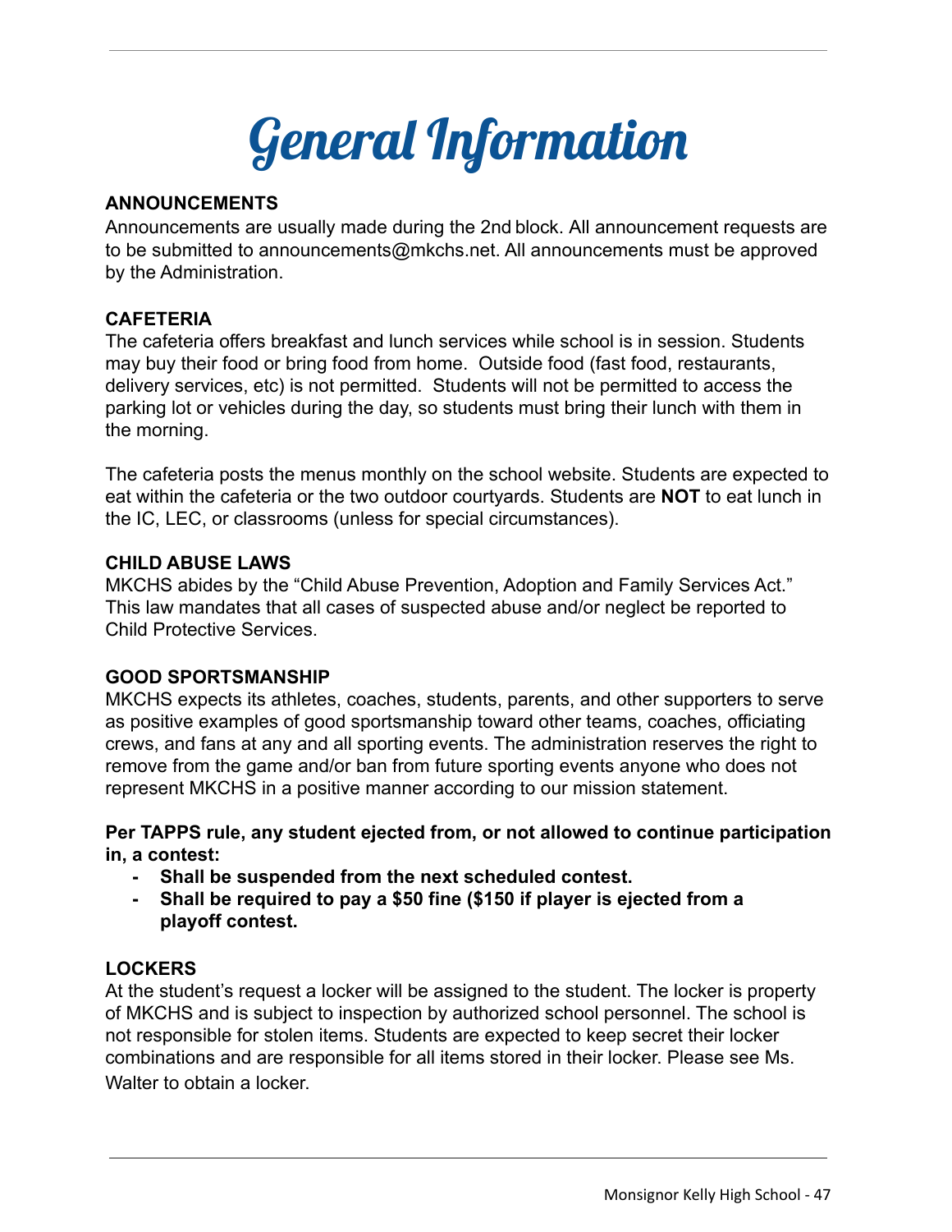# General Information

**ANNOUNCEMENTS**

Announcements are usually made during the 2nd block. All announcement requests are to be submitted to announcements@mkchs.net. All announcements must be approved by the Administration.

**CAFETERIA**

The cafeteria offers breakfast and lunch services while school is in session. Students may buy their food or bring food from home. Outside food (fast food, restaurants, delivery services, etc) is not permitted. Students will not be permitted to access the parking lot or vehicles during the day, so students must bring their lunch with them in the morning.

The cafeteria posts the menus monthly on the school website. Students are expected to eat within the cafeteria or the two outdoor courtyards. Students are **NOT** to eat lunch in the IC, LEC, or classrooms (unless for special circumstances).

**CHILD ABUSE LAWS**

MKCHS abides by the "Child Abuse Prevention, Adoption and Family Services Act." This law mandates that all cases of suspected abuse and/or neglect be reported to Child Protective Services.

**GOOD SPORTSMANSHIP**

MKCHS expects its athletes, coaches, students, parents, and other supporters to serve as positive examples of good sportsmanship toward other teams, coaches, officiating crews, and fans at any and all sporting events. The administration reserves the right to remove from the game and/or ban from future sporting events anyone who does not represent MKCHS in a positive manner according to our mission statement.

**Per TAPPS rule, any student ejected from, or not allowed to continue participation in, a contest:**

- **Shall be suspended from the next scheduled contest.**
- **Shall be required to pay a $50 fine ($150 if player is ejected from a playoff contest.**

**LOCKERS**

At the student's request a locker will be assigned to the student. The locker is property of MKCHS and is subject to inspection by authorized school personnel. The school is not responsible for stolen items. Students are expected to keep secret their locker combinations and are responsible for all items stored in their locker. Please see Ms. Walter to obtain a locker.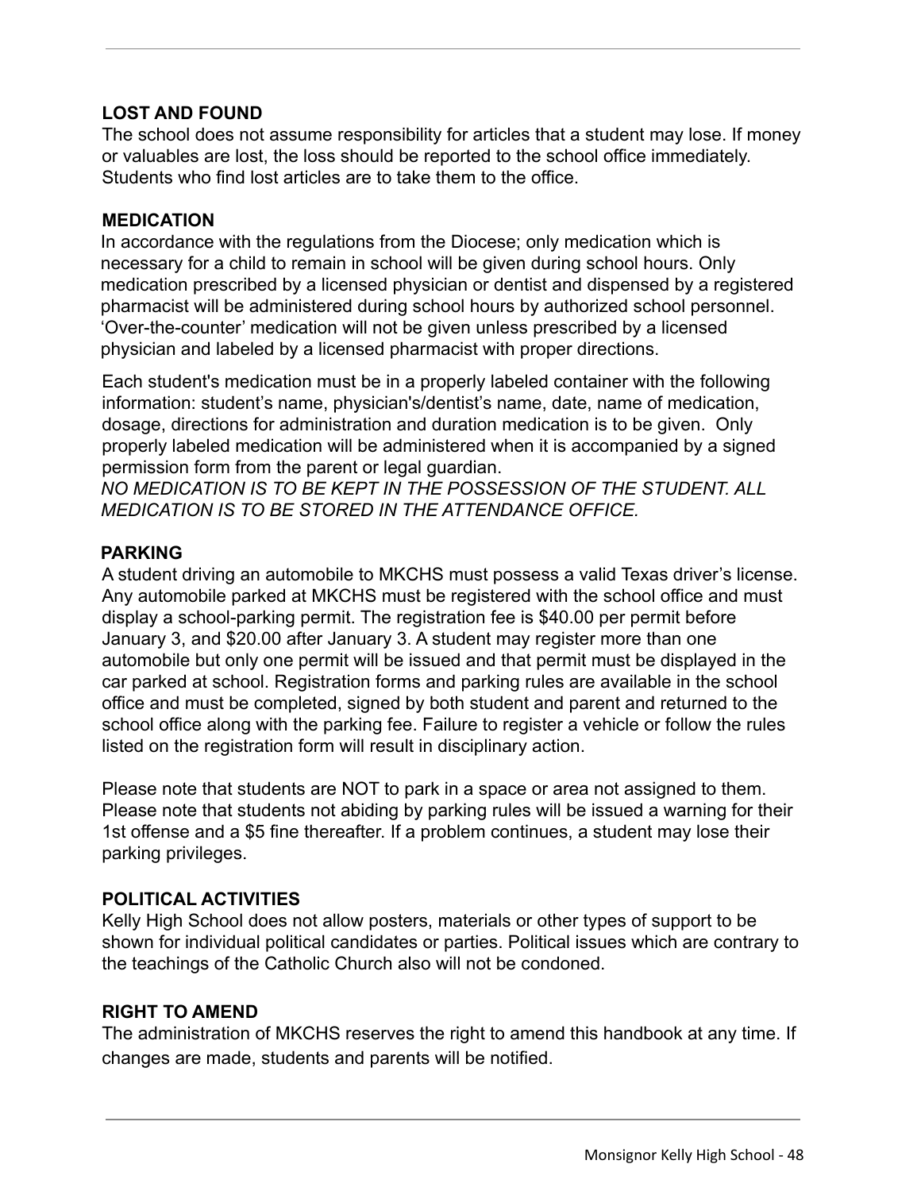### LOST AND FOUND

The school does not assume responsibility for articles that a student may lose. If money or valuables are lost, the loss should be reported to the school office immediately. Students who find lost articles are to take them to the office.

### MEDICATION

In accordance with the regulations from the Diocese; only medication which is necessary for a child to remain in school will be given during school hours. Only medication prescribed by a licensed physician or dentist and dispensed by a registered pharmacist will be administered during school hours by authorized school personnel. 'Over-the-counter' medication will not be given unless prescribed by a licensed physician and labeled by a licensed pharmacist with proper directions.

Each student's medication must be in a properly labeled container with the following information: student's name, physician's/dentist's name, date, name of medication, dosage, directions for administration and duration medication is to be given. Only properly labeled medication will be administered when it is accompanied by a signed permission form from the parent or legal guardian.
*NO MEDICATION IS TO BE KEPT IN THE POSSESSION OF THE STUDENT. ALL MEDICATION IS TO BE STORED IN THE ATTENDANCE OFFICE.*

### PARKING

A student driving an automobile to MKCHS must possess a valid Texas driver's license. Any automobile parked at MKCHS must be registered with the school office and must display a school-parking permit. The registration fee is $40.00 per permit before January 3, and $20.00 after January 3. A student may register more than one automobile but only one permit will be issued and that permit must be displayed in the car parked at school. Registration forms and parking rules are available in the school office and must be completed, signed by both student and parent and returned to the school office along with the parking fee. Failure to register a vehicle or follow the rules listed on the registration form will result in disciplinary action.

Please note that students are NOT to park in a space or area not assigned to them. Please note that students not abiding by parking rules will be issued a warning for their 1st offense and a $5 fine thereafter. If a problem continues, a student may lose their parking privileges.

### POLITICAL ACTIVITIES

Kelly High School does not allow posters, materials or other types of support to be shown for individual political candidates or parties. Political issues which are contrary to the teachings of the Catholic Church also will not be condoned.

### RIGHT TO AMEND

The administration of MKCHS reserves the right to amend this handbook at any time. If changes are made, students and parents will be notified.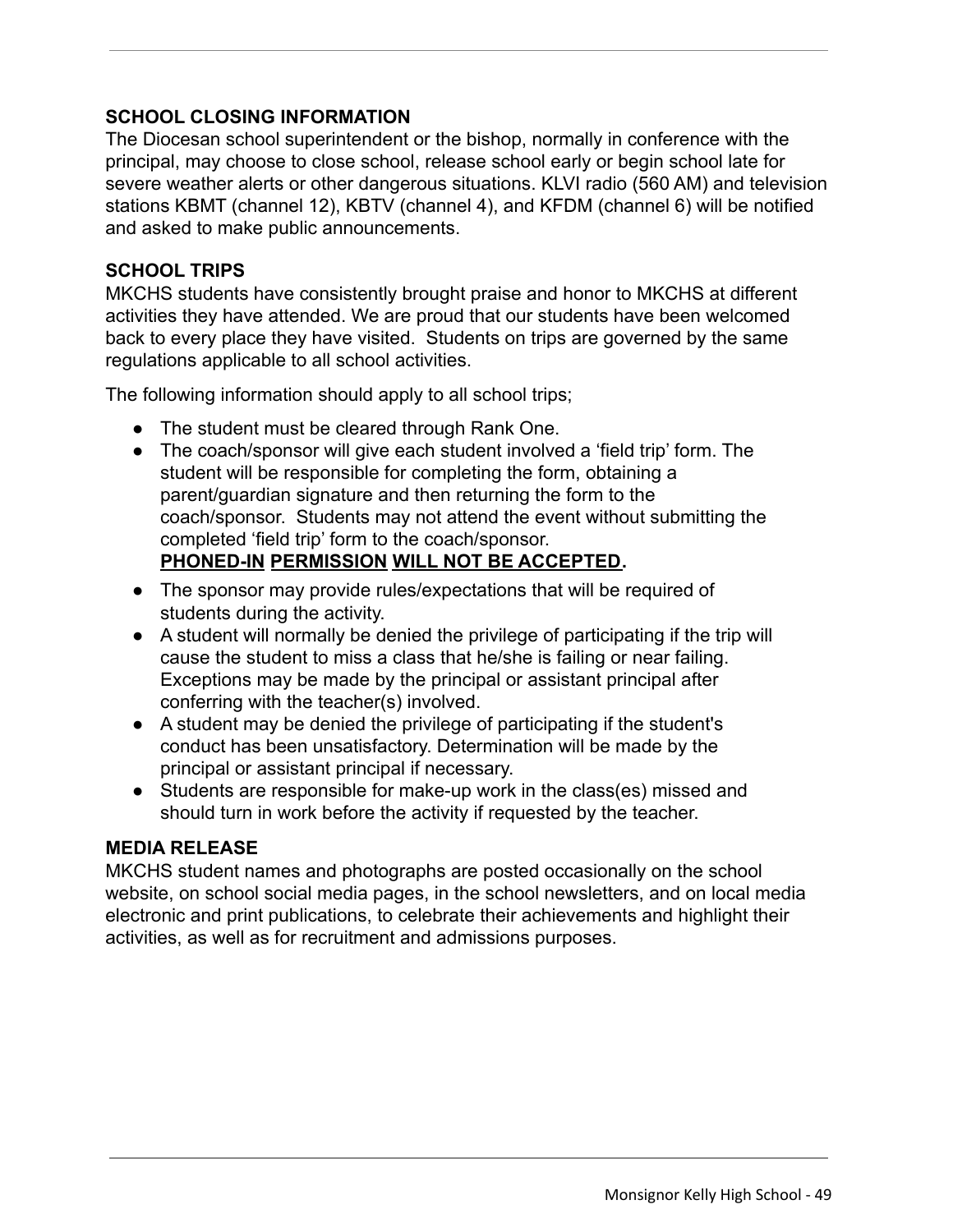## SCHOOL CLOSING INFORMATION

The Diocesan school superintendent or the bishop, normally in conference with the principal, may choose to close school, release school early or begin school late for severe weather alerts or other dangerous situations. KLVI radio (560 AM) and television stations KBMT (channel 12), KBTV (channel 4), and KFDM (channel 6) will be notified and asked to make public announcements.

## SCHOOL TRIPS

MKCHS students have consistently brought praise and honor to MKCHS at different activities they have attended. We are proud that our students have been welcomed back to every place they have visited. Students on trips are governed by the same regulations applicable to all school activities.

The following information should apply to all school trips;

- The student must be cleared through Rank One.
- The coach/sponsor will give each student involved a 'field trip' form. The student will be responsible for completing the form, obtaining a parent/guardian signature and then returning the form to the coach/sponsor. Students may not attend the event without submitting the completed 'field trip' form to the coach/sponsor.
  **PHONED-IN PERMISSION WILL NOT BE ACCEPTED.**
- The sponsor may provide rules/expectations that will be required of students during the activity.
- A student will normally be denied the privilege of participating if the trip will cause the student to miss a class that he/she is failing or near failing. Exceptions may be made by the principal or assistant principal after conferring with the teacher(s) involved.
- A student may be denied the privilege of participating if the student's conduct has been unsatisfactory. Determination will be made by the principal or assistant principal if necessary.
- Students are responsible for make-up work in the class(es) missed and should turn in work before the activity if requested by the teacher.

## MEDIA RELEASE

MKCHS student names and photographs are posted occasionally on the school website, on school social media pages, in the school newsletters, and on local media electronic and print publications, to celebrate their achievements and highlight their activities, as well as for recruitment and admissions purposes.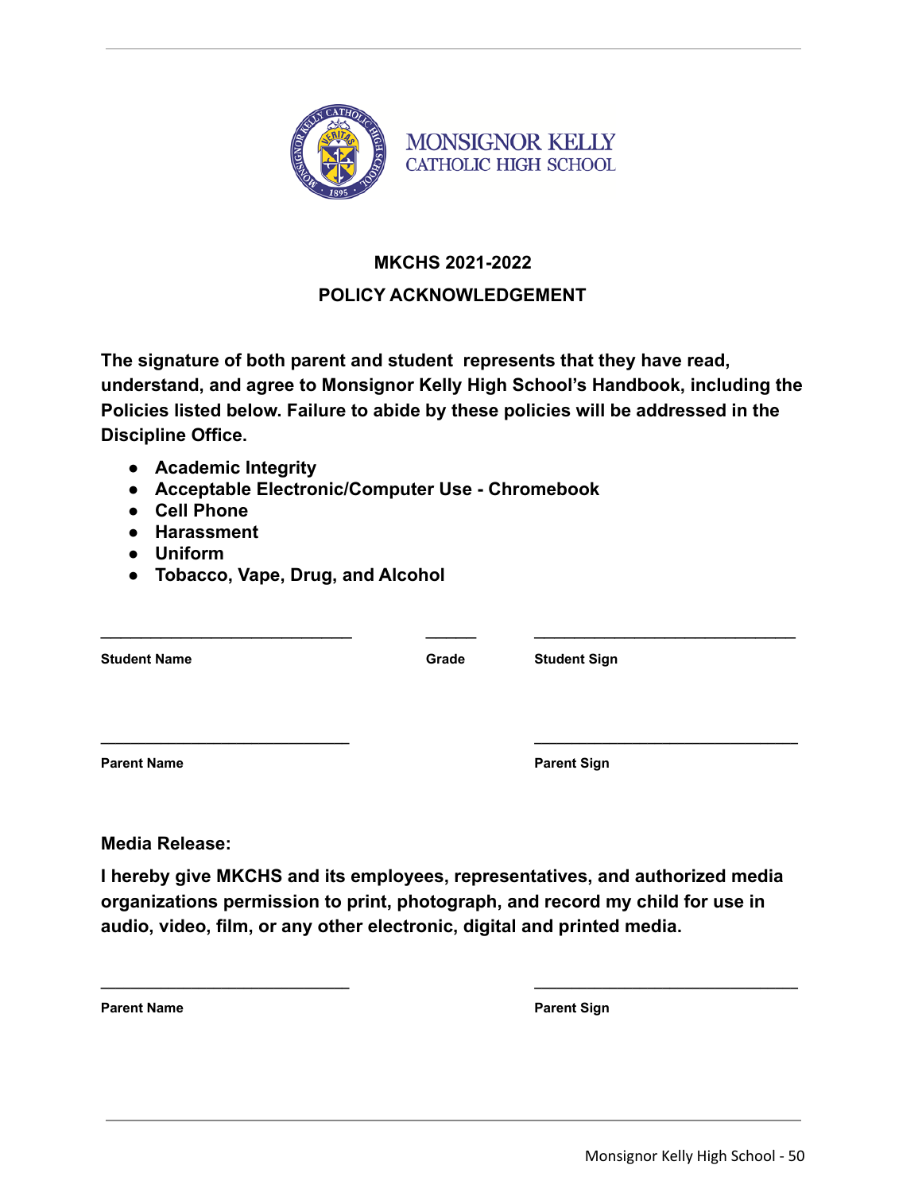MONSIGNOR KELLY
CATHOLIC HIGH SCHOOL

## MKCHS 2021-2022

## POLICY ACKNOWLEDGEMENT

**The signature of both parent and student represents that they have read, understand, and agree to Monsignor Kelly High School's Handbook, including the Policies listed below. Failure to abide by these policies will be addressed in the Discipline Office.**

- **Academic Integrity**
- **Acceptable Electronic/Computer Use - Chromebook**
- **Cell Phone**
- **Harassment**
- **Uniform**
- **Tobacco, Vape, Drug, and Alcohol**

\_\_\_\_\_\_\_\_\_\_\_\_\_\_\_\_\_\_\_\_\_\_\_\_\_\_\_\_ \_\_\_\_\_\_ \_\_\_\_\_\_\_\_\_\_\_\_\_\_\_\_\_\_\_\_\_\_\_\_\_\_\_\_

**Student Name** **Grade** **Student Sign**

\_\_\_\_\_\_\_\_\_\_\_\_\_\_\_\_\_\_\_\_\_\_\_\_\_\_\_\_ \_\_\_\_\_\_\_\_\_\_\_\_\_\_\_\_\_\_\_\_\_\_\_\_\_\_\_\_

**Parent Name** **Parent Sign**

**Media Release:**

**I hereby give MKCHS and its employees, representatives, and authorized media organizations permission to print, photograph, and record my child for use in audio, video, film, or any other electronic, digital and printed media.**

\_\_\_\_\_\_\_\_\_\_\_\_\_\_\_\_\_\_\_\_\_\_\_\_\_\_\_\_ \_\_\_\_\_\_\_\_\_\_\_\_\_\_\_\_\_\_\_\_\_\_\_\_\_\_\_\_

**Parent Name** **Parent Sign**